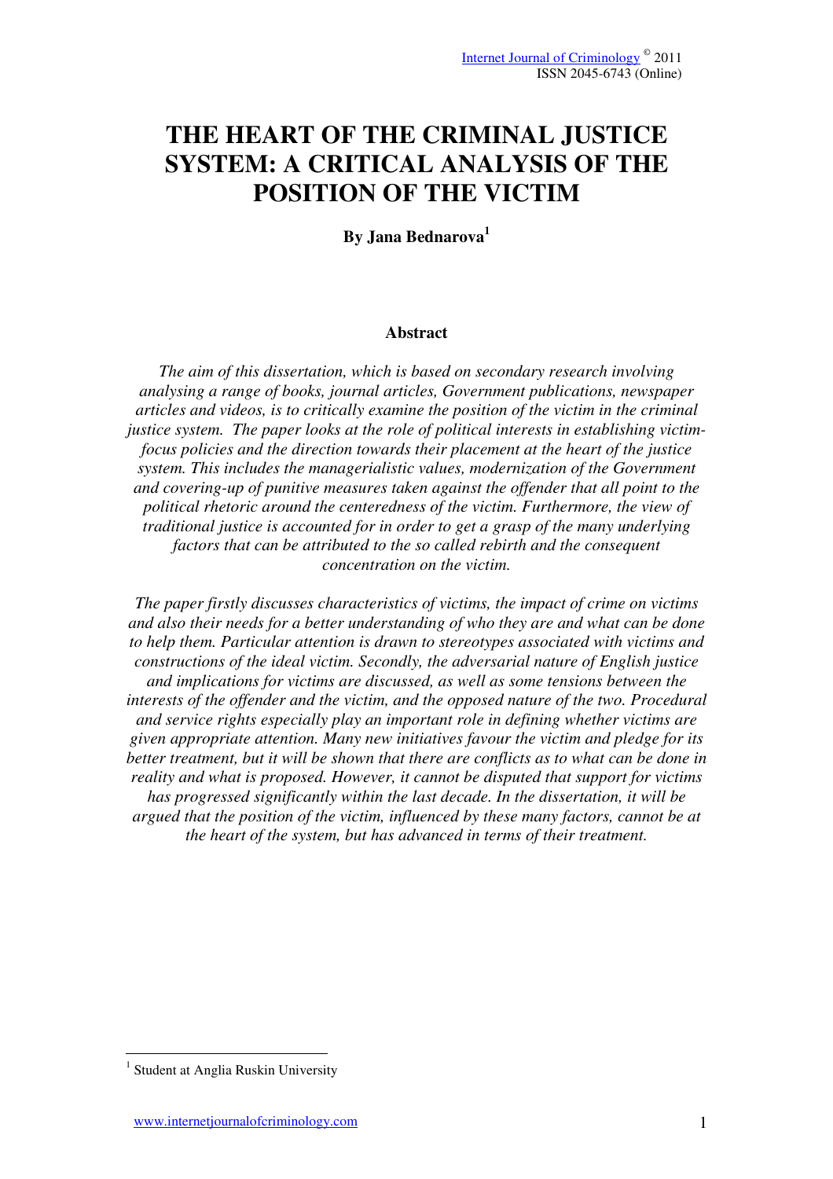# THE HEART OF THE CRIMINAL JUSTICE SYSTEM: A CRITICAL ANALYSIS OF THE POSITION OF THE VICTIM

**By Jana Bednarova[1]**

### Abstract

*The aim of this dissertation, which is based on secondary research involving analysing a range of books, journal articles, Government publications, newspaper articles and videos, is to critically examine the position of the victim in the criminal justice system. The paper looks at the role of political interests in establishing victim-focus policies and the direction towards their placement at the heart of the justice system. This includes the managerialistic values, modernization of the Government and covering-up of punitive measures taken against the offender that all point to the political rhetoric around the centeredness of the victim. Furthermore, the view of traditional justice is accounted for in order to get a grasp of the many underlying factors that can be attributed to the so called rebirth and the consequent concentration on the victim.*

*The paper firstly discusses characteristics of victims, the impact of crime on victims and also their needs for a better understanding of who they are and what can be done to help them. Particular attention is drawn to stereotypes associated with victims and constructions of the ideal victim. Secondly, the adversarial nature of English justice and implications for victims are discussed, as well as some tensions between the interests of the offender and the victim, and the opposed nature of the two. Procedural and service rights especially play an important role in defining whether victims are given appropriate attention. Many new initiatives favour the victim and pledge for its better treatment, but it will be shown that there are conflicts as to what can be done in reality and what is proposed. However, it cannot be disputed that support for victims has progressed significantly within the last decade. In the dissertation, it will be argued that the position of the victim, influenced by these many factors, cannot be at the heart of the system, but has advanced in terms of their treatment.*

[1] Student at Anglia Ruskin University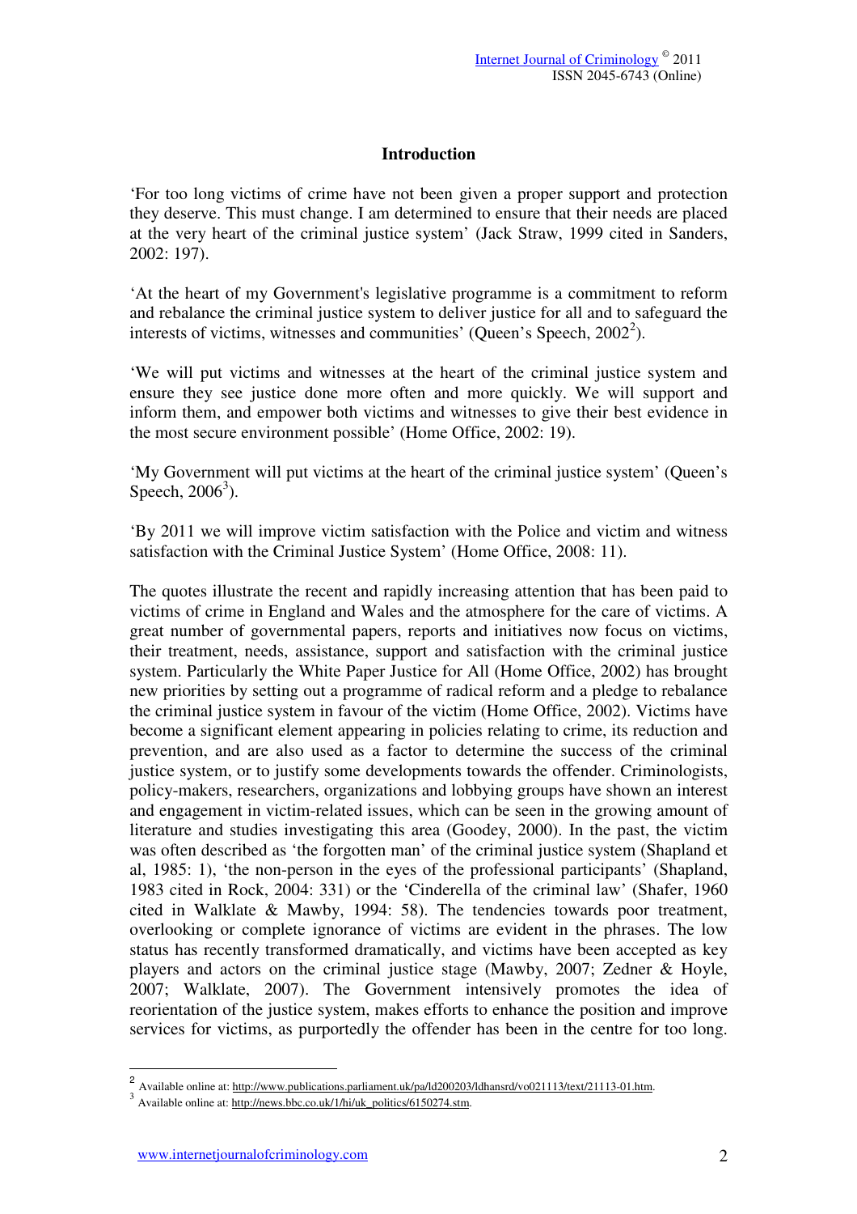## Introduction

'For too long victims of crime have not been given a proper support and protection they deserve. This must change. I am determined to ensure that their needs are placed at the very heart of the criminal justice system' (Jack Straw, 1999 cited in Sanders, 2002: 197).

'At the heart of my Government's legislative programme is a commitment to reform and rebalance the criminal justice system to deliver justice for all and to safeguard the interests of victims, witnesses and communities' (Queen's Speech, 2002[2]).

'We will put victims and witnesses at the heart of the criminal justice system and ensure they see justice done more often and more quickly. We will support and inform them, and empower both victims and witnesses to give their best evidence in the most secure environment possible' (Home Office, 2002: 19).

'My Government will put victims at the heart of the criminal justice system' (Queen's Speech, 2006[3]).

'By 2011 we will improve victim satisfaction with the Police and victim and witness satisfaction with the Criminal Justice System' (Home Office, 2008: 11).

The quotes illustrate the recent and rapidly increasing attention that has been paid to victims of crime in England and Wales and the atmosphere for the care of victims. A great number of governmental papers, reports and initiatives now focus on victims, their treatment, needs, assistance, support and satisfaction with the criminal justice system. Particularly the White Paper Justice for All (Home Office, 2002) has brought new priorities by setting out a programme of radical reform and a pledge to rebalance the criminal justice system in favour of the victim (Home Office, 2002). Victims have become a significant element appearing in policies relating to crime, its reduction and prevention, and are also used as a factor to determine the success of the criminal justice system, or to justify some developments towards the offender. Criminologists, policy-makers, researchers, organizations and lobbying groups have shown an interest and engagement in victim-related issues, which can be seen in the growing amount of literature and studies investigating this area (Goodey, 2000). In the past, the victim was often described as 'the forgotten man' of the criminal justice system (Shapland et al, 1985: 1), 'the non-person in the eyes of the professional participants' (Shapland, 1983 cited in Rock, 2004: 331) or the 'Cinderella of the criminal law' (Shafer, 1960 cited in Walklate & Mawby, 1994: 58). The tendencies towards poor treatment, overlooking or complete ignorance of victims are evident in the phrases. The low status has recently transformed dramatically, and victims have been accepted as key players and actors on the criminal justice stage (Mawby, 2007; Zedner & Hoyle, 2007; Walklate, 2007). The Government intensively promotes the idea of reorientation of the justice system, makes efforts to enhance the position and improve services for victims, as purportedly the offender has been in the centre for too long.

[2] Available online at: http://www.publications.parliament.uk/pa/ld200203/ldhansrd/vo021113/text/21113-01.htm.

[3] Available online at: http://news.bbc.co.uk/1/hi/uk_politics/6150274.stm.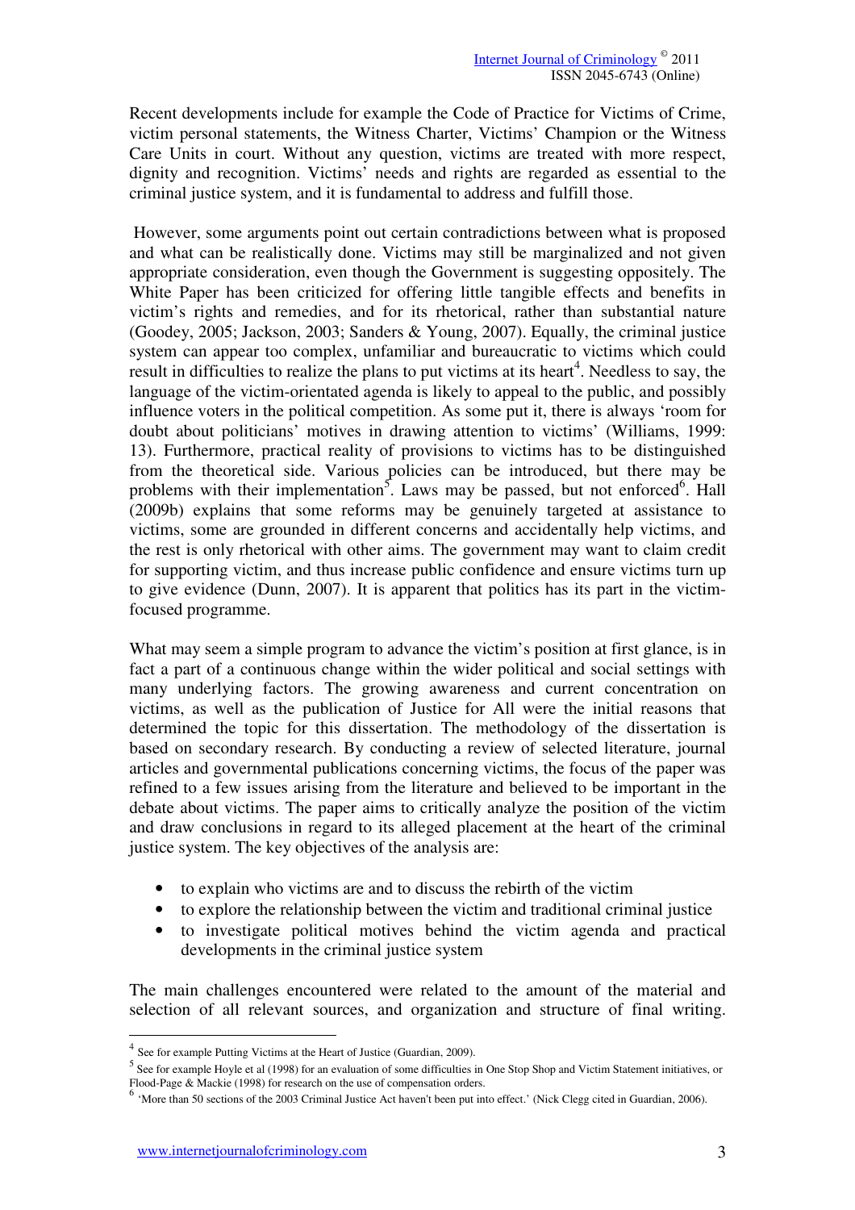Recent developments include for example the Code of Practice for Victims of Crime, victim personal statements, the Witness Charter, Victims' Champion or the Witness Care Units in court. Without any question, victims are treated with more respect, dignity and recognition. Victims' needs and rights are regarded as essential to the criminal justice system, and it is fundamental to address and fulfill those.

However, some arguments point out certain contradictions between what is proposed and what can be realistically done. Victims may still be marginalized and not given appropriate consideration, even though the Government is suggesting oppositely. The White Paper has been criticized for offering little tangible effects and benefits in victim's rights and remedies, and for its rhetorical, rather than substantial nature (Goodey, 2005; Jackson, 2003; Sanders & Young, 2007). Equally, the criminal justice system can appear too complex, unfamiliar and bureaucratic to victims which could result in difficulties to realize the plans to put victims at its heart[4]. Needless to say, the language of the victim-orientated agenda is likely to appeal to the public, and possibly influence voters in the political competition. As some put it, there is always 'room for doubt about politicians' motives in drawing attention to victims' (Williams, 1999: 13). Furthermore, practical reality of provisions to victims has to be distinguished from the theoretical side. Various policies can be introduced, but there may be problems with their implementation[5]. Laws may be passed, but not enforced[6]. Hall (2009b) explains that some reforms may be genuinely targeted at assistance to victims, some are grounded in different concerns and accidentally help victims, and the rest is only rhetorical with other aims. The government may want to claim credit for supporting victim, and thus increase public confidence and ensure victims turn up to give evidence (Dunn, 2007). It is apparent that politics has its part in the victim-focused programme.

What may seem a simple program to advance the victim's position at first glance, is in fact a part of a continuous change within the wider political and social settings with many underlying factors. The growing awareness and current concentration on victims, as well as the publication of Justice for All were the initial reasons that determined the topic for this dissertation. The methodology of the dissertation is based on secondary research. By conducting a review of selected literature, journal articles and governmental publications concerning victims, the focus of the paper was refined to a few issues arising from the literature and believed to be important in the debate about victims. The paper aims to critically analyze the position of the victim and draw conclusions in regard to its alleged placement at the heart of the criminal justice system. The key objectives of the analysis are:

- to explain who victims are and to discuss the rebirth of the victim
- to explore the relationship between the victim and traditional criminal justice
- to investigate political motives behind the victim agenda and practical developments in the criminal justice system

The main challenges encountered were related to the amount of the material and selection of all relevant sources, and organization and structure of final writing.

---

[4] See for example Putting Victims at the Heart of Justice (Guardian, 2009).

[5] See for example Hoyle et al (1998) for an evaluation of some difficulties in One Stop Shop and Victim Statement initiatives, or Flood-Page & Mackie (1998) for research on the use of compensation orders.

[6] 'More than 50 sections of the 2003 Criminal Justice Act haven't been put into effect.' (Nick Clegg cited in Guardian, 2006).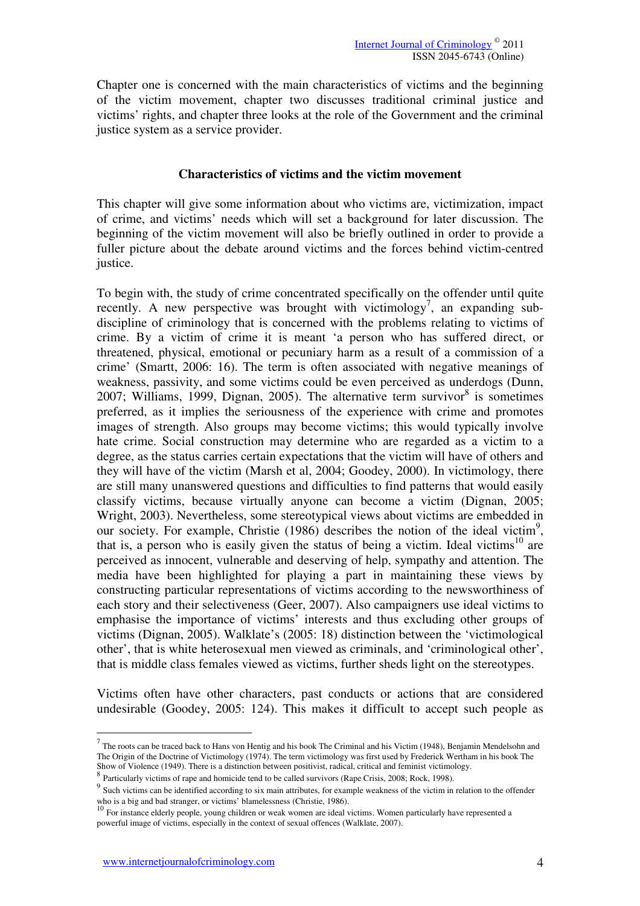Chapter one is concerned with the main characteristics of victims and the beginning of the victim movement, chapter two discusses traditional criminal justice and victims' rights, and chapter three looks at the role of the Government and the criminal justice system as a service provider.

## Characteristics of victims and the victim movement

This chapter will give some information about who victims are, victimization, impact of crime, and victims' needs which will set a background for later discussion. The beginning of the victim movement will also be briefly outlined in order to provide a fuller picture about the debate around victims and the forces behind victim-centred justice.

To begin with, the study of crime concentrated specifically on the offender until quite recently. A new perspective was brought with victimology[7], an expanding sub-discipline of criminology that is concerned with the problems relating to victims of crime. By a victim of crime it is meant 'a person who has suffered direct, or threatened, physical, emotional or pecuniary harm as a result of a commission of a crime' (Smartt, 2006: 16). The term is often associated with negative meanings of weakness, passivity, and some victims could be even perceived as underdogs (Dunn, 2007; Williams, 1999, Dignan, 2005). The alternative term survivor[8] is sometimes preferred, as it implies the seriousness of the experience with crime and promotes images of strength. Also groups may become victims; this would typically involve hate crime. Social construction may determine who are regarded as a victim to a degree, as the status carries certain expectations that the victim will have of others and they will have of the victim (Marsh et al, 2004; Goodey, 2000). In victimology, there are still many unanswered questions and difficulties to find patterns that would easily classify victims, because virtually anyone can become a victim (Dignan, 2005; Wright, 2003). Nevertheless, some stereotypical views about victims are embedded in our society. For example, Christie (1986) describes the notion of the ideal victim[9], that is, a person who is easily given the status of being a victim. Ideal victims[10] are perceived as innocent, vulnerable and deserving of help, sympathy and attention. The media have been highlighted for playing a part in maintaining these views by constructing particular representations of victims according to the newsworthiness of each story and their selectiveness (Geer, 2007). Also campaigners use ideal victims to emphasise the importance of victims' interests and thus excluding other groups of victims (Dignan, 2005). Walklate's (2005: 18) distinction between the 'victimological other', that is white heterosexual men viewed as criminals, and 'criminological other', that is middle class females viewed as victims, further sheds light on the stereotypes.

Victims often have other characters, past conducts or actions that are considered undesirable (Goodey, 2005: 124). This makes it difficult to accept such people as

---

[7] The roots can be traced back to Hans von Hentig and his book The Criminal and his Victim (1948), Benjamin Mendelsohn and The Origin of the Doctrine of Victimology (1974). The term victimology was first used by Frederick Wertham in his book The Show of Violence (1949). There is a distinction between positivist, radical, critical and feminist victimology.

[8] Particularly victims of rape and homicide tend to be called survivors (Rape Crisis, 2008; Rock, 1998).

[9] Such victims can be identified according to six main attributes, for example weakness of the victim in relation to the offender who is a big and bad stranger, or victims' blamelessness (Christie, 1986).

[10] For instance elderly people, young children or weak women are ideal victims. Women particularly have represented a powerful image of victims, especially in the context of sexual offences (Walklate, 2007).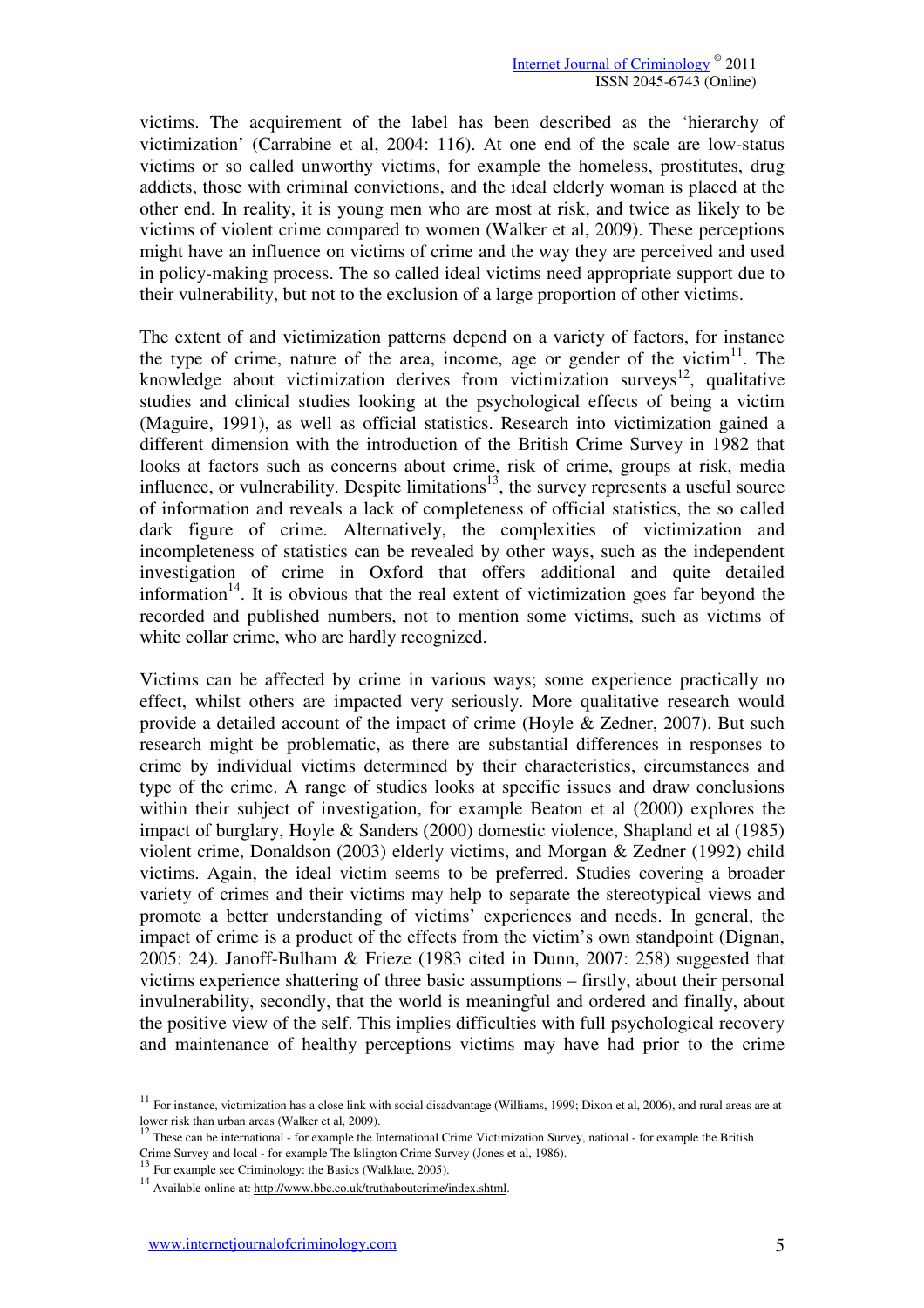victims. The acquirement of the label has been described as the 'hierarchy of victimization' (Carrabine et al, 2004: 116). At one end of the scale are low-status victims or so called unworthy victims, for example the homeless, prostitutes, drug addicts, those with criminal convictions, and the ideal elderly woman is placed at the other end. In reality, it is young men who are most at risk, and twice as likely to be victims of violent crime compared to women (Walker et al, 2009). These perceptions might have an influence on victims of crime and the way they are perceived and used in policy-making process. The so called ideal victims need appropriate support due to their vulnerability, but not to the exclusion of a large proportion of other victims.

The extent of and victimization patterns depend on a variety of factors, for instance the type of crime, nature of the area, income, age or gender of the victim[11]. The knowledge about victimization derives from victimization surveys[12], qualitative studies and clinical studies looking at the psychological effects of being a victim (Maguire, 1991), as well as official statistics. Research into victimization gained a different dimension with the introduction of the British Crime Survey in 1982 that looks at factors such as concerns about crime, risk of crime, groups at risk, media influence, or vulnerability. Despite limitations[13], the survey represents a useful source of information and reveals a lack of completeness of official statistics, the so called dark figure of crime. Alternatively, the complexities of victimization and incompleteness of statistics can be revealed by other ways, such as the independent investigation of crime in Oxford that offers additional and quite detailed information[14]. It is obvious that the real extent of victimization goes far beyond the recorded and published numbers, not to mention some victims, such as victims of white collar crime, who are hardly recognized.

Victims can be affected by crime in various ways; some experience practically no effect, whilst others are impacted very seriously. More qualitative research would provide a detailed account of the impact of crime (Hoyle & Zedner, 2007). But such research might be problematic, as there are substantial differences in responses to crime by individual victims determined by their characteristics, circumstances and type of the crime. A range of studies looks at specific issues and draw conclusions within their subject of investigation, for example Beaton et al (2000) explores the impact of burglary, Hoyle & Sanders (2000) domestic violence, Shapland et al (1985) violent crime, Donaldson (2003) elderly victims, and Morgan & Zedner (1992) child victims. Again, the ideal victim seems to be preferred. Studies covering a broader variety of crimes and their victims may help to separate the stereotypical views and promote a better understanding of victims' experiences and needs. In general, the impact of crime is a product of the effects from the victim's own standpoint (Dignan, 2005: 24). Janoff-Bulham & Frieze (1983 cited in Dunn, 2007: 258) suggested that victims experience shattering of three basic assumptions – firstly, about their personal invulnerability, secondly, that the world is meaningful and ordered and finally, about the positive view of the self. This implies difficulties with full psychological recovery and maintenance of healthy perceptions victims may have had prior to the crime

---

[11] For instance, victimization has a close link with social disadvantage (Williams, 1999; Dixon et al, 2006), and rural areas are at lower risk than urban areas (Walker et al, 2009).

[12] These can be international - for example the International Crime Victimization Survey, national - for example the British Crime Survey and local - for example The Islington Crime Survey (Jones et al, 1986).

[13] For example see Criminology: the Basics (Walklate, 2005).

[14] Available online at: http://www.bbc.co.uk/truthaboutcrime/index.shtml.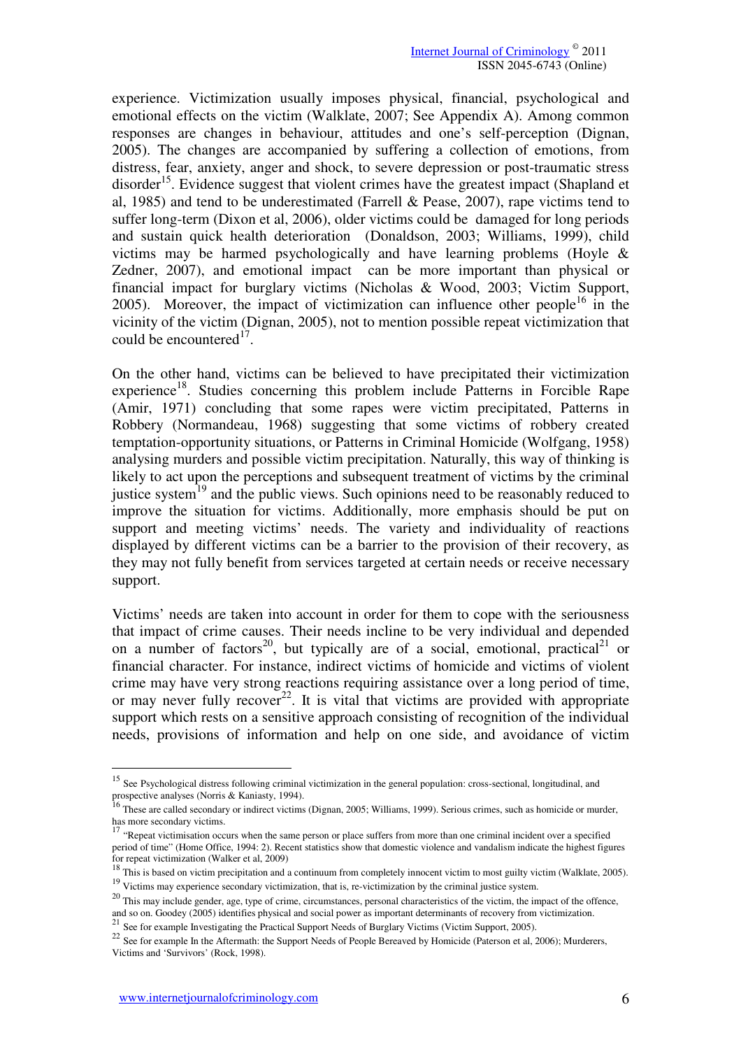experience. Victimization usually imposes physical, financial, psychological and emotional effects on the victim (Walklate, 2007; See Appendix A). Among common responses are changes in behaviour, attitudes and one's self-perception (Dignan, 2005). The changes are accompanied by suffering a collection of emotions, from distress, fear, anxiety, anger and shock, to severe depression or post-traumatic stress disorder[15]. Evidence suggest that violent crimes have the greatest impact (Shapland et al, 1985) and tend to be underestimated (Farrell & Pease, 2007), rape victims tend to suffer long-term (Dixon et al, 2006), older victims could be damaged for long periods and sustain quick health deterioration (Donaldson, 2003; Williams, 1999), child victims may be harmed psychologically and have learning problems (Hoyle & Zedner, 2007), and emotional impact can be more important than physical or financial impact for burglary victims (Nicholas & Wood, 2003; Victim Support, 2005). Moreover, the impact of victimization can influence other people[16] in the vicinity of the victim (Dignan, 2005), not to mention possible repeat victimization that could be encountered[17].

On the other hand, victims can be believed to have precipitated their victimization experience[18]. Studies concerning this problem include Patterns in Forcible Rape (Amir, 1971) concluding that some rapes were victim precipitated, Patterns in Robbery (Normandeau, 1968) suggesting that some victims of robbery created temptation-opportunity situations, or Patterns in Criminal Homicide (Wolfgang, 1958) analysing murders and possible victim precipitation. Naturally, this way of thinking is likely to act upon the perceptions and subsequent treatment of victims by the criminal justice system[19] and the public views. Such opinions need to be reasonably reduced to improve the situation for victims. Additionally, more emphasis should be put on support and meeting victims' needs. The variety and individuality of reactions displayed by different victims can be a barrier to the provision of their recovery, as they may not fully benefit from services targeted at certain needs or receive necessary support.

Victims' needs are taken into account in order for them to cope with the seriousness that impact of crime causes. Their needs incline to be very individual and depended on a number of factors[20], but typically are of a social, emotional, practical[21] or financial character. For instance, indirect victims of homicide and victims of violent crime may have very strong reactions requiring assistance over a long period of time, or may never fully recover[22]. It is vital that victims are provided with appropriate support which rests on a sensitive approach consisting of recognition of the individual needs, provisions of information and help on one side, and avoidance of victim

---

[15] See Psychological distress following criminal victimization in the general population: cross-sectional, longitudinal, and prospective analyses (Norris & Kaniasty, 1994).

[16] These are called secondary or indirect victims (Dignan, 2005; Williams, 1999). Serious crimes, such as homicide or murder, has more secondary victims.

[17] "Repeat victimisation occurs when the same person or place suffers from more than one criminal incident over a specified period of time" (Home Office, 1994: 2). Recent statistics show that domestic violence and vandalism indicate the highest figures for repeat victimization (Walker et al, 2009)

[18] This is based on victim precipitation and a continuum from completely innocent victim to most guilty victim (Walklate, 2005).

[19] Victims may experience secondary victimization, that is, re-victimization by the criminal justice system.

[20] This may include gender, age, type of crime, circumstances, personal characteristics of the victim, the impact of the offence, and so on. Goodey (2005) identifies physical and social power as important determinants of recovery from victimization.

[21] See for example Investigating the Practical Support Needs of Burglary Victims (Victim Support, 2005).

[22] See for example In the Aftermath: the Support Needs of People Bereaved by Homicide (Paterson et al, 2006); Murderers, Victims and 'Survivors' (Rock, 1998).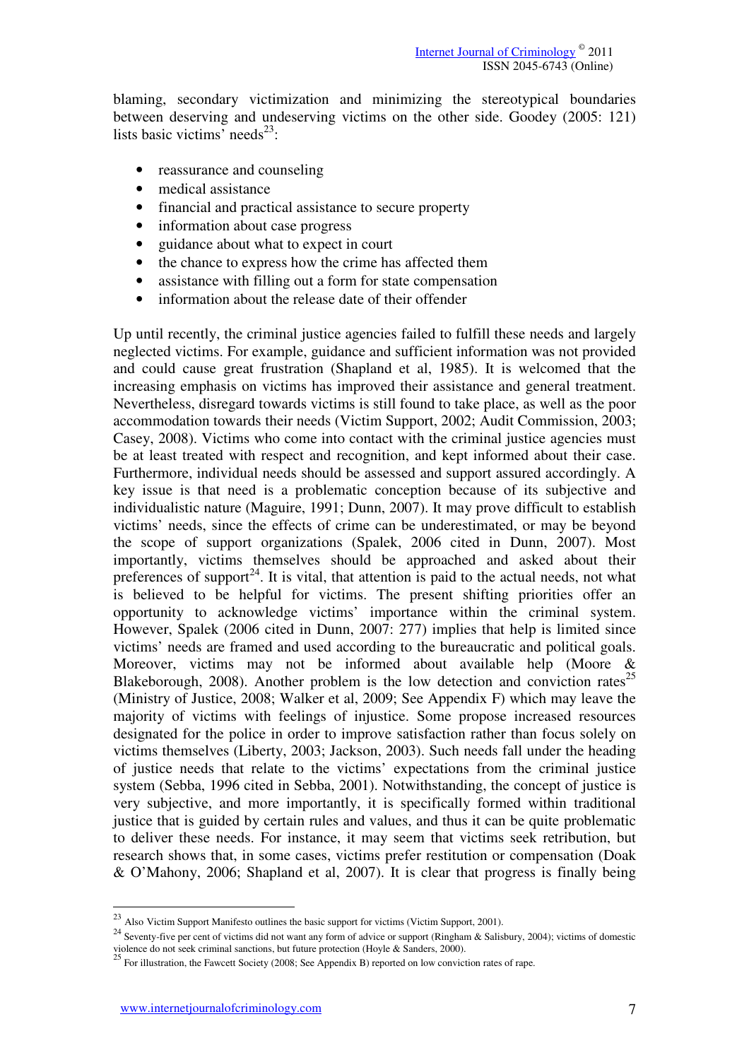blaming, secondary victimization and minimizing the stereotypical boundaries between deserving and undeserving victims on the other side. Goodey (2005: 121) lists basic victims' needs[23]:

- reassurance and counseling
- medical assistance
- financial and practical assistance to secure property
- information about case progress
- guidance about what to expect in court
- the chance to express how the crime has affected them
- assistance with filling out a form for state compensation
- information about the release date of their offender

Up until recently, the criminal justice agencies failed to fulfill these needs and largely neglected victims. For example, guidance and sufficient information was not provided and could cause great frustration (Shapland et al, 1985). It is welcomed that the increasing emphasis on victims has improved their assistance and general treatment. Nevertheless, disregard towards victims is still found to take place, as well as the poor accommodation towards their needs (Victim Support, 2002; Audit Commission, 2003; Casey, 2008). Victims who come into contact with the criminal justice agencies must be at least treated with respect and recognition, and kept informed about their case. Furthermore, individual needs should be assessed and support assured accordingly. A key issue is that need is a problematic conception because of its subjective and individualistic nature (Maguire, 1991; Dunn, 2007). It may prove difficult to establish victims' needs, since the effects of crime can be underestimated, or may be beyond the scope of support organizations (Spalek, 2006 cited in Dunn, 2007). Most importantly, victims themselves should be approached and asked about their preferences of support[24]. It is vital, that attention is paid to the actual needs, not what is believed to be helpful for victims. The present shifting priorities offer an opportunity to acknowledge victims' importance within the criminal system. However, Spalek (2006 cited in Dunn, 2007: 277) implies that help is limited since victims' needs are framed and used according to the bureaucratic and political goals. Moreover, victims may not be informed about available help (Moore & Blakeborough, 2008). Another problem is the low detection and conviction rates[25] (Ministry of Justice, 2008; Walker et al, 2009; See Appendix F) which may leave the majority of victims with feelings of injustice. Some propose increased resources designated for the police in order to improve satisfaction rather than focus solely on victims themselves (Liberty, 2003; Jackson, 2003). Such needs fall under the heading of justice needs that relate to the victims' expectations from the criminal justice system (Sebba, 1996 cited in Sebba, 2001). Notwithstanding, the concept of justice is very subjective, and more importantly, it is specifically formed within traditional justice that is guided by certain rules and values, and thus it can be quite problematic to deliver these needs. For instance, it may seem that victims seek retribution, but research shows that, in some cases, victims prefer restitution or compensation (Doak & O'Mahony, 2006; Shapland et al, 2007). It is clear that progress is finally being

[23] Also Victim Support Manifesto outlines the basic support for victims (Victim Support, 2001).

[24] Seventy-five per cent of victims did not want any form of advice or support (Ringham & Salisbury, 2004); victims of domestic violence do not seek criminal sanctions, but future protection (Hoyle & Sanders, 2000).

[25] For illustration, the Fawcett Society (2008; See Appendix B) reported on low conviction rates of rape.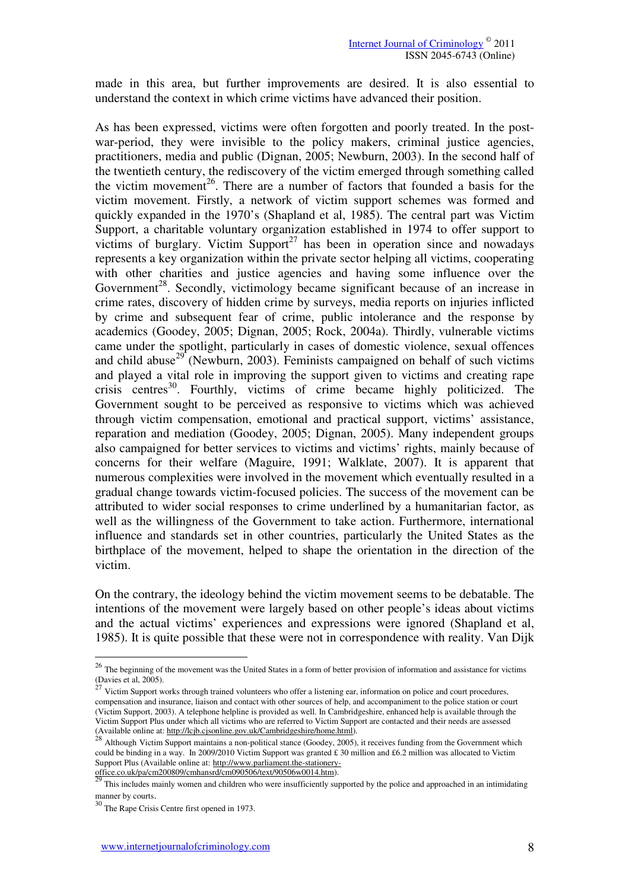made in this area, but further improvements are desired. It is also essential to understand the context in which crime victims have advanced their position.

As has been expressed, victims were often forgotten and poorly treated. In the post-war-period, they were invisible to the policy makers, criminal justice agencies, practitioners, media and public (Dignan, 2005; Newburn, 2003). In the second half of the twentieth century, the rediscovery of the victim emerged through something called the victim movement[26]. There are a number of factors that founded a basis for the victim movement. Firstly, a network of victim support schemes was formed and quickly expanded in the 1970's (Shapland et al, 1985). The central part was Victim Support, a charitable voluntary organization established in 1974 to offer support to victims of burglary. Victim Support[27] has been in operation since and nowadays represents a key organization within the private sector helping all victims, cooperating with other charities and justice agencies and having some influence over the Government[28]. Secondly, victimology became significant because of an increase in crime rates, discovery of hidden crime by surveys, media reports on injuries inflicted by crime and subsequent fear of crime, public intolerance and the response by academics (Goodey, 2005; Dignan, 2005; Rock, 2004a). Thirdly, vulnerable victims came under the spotlight, particularly in cases of domestic violence, sexual offences and child abuse[29] (Newburn, 2003). Feminists campaigned on behalf of such victims and played a vital role in improving the support given to victims and creating rape crisis centres[30]. Fourthly, victims of crime became highly politicized. The Government sought to be perceived as responsive to victims which was achieved through victim compensation, emotional and practical support, victims' assistance, reparation and mediation (Goodey, 2005; Dignan, 2005). Many independent groups also campaigned for better services to victims and victims' rights, mainly because of concerns for their welfare (Maguire, 1991; Walklate, 2007). It is apparent that numerous complexities were involved in the movement which eventually resulted in a gradual change towards victim-focused policies. The success of the movement can be attributed to wider social responses to crime underlined by a humanitarian factor, as well as the willingness of the Government to take action. Furthermore, international influence and standards set in other countries, particularly the United States as the birthplace of the movement, helped to shape the orientation in the direction of the victim.

On the contrary, the ideology behind the victim movement seems to be debatable. The intentions of the movement were largely based on other people's ideas about victims and the actual victims' experiences and expressions were ignored (Shapland et al, 1985). It is quite possible that these were not in correspondence with reality. Van Dijk

---

[26] The beginning of the movement was the United States in a form of better provision of information and assistance for victims (Davies et al, 2005).

[27] Victim Support works through trained volunteers who offer a listening ear, information on police and court procedures, compensation and insurance, liaison and contact with other sources of help, and accompaniment to the police station or court (Victim Support, 2003). A telephone helpline is provided as well. In Cambridgeshire, enhanced help is available through the Victim Support Plus under which all victims who are referred to Victim Support are contacted and their needs are assessed (Available online at: http://lcjb.cjsonline.gov.uk/Cambridgeshire/home.html).

[28] Although Victim Support maintains a non-political stance (Goodey, 2005), it receives funding from the Government which could be binding in a way. In 2009/2010 Victim Support was granted £ 30 million and £6.2 million was allocated to Victim Support Plus (Available online at: http://www.parliament.the-stationery-office.co.uk/pa/cm200809/cmhansrd/cm090506/text/90506w0014.htm).

[29] This includes mainly women and children who were insufficiently supported by the police and approached in an intimidating manner by courts.

[30] The Rape Crisis Centre first opened in 1973.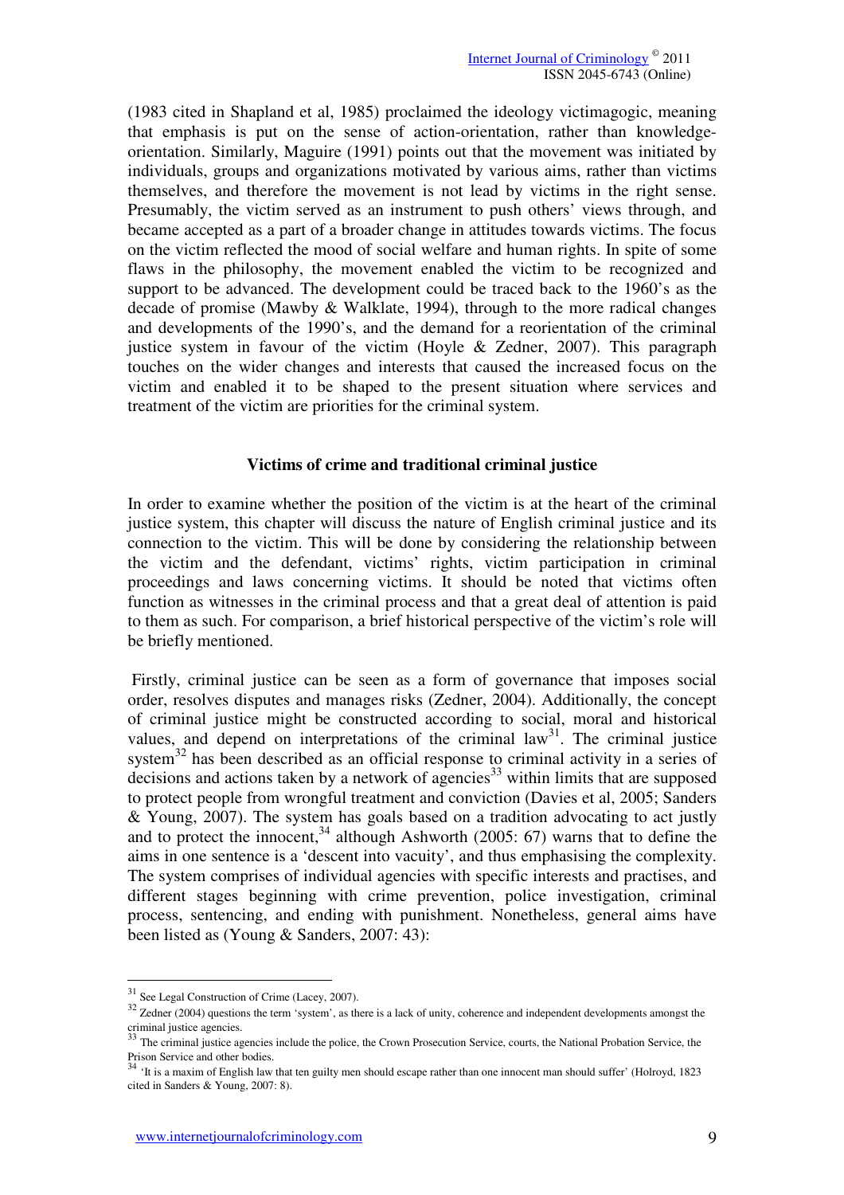(1983 cited in Shapland et al, 1985) proclaimed the ideology victimagogic, meaning that emphasis is put on the sense of action-orientation, rather than knowledge-orientation. Similarly, Maguire (1991) points out that the movement was initiated by individuals, groups and organizations motivated by various aims, rather than victims themselves, and therefore the movement is not lead by victims in the right sense. Presumably, the victim served as an instrument to push others' views through, and became accepted as a part of a broader change in attitudes towards victims. The focus on the victim reflected the mood of social welfare and human rights. In spite of some flaws in the philosophy, the movement enabled the victim to be recognized and support to be advanced. The development could be traced back to the 1960's as the decade of promise (Mawby & Walklate, 1994), through to the more radical changes and developments of the 1990's, and the demand for a reorientation of the criminal justice system in favour of the victim (Hoyle & Zedner, 2007). This paragraph touches on the wider changes and interests that caused the increased focus on the victim and enabled it to be shaped to the present situation where services and treatment of the victim are priorities for the criminal system.

## Victims of crime and traditional criminal justice

In order to examine whether the position of the victim is at the heart of the criminal justice system, this chapter will discuss the nature of English criminal justice and its connection to the victim. This will be done by considering the relationship between the victim and the defendant, victims' rights, victim participation in criminal proceedings and laws concerning victims. It should be noted that victims often function as witnesses in the criminal process and that a great deal of attention is paid to them as such. For comparison, a brief historical perspective of the victim's role will be briefly mentioned.

Firstly, criminal justice can be seen as a form of governance that imposes social order, resolves disputes and manages risks (Zedner, 2004). Additionally, the concept of criminal justice might be constructed according to social, moral and historical values, and depend on interpretations of the criminal law[31]. The criminal justice system[32] has been described as an official response to criminal activity in a series of decisions and actions taken by a network of agencies[33] within limits that are supposed to protect people from wrongful treatment and conviction (Davies et al, 2005; Sanders & Young, 2007). The system has goals based on a tradition advocating to act justly and to protect the innocent,[34] although Ashworth (2005: 67) warns that to define the aims in one sentence is a 'descent into vacuity', and thus emphasising the complexity. The system comprises of individual agencies with specific interests and practises, and different stages beginning with crime prevention, police investigation, criminal process, sentencing, and ending with punishment. Nonetheless, general aims have been listed as (Young & Sanders, 2007: 43):

[31] See Legal Construction of Crime (Lacey, 2007).

[32] Zedner (2004) questions the term 'system', as there is a lack of unity, coherence and independent developments amongst the criminal justice agencies.

[33] The criminal justice agencies include the police, the Crown Prosecution Service, courts, the National Probation Service, the Prison Service and other bodies.

[34] 'It is a maxim of English law that ten guilty men should escape rather than one innocent man should suffer' (Holroyd, 1823 cited in Sanders & Young, 2007: 8).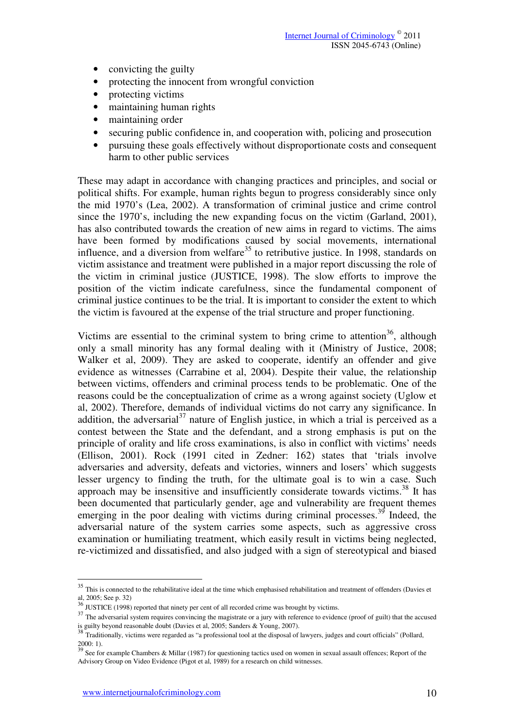- convicting the guilty
- protecting the innocent from wrongful conviction
- protecting victims
- maintaining human rights
- maintaining order
- securing public confidence in, and cooperation with, policing and prosecution
- pursuing these goals effectively without disproportionate costs and consequent harm to other public services

These may adapt in accordance with changing practices and principles, and social or political shifts. For example, human rights begun to progress considerably since only the mid 1970's (Lea, 2002). A transformation of criminal justice and crime control since the 1970's, including the new expanding focus on the victim (Garland, 2001), has also contributed towards the creation of new aims in regard to victims. The aims have been formed by modifications caused by social movements, international influence, and a diversion from welfare[35] to retributive justice. In 1998, standards on victim assistance and treatment were published in a major report discussing the role of the victim in criminal justice (JUSTICE, 1998). The slow efforts to improve the position of the victim indicate carefulness, since the fundamental component of criminal justice continues to be the trial. It is important to consider the extent to which the victim is favoured at the expense of the trial structure and proper functioning.

Victims are essential to the criminal system to bring crime to attention[36], although only a small minority has any formal dealing with it (Ministry of Justice, 2008; Walker et al, 2009). They are asked to cooperate, identify an offender and give evidence as witnesses (Carrabine et al, 2004). Despite their value, the relationship between victims, offenders and criminal process tends to be problematic. One of the reasons could be the conceptualization of crime as a wrong against society (Uglow et al, 2002). Therefore, demands of individual victims do not carry any significance. In addition, the adversarial[37] nature of English justice, in which a trial is perceived as a contest between the State and the defendant, and a strong emphasis is put on the principle of orality and life cross examinations, is also in conflict with victims' needs (Ellison, 2001). Rock (1991 cited in Zedner: 162) states that 'trials involve adversaries and adversity, defeats and victories, winners and losers' which suggests lesser urgency to finding the truth, for the ultimate goal is to win a case. Such approach may be insensitive and insufficiently considerate towards victims.[38] It has been documented that particularly gender, age and vulnerability are frequent themes emerging in the poor dealing with victims during criminal processes.[39] Indeed, the adversarial nature of the system carries some aspects, such as aggressive cross examination or humiliating treatment, which easily result in victims being neglected, re-victimized and dissatisfied, and also judged with a sign of stereotypical and biased

---

[35] This is connected to the rehabilitative ideal at the time which emphasised rehabilitation and treatment of offenders (Davies et al, 2005; See p. 32)

[36] JUSTICE (1998) reported that ninety per cent of all recorded crime was brought by victims.

[37] The adversarial system requires convincing the magistrate or a jury with reference to evidence (proof of guilt) that the accused is guilty beyond reasonable doubt (Davies et al, 2005; Sanders & Young, 2007).

[38] Traditionally, victims were regarded as "a professional tool at the disposal of lawyers, judges and court officials" (Pollard, 2000: 1).

[39] See for example Chambers & Millar (1987) for questioning tactics used on women in sexual assault offences; Report of the Advisory Group on Video Evidence (Pigot et al, 1989) for a research on child witnesses.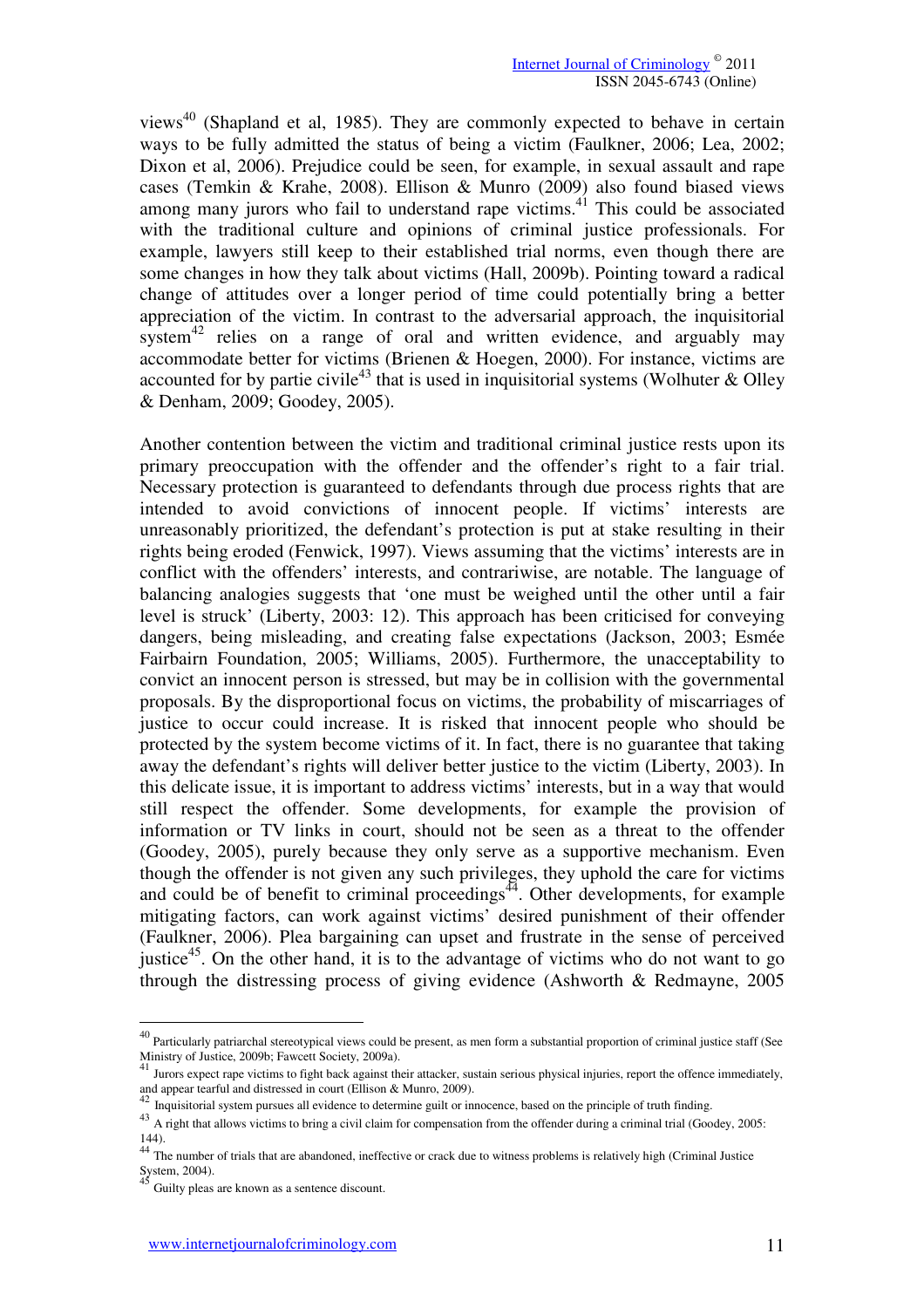views[40] (Shapland et al, 1985). They are commonly expected to behave in certain ways to be fully admitted the status of being a victim (Faulkner, 2006; Lea, 2002; Dixon et al, 2006). Prejudice could be seen, for example, in sexual assault and rape cases (Temkin & Krahe, 2008). Ellison & Munro (2009) also found biased views among many jurors who fail to understand rape victims.[41] This could be associated with the traditional culture and opinions of criminal justice professionals. For example, lawyers still keep to their established trial norms, even though there are some changes in how they talk about victims (Hall, 2009b). Pointing toward a radical change of attitudes over a longer period of time could potentially bring a better appreciation of the victim. In contrast to the adversarial approach, the inquisitorial system[42] relies on a range of oral and written evidence, and arguably may accommodate better for victims (Brienen & Hoegen, 2000). For instance, victims are accounted for by partie civile[43] that is used in inquisitorial systems (Wolhuter & Olley & Denham, 2009; Goodey, 2005).

Another contention between the victim and traditional criminal justice rests upon its primary preoccupation with the offender and the offender's right to a fair trial. Necessary protection is guaranteed to defendants through due process rights that are intended to avoid convictions of innocent people. If victims' interests are unreasonably prioritized, the defendant's protection is put at stake resulting in their rights being eroded (Fenwick, 1997). Views assuming that the victims' interests are in conflict with the offenders' interests, and contrariwise, are notable. The language of balancing analogies suggests that 'one must be weighed until the other until a fair level is struck' (Liberty, 2003: 12). This approach has been criticised for conveying dangers, being misleading, and creating false expectations (Jackson, 2003; Esmée Fairbairn Foundation, 2005; Williams, 2005). Furthermore, the unacceptability to convict an innocent person is stressed, but may be in collision with the governmental proposals. By the disproportional focus on victims, the probability of miscarriages of justice to occur could increase. It is risked that innocent people who should be protected by the system become victims of it. In fact, there is no guarantee that taking away the defendant's rights will deliver better justice to the victim (Liberty, 2003). In this delicate issue, it is important to address victims' interests, but in a way that would still respect the offender. Some developments, for example the provision of information or TV links in court, should not be seen as a threat to the offender (Goodey, 2005), purely because they only serve as a supportive mechanism. Even though the offender is not given any such privileges, they uphold the care for victims and could be of benefit to criminal proceedings[44]. Other developments, for example mitigating factors, can work against victims' desired punishment of their offender (Faulkner, 2006). Plea bargaining can upset and frustrate in the sense of perceived justice[45]. On the other hand, it is to the advantage of victims who do not want to go through the distressing process of giving evidence (Ashworth & Redmayne, 2005

---

[40] Particularly patriarchal stereotypical views could be present, as men form a substantial proportion of criminal justice staff (See Ministry of Justice, 2009b; Fawcett Society, 2009a).

[41] Jurors expect rape victims to fight back against their attacker, sustain serious physical injuries, report the offence immediately, and appear tearful and distressed in court (Ellison & Munro, 2009).

[42] Inquisitorial system pursues all evidence to determine guilt or innocence, based on the principle of truth finding.

[43] A right that allows victims to bring a civil claim for compensation from the offender during a criminal trial (Goodey, 2005: 144).

[44] The number of trials that are abandoned, ineffective or crack due to witness problems is relatively high (Criminal Justice System, 2004).

[45] Guilty pleas are known as a sentence discount.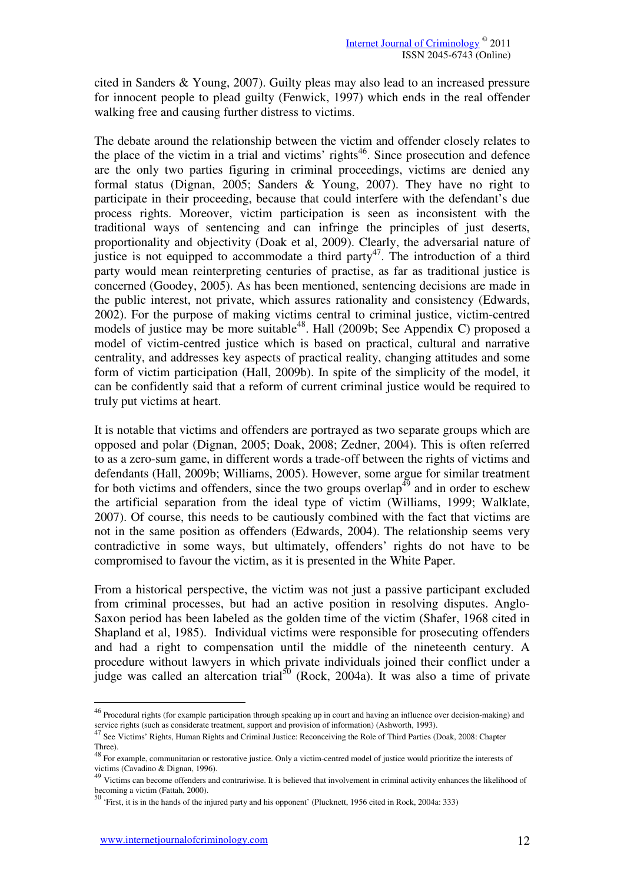cited in Sanders & Young, 2007). Guilty pleas may also lead to an increased pressure for innocent people to plead guilty (Fenwick, 1997) which ends in the real offender walking free and causing further distress to victims.

The debate around the relationship between the victim and offender closely relates to the place of the victim in a trial and victims' rights[46]. Since prosecution and defence are the only two parties figuring in criminal proceedings, victims are denied any formal status (Dignan, 2005; Sanders & Young, 2007). They have no right to participate in their proceeding, because that could interfere with the defendant's due process rights. Moreover, victim participation is seen as inconsistent with the traditional ways of sentencing and can infringe the principles of just deserts, proportionality and objectivity (Doak et al, 2009). Clearly, the adversarial nature of justice is not equipped to accommodate a third party[47]. The introduction of a third party would mean reinterpreting centuries of practise, as far as traditional justice is concerned (Goodey, 2005). As has been mentioned, sentencing decisions are made in the public interest, not private, which assures rationality and consistency (Edwards, 2002). For the purpose of making victims central to criminal justice, victim-centred models of justice may be more suitable[48]. Hall (2009b; See Appendix C) proposed a model of victim-centred justice which is based on practical, cultural and narrative centrality, and addresses key aspects of practical reality, changing attitudes and some form of victim participation (Hall, 2009b). In spite of the simplicity of the model, it can be confidently said that a reform of current criminal justice would be required to truly put victims at heart.

It is notable that victims and offenders are portrayed as two separate groups which are opposed and polar (Dignan, 2005; Doak, 2008; Zedner, 2004). This is often referred to as a zero-sum game, in different words a trade-off between the rights of victims and defendants (Hall, 2009b; Williams, 2005). However, some argue for similar treatment for both victims and offenders, since the two groups overlap[49] and in order to eschew the artificial separation from the ideal type of victim (Williams, 1999; Walklate, 2007). Of course, this needs to be cautiously combined with the fact that victims are not in the same position as offenders (Edwards, 2004). The relationship seems very contradictive in some ways, but ultimately, offenders' rights do not have to be compromised to favour the victim, as it is presented in the White Paper.

From a historical perspective, the victim was not just a passive participant excluded from criminal processes, but had an active position in resolving disputes. Anglo-Saxon period has been labeled as the golden time of the victim (Shafer, 1968 cited in Shapland et al, 1985). Individual victims were responsible for prosecuting offenders and had a right to compensation until the middle of the nineteenth century. A procedure without lawyers in which private individuals joined their conflict under a judge was called an altercation trial[50] (Rock, 2004a). It was also a time of private

---

[46] Procedural rights (for example participation through speaking up in court and having an influence over decision-making) and service rights (such as considerate treatment, support and provision of information) (Ashworth, 1993).

[47] See Victims' Rights, Human Rights and Criminal Justice: Reconceiving the Role of Third Parties (Doak, 2008: Chapter Three).

[48] For example, communitarian or restorative justice. Only a victim-centred model of justice would prioritize the interests of victims (Cavadino & Dignan, 1996).

[49] Victims can become offenders and contrariwise. It is believed that involvement in criminal activity enhances the likelihood of becoming a victim (Fattah, 2000).

[50] 'First, it is in the hands of the injured party and his opponent' (Plucknett, 1956 cited in Rock, 2004a: 333)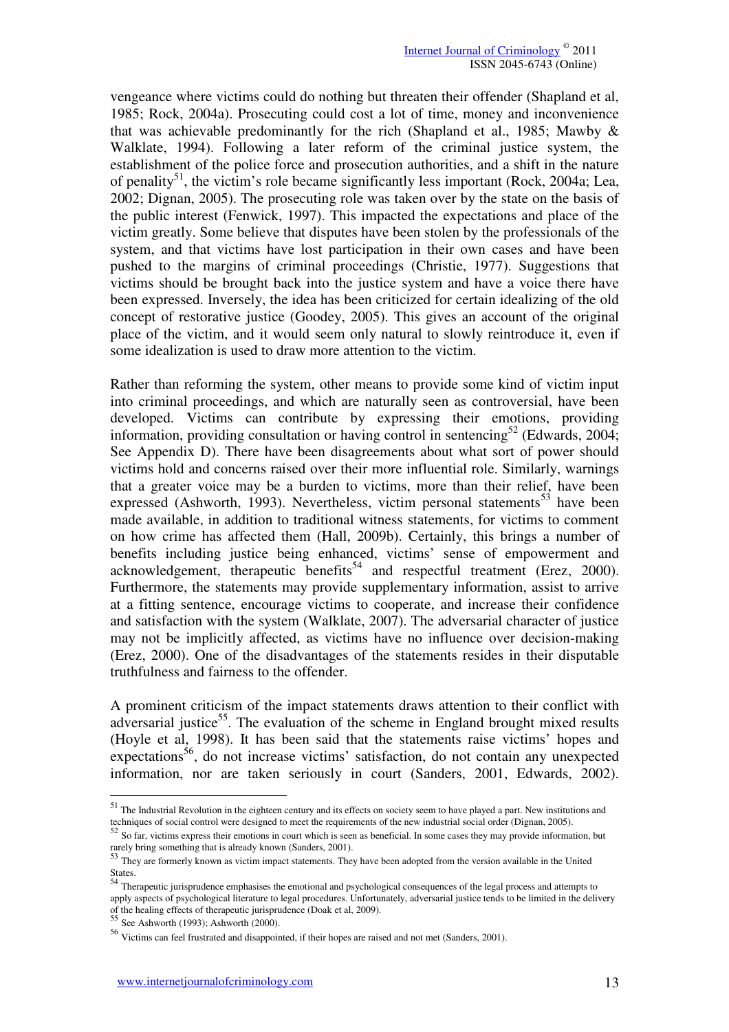vengeance where victims could do nothing but threaten their offender (Shapland et al, 1985; Rock, 2004a). Prosecuting could cost a lot of time, money and inconvenience that was achievable predominantly for the rich (Shapland et al., 1985; Mawby & Walklate, 1994). Following a later reform of the criminal justice system, the establishment of the police force and prosecution authorities, and a shift in the nature of penality[51], the victim's role became significantly less important (Rock, 2004a; Lea, 2002; Dignan, 2005). The prosecuting role was taken over by the state on the basis of the public interest (Fenwick, 1997). This impacted the expectations and place of the victim greatly. Some believe that disputes have been stolen by the professionals of the system, and that victims have lost participation in their own cases and have been pushed to the margins of criminal proceedings (Christie, 1977). Suggestions that victims should be brought back into the justice system and have a voice there have been expressed. Inversely, the idea has been criticized for certain idealizing of the old concept of restorative justice (Goodey, 2005). This gives an account of the original place of the victim, and it would seem only natural to slowly reintroduce it, even if some idealization is used to draw more attention to the victim.

Rather than reforming the system, other means to provide some kind of victim input into criminal proceedings, and which are naturally seen as controversial, have been developed. Victims can contribute by expressing their emotions, providing information, providing consultation or having control in sentencing[52] (Edwards, 2004; See Appendix D). There have been disagreements about what sort of power should victims hold and concerns raised over their more influential role. Similarly, warnings that a greater voice may be a burden to victims, more than their relief, have been expressed (Ashworth, 1993). Nevertheless, victim personal statements[53] have been made available, in addition to traditional witness statements, for victims to comment on how crime has affected them (Hall, 2009b). Certainly, this brings a number of benefits including justice being enhanced, victims' sense of empowerment and acknowledgement, therapeutic benefits[54] and respectful treatment (Erez, 2000). Furthermore, the statements may provide supplementary information, assist to arrive at a fitting sentence, encourage victims to cooperate, and increase their confidence and satisfaction with the system (Walklate, 2007). The adversarial character of justice may not be implicitly affected, as victims have no influence over decision-making (Erez, 2000). One of the disadvantages of the statements resides in their disputable truthfulness and fairness to the offender.

A prominent criticism of the impact statements draws attention to their conflict with adversarial justice[55]. The evaluation of the scheme in England brought mixed results (Hoyle et al, 1998). It has been said that the statements raise victims' hopes and expectations[56], do not increase victims' satisfaction, do not contain any unexpected information, nor are taken seriously in court (Sanders, 2001, Edwards, 2002).

---

[51] The Industrial Revolution in the eighteen century and its effects on society seem to have played a part. New institutions and techniques of social control were designed to meet the requirements of the new industrial social order (Dignan, 2005).

[52] So far, victims express their emotions in court which is seen as beneficial. In some cases they may provide information, but rarely bring something that is already known (Sanders, 2001).

[53] They are formerly known as victim impact statements. They have been adopted from the version available in the United States.

[54] Therapeutic jurisprudence emphasises the emotional and psychological consequences of the legal process and attempts to apply aspects of psychological literature to legal procedures. Unfortunately, adversarial justice tends to be limited in the delivery of the healing effects of therapeutic jurisprudence (Doak et al, 2009).

[55] See Ashworth (1993); Ashworth (2000).

[56] Victims can feel frustrated and disappointed, if their hopes are raised and not met (Sanders, 2001).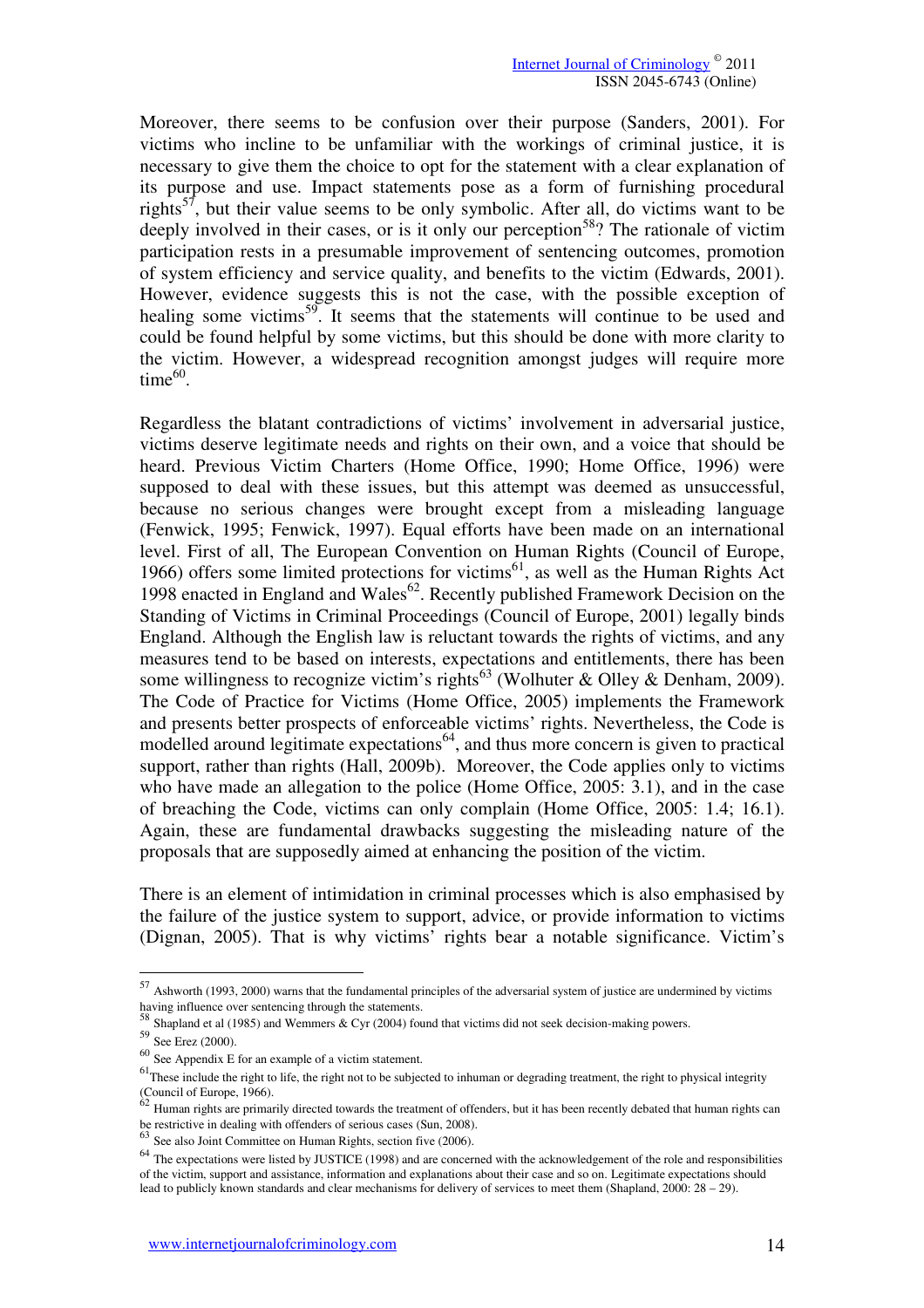Moreover, there seems to be confusion over their purpose (Sanders, 2001). For victims who incline to be unfamiliar with the workings of criminal justice, it is necessary to give them the choice to opt for the statement with a clear explanation of its purpose and use. Impact statements pose as a form of furnishing procedural rights[57], but their value seems to be only symbolic. After all, do victims want to be deeply involved in their cases, or is it only our perception[58]? The rationale of victim participation rests in a presumable improvement of sentencing outcomes, promotion of system efficiency and service quality, and benefits to the victim (Edwards, 2001). However, evidence suggests this is not the case, with the possible exception of healing some victims[59]. It seems that the statements will continue to be used and could be found helpful by some victims, but this should be done with more clarity to the victim. However, a widespread recognition amongst judges will require more time[60].

Regardless the blatant contradictions of victims' involvement in adversarial justice, victims deserve legitimate needs and rights on their own, and a voice that should be heard. Previous Victim Charters (Home Office, 1990; Home Office, 1996) were supposed to deal with these issues, but this attempt was deemed as unsuccessful, because no serious changes were brought except from a misleading language (Fenwick, 1995; Fenwick, 1997). Equal efforts have been made on an international level. First of all, The European Convention on Human Rights (Council of Europe, 1966) offers some limited protections for victims[61], as well as the Human Rights Act 1998 enacted in England and Wales[62]. Recently published Framework Decision on the Standing of Victims in Criminal Proceedings (Council of Europe, 2001) legally binds England. Although the English law is reluctant towards the rights of victims, and any measures tend to be based on interests, expectations and entitlements, there has been some willingness to recognize victim's rights[63] (Wolhuter & Olley & Denham, 2009). The Code of Practice for Victims (Home Office, 2005) implements the Framework and presents better prospects of enforceable victims' rights. Nevertheless, the Code is modelled around legitimate expectations[64], and thus more concern is given to practical support, rather than rights (Hall, 2009b). Moreover, the Code applies only to victims who have made an allegation to the police (Home Office, 2005: 3.1), and in the case of breaching the Code, victims can only complain (Home Office, 2005: 1.4; 16.1). Again, these are fundamental drawbacks suggesting the misleading nature of the proposals that are supposedly aimed at enhancing the position of the victim.

There is an element of intimidation in criminal processes which is also emphasised by the failure of the justice system to support, advice, or provide information to victims (Dignan, 2005). That is why victims' rights bear a notable significance. Victim's

---

[57] Ashworth (1993, 2000) warns that the fundamental principles of the adversarial system of justice are undermined by victims having influence over sentencing through the statements.

[58] Shapland et al (1985) and Wemmers & Cyr (2004) found that victims did not seek decision-making powers.

[59] See Erez (2000).

[60] See Appendix E for an example of a victim statement.

[61] These include the right to life, the right not to be subjected to inhuman or degrading treatment, the right to physical integrity (Council of Europe, 1966).

[62] Human rights are primarily directed towards the treatment of offenders, but it has been recently debated that human rights can be restrictive in dealing with offenders of serious cases (Sun, 2008).

[63] See also Joint Committee on Human Rights, section five (2006).

[64] The expectations were listed by JUSTICE (1998) and are concerned with the acknowledgement of the role and responsibilities of the victim, support and assistance, information and explanations about their case and so on. Legitimate expectations should lead to publicly known standards and clear mechanisms for delivery of services to meet them (Shapland, 2000: 28 – 29).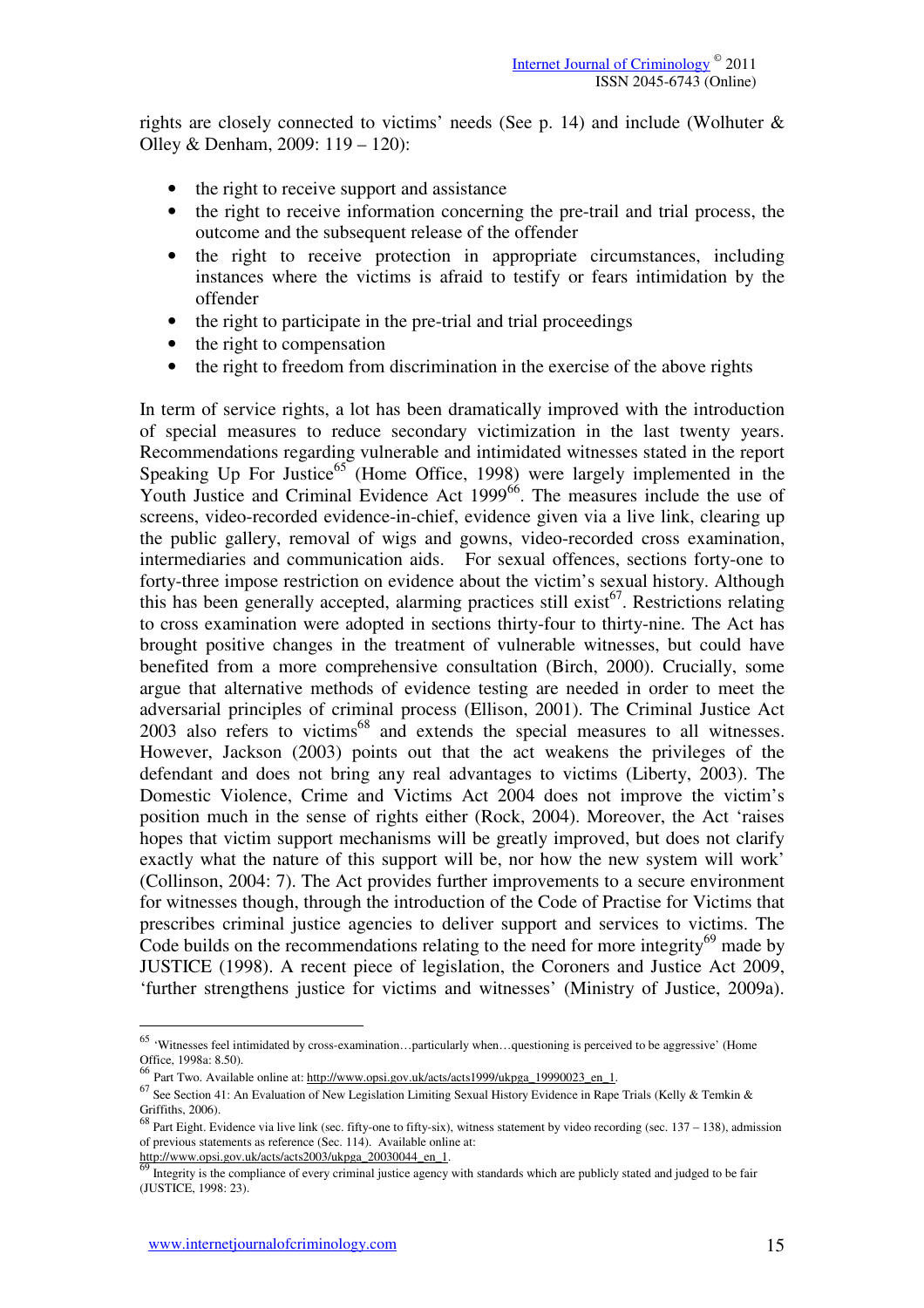rights are closely connected to victims' needs (See p. 14) and include (Wolhuter & Olley & Denham, 2009: 119 – 120):

- the right to receive support and assistance
- the right to receive information concerning the pre-trail and trial process, the outcome and the subsequent release of the offender
- the right to receive protection in appropriate circumstances, including instances where the victims is afraid to testify or fears intimidation by the offender
- the right to participate in the pre-trial and trial proceedings
- the right to compensation
- the right to freedom from discrimination in the exercise of the above rights

In term of service rights, a lot has been dramatically improved with the introduction of special measures to reduce secondary victimization in the last twenty years. Recommendations regarding vulnerable and intimidated witnesses stated in the report Speaking Up For Justice[65] (Home Office, 1998) were largely implemented in the Youth Justice and Criminal Evidence Act 1999[66]. The measures include the use of screens, video-recorded evidence-in-chief, evidence given via a live link, clearing up the public gallery, removal of wigs and gowns, video-recorded cross examination, intermediaries and communication aids. For sexual offences, sections forty-one to forty-three impose restriction on evidence about the victim's sexual history. Although this has been generally accepted, alarming practices still exist[67]. Restrictions relating to cross examination were adopted in sections thirty-four to thirty-nine. The Act has brought positive changes in the treatment of vulnerable witnesses, but could have benefited from a more comprehensive consultation (Birch, 2000). Crucially, some argue that alternative methods of evidence testing are needed in order to meet the adversarial principles of criminal process (Ellison, 2001). The Criminal Justice Act 2003 also refers to victims[68] and extends the special measures to all witnesses. However, Jackson (2003) points out that the act weakens the privileges of the defendant and does not bring any real advantages to victims (Liberty, 2003). The Domestic Violence, Crime and Victims Act 2004 does not improve the victim's position much in the sense of rights either (Rock, 2004). Moreover, the Act 'raises hopes that victim support mechanisms will be greatly improved, but does not clarify exactly what the nature of this support will be, nor how the new system will work' (Collinson, 2004: 7). The Act provides further improvements to a secure environment for witnesses though, through the introduction of the Code of Practise for Victims that prescribes criminal justice agencies to deliver support and services to victims. The Code builds on the recommendations relating to the need for more integrity[69] made by JUSTICE (1998). A recent piece of legislation, the Coroners and Justice Act 2009, 'further strengthens justice for victims and witnesses' (Ministry of Justice, 2009a).

---

[65] 'Witnesses feel intimidated by cross-examination…particularly when…questioning is perceived to be aggressive' (Home Office, 1998a: 8.50).

[66] Part Two. Available online at: http://www.opsi.gov.uk/acts/acts1999/ukpga_19990023_en_1.

[67] See Section 41: An Evaluation of New Legislation Limiting Sexual History Evidence in Rape Trials (Kelly & Temkin & Griffiths, 2006).

[68] Part Eight. Evidence via live link (sec. fifty-one to fifty-six), witness statement by video recording (sec. 137 – 138), admission of previous statements as reference (Sec. 114). Available online at: http://www.opsi.gov.uk/acts/acts2003/ukpga_20030044_en_1.

[69] Integrity is the compliance of every criminal justice agency with standards which are publicly stated and judged to be fair (JUSTICE, 1998: 23).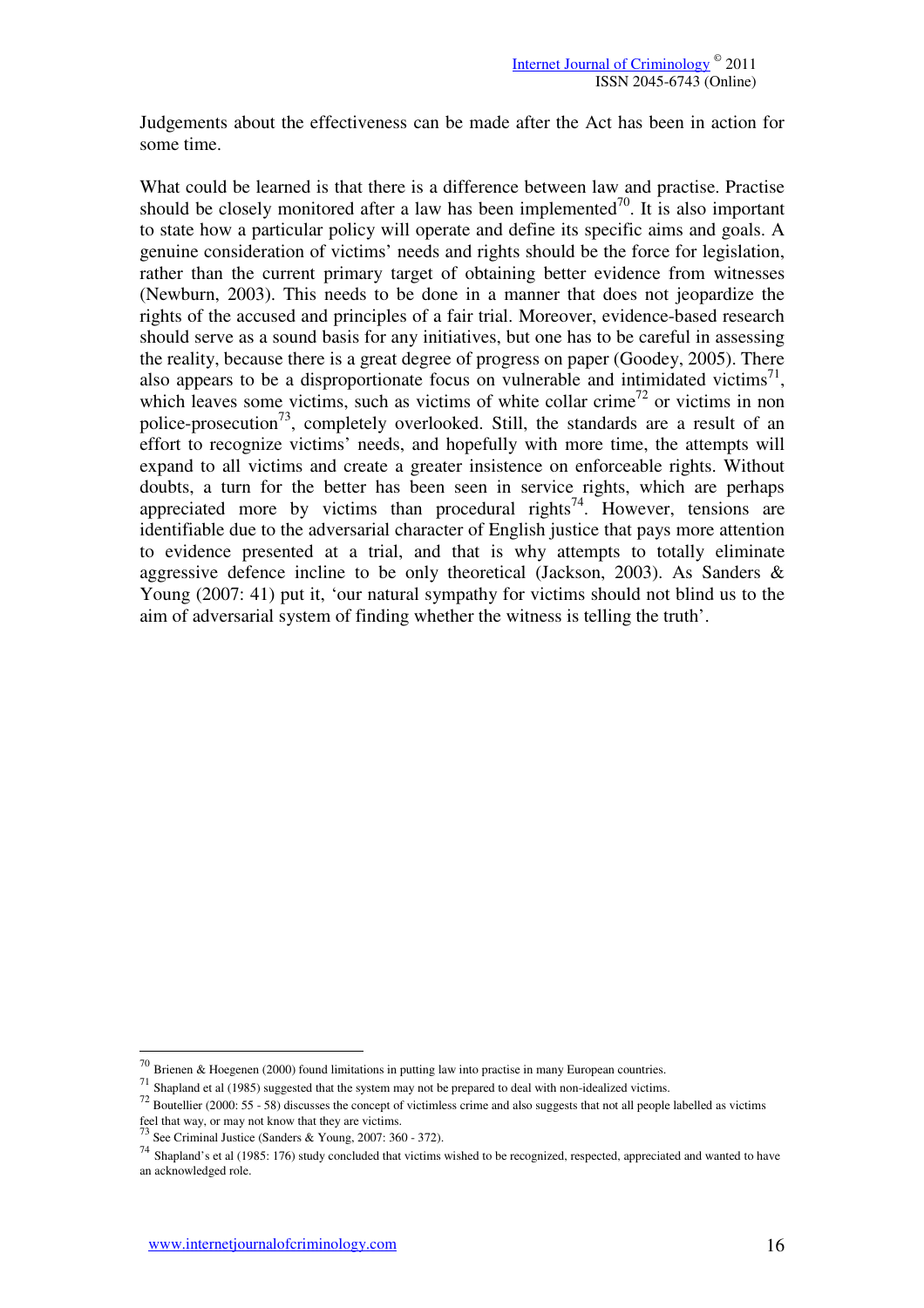Judgements about the effectiveness can be made after the Act has been in action for some time.

What could be learned is that there is a difference between law and practise. Practise should be closely monitored after a law has been implemented[70]. It is also important to state how a particular policy will operate and define its specific aims and goals. A genuine consideration of victims' needs and rights should be the force for legislation, rather than the current primary target of obtaining better evidence from witnesses (Newburn, 2003). This needs to be done in a manner that does not jeopardize the rights of the accused and principles of a fair trial. Moreover, evidence-based research should serve as a sound basis for any initiatives, but one has to be careful in assessing the reality, because there is a great degree of progress on paper (Goodey, 2005). There also appears to be a disproportionate focus on vulnerable and intimidated victims[71], which leaves some victims, such as victims of white collar crime[72] or victims in non police-prosecution[73], completely overlooked. Still, the standards are a result of an effort to recognize victims' needs, and hopefully with more time, the attempts will expand to all victims and create a greater insistence on enforceable rights. Without doubts, a turn for the better has been seen in service rights, which are perhaps appreciated more by victims than procedural rights[74]. However, tensions are identifiable due to the adversarial character of English justice that pays more attention to evidence presented at a trial, and that is why attempts to totally eliminate aggressive defence incline to be only theoretical (Jackson, 2003). As Sanders & Young (2007: 41) put it, 'our natural sympathy for victims should not blind us to the aim of adversarial system of finding whether the witness is telling the truth'.

---

[70] Brienen & Hoegenen (2000) found limitations in putting law into practise in many European countries.

[71] Shapland et al (1985) suggested that the system may not be prepared to deal with non-idealized victims.

[72] Boutellier (2000: 55 - 58) discusses the concept of victimless crime and also suggests that not all people labelled as victims feel that way, or may not know that they are victims.

[73] See Criminal Justice (Sanders & Young, 2007: 360 - 372).

[74] Shapland's et al (1985: 176) study concluded that victims wished to be recognized, respected, appreciated and wanted to have an acknowledged role.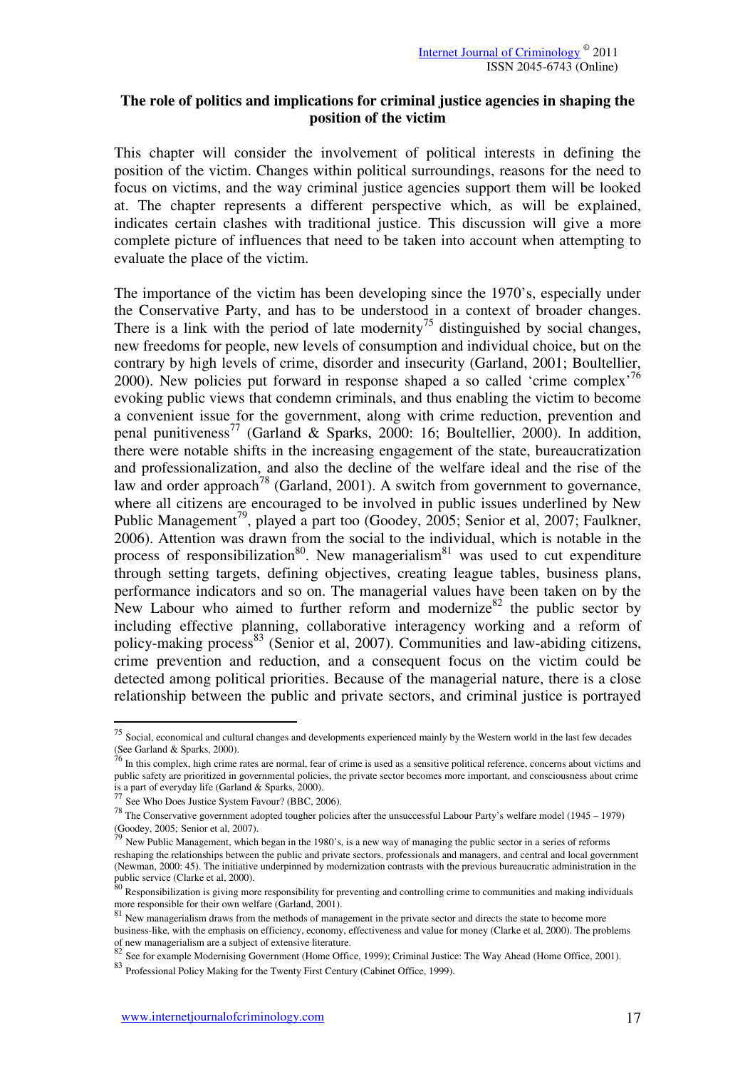**The role of politics and implications for criminal justice agencies in shaping the position of the victim**

This chapter will consider the involvement of political interests in defining the position of the victim. Changes within political surroundings, reasons for the need to focus on victims, and the way criminal justice agencies support them will be looked at. The chapter represents a different perspective which, as will be explained, indicates certain clashes with traditional justice. This discussion will give a more complete picture of influences that need to be taken into account when attempting to evaluate the place of the victim.

The importance of the victim has been developing since the 1970's, especially under the Conservative Party, and has to be understood in a context of broader changes. There is a link with the period of late modernity[75] distinguished by social changes, new freedoms for people, new levels of consumption and individual choice, but on the contrary by high levels of crime, disorder and insecurity (Garland, 2001; Boultellier, 2000). New policies put forward in response shaped a so called 'crime complex'[76] evoking public views that condemn criminals, and thus enabling the victim to become a convenient issue for the government, along with crime reduction, prevention and penal punitiveness[77] (Garland & Sparks, 2000: 16; Boultellier, 2000). In addition, there were notable shifts in the increasing engagement of the state, bureaucratization and professionalization, and also the decline of the welfare ideal and the rise of the law and order approach[78] (Garland, 2001). A switch from government to governance, where all citizens are encouraged to be involved in public issues underlined by New Public Management[79], played a part too (Goodey, 2005; Senior et al, 2007; Faulkner, 2006). Attention was drawn from the social to the individual, which is notable in the process of responsibilization[80]. New managerialism[81] was used to cut expenditure through setting targets, defining objectives, creating league tables, business plans, performance indicators and so on. The managerial values have been taken on by the New Labour who aimed to further reform and modernize[82] the public sector by including effective planning, collaborative interagency working and a reform of policy-making process[83] (Senior et al, 2007). Communities and law-abiding citizens, crime prevention and reduction, and a consequent focus on the victim could be detected among political priorities. Because of the managerial nature, there is a close relationship between the public and private sectors, and criminal justice is portrayed

---

[75] Social, economical and cultural changes and developments experienced mainly by the Western world in the last few decades (See Garland & Sparks, 2000).

[76] In this complex, high crime rates are normal, fear of crime is used as a sensitive political reference, concerns about victims and public safety are prioritized in governmental policies, the private sector becomes more important, and consciousness about crime is a part of everyday life (Garland & Sparks, 2000).

[77] See Who Does Justice System Favour? (BBC, 2006).

[78] The Conservative government adopted tougher policies after the unsuccessful Labour Party's welfare model (1945 – 1979) (Goodey, 2005; Senior et al, 2007).

[79] New Public Management, which began in the 1980's, is a new way of managing the public sector in a series of reforms reshaping the relationships between the public and private sectors, professionals and managers, and central and local government (Newman, 2000: 45). The initiative underpinned by modernization contrasts with the previous bureaucratic administration in the public service (Clarke et al, 2000).

[80] Responsibilization is giving more responsibility for preventing and controlling crime to communities and making individuals more responsible for their own welfare (Garland, 2001).

[81] New managerialism draws from the methods of management in the private sector and directs the state to become more business-like, with the emphasis on efficiency, economy, effectiveness and value for money (Clarke et al, 2000). The problems of new managerialism are a subject of extensive literature.

[82] See for example Modernising Government (Home Office, 1999); Criminal Justice: The Way Ahead (Home Office, 2001).

[83] Professional Policy Making for the Twenty First Century (Cabinet Office, 1999).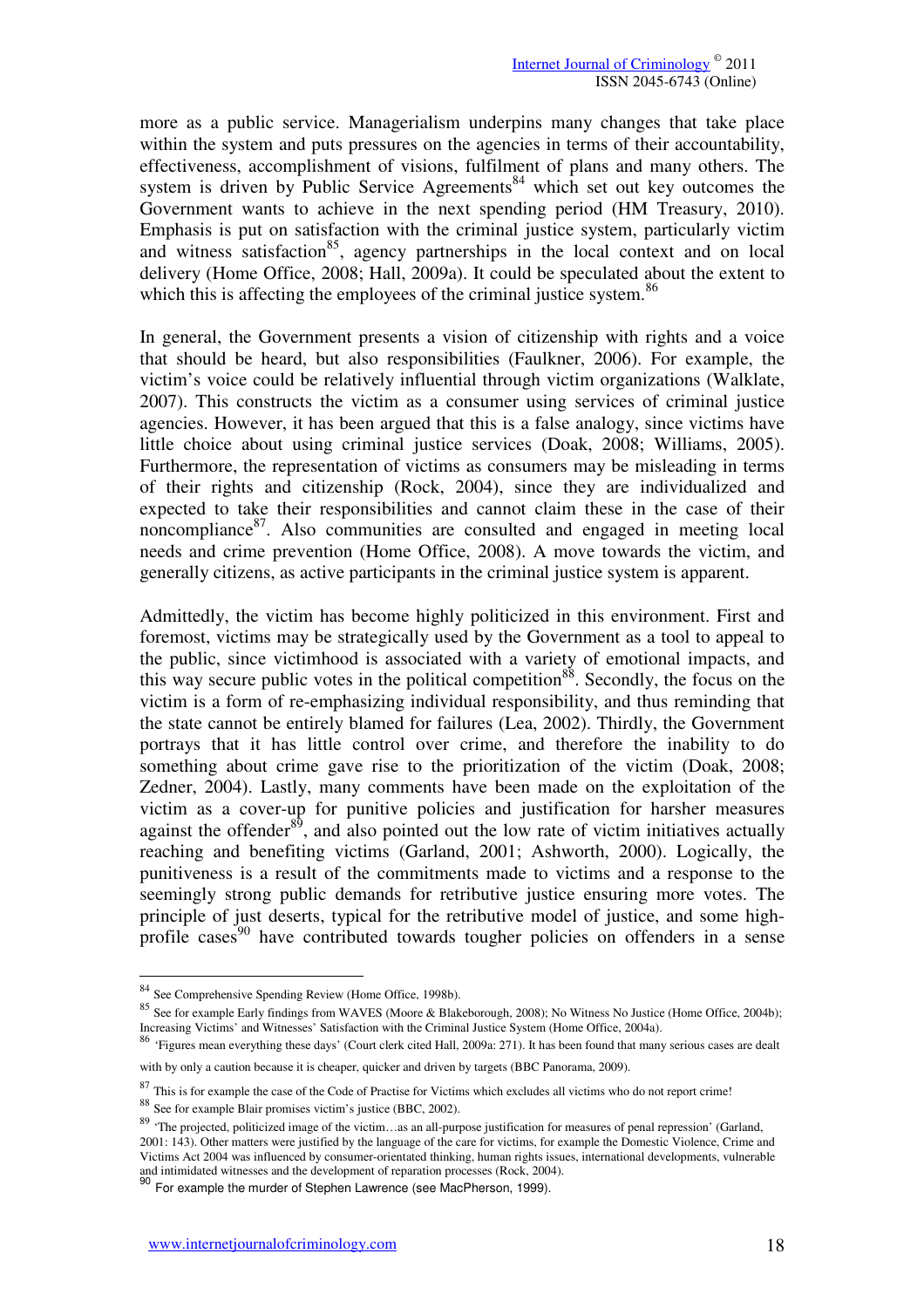more as a public service. Managerialism underpins many changes that take place within the system and puts pressures on the agencies in terms of their accountability, effectiveness, accomplishment of visions, fulfilment of plans and many others. The system is driven by Public Service Agreements[84] which set out key outcomes the Government wants to achieve in the next spending period (HM Treasury, 2010). Emphasis is put on satisfaction with the criminal justice system, particularly victim and witness satisfaction[85], agency partnerships in the local context and on local delivery (Home Office, 2008; Hall, 2009a). It could be speculated about the extent to which this is affecting the employees of the criminal justice system.[86]

In general, the Government presents a vision of citizenship with rights and a voice that should be heard, but also responsibilities (Faulkner, 2006). For example, the victim's voice could be relatively influential through victim organizations (Walklate, 2007). This constructs the victim as a consumer using services of criminal justice agencies. However, it has been argued that this is a false analogy, since victims have little choice about using criminal justice services (Doak, 2008; Williams, 2005). Furthermore, the representation of victims as consumers may be misleading in terms of their rights and citizenship (Rock, 2004), since they are individualized and expected to take their responsibilities and cannot claim these in the case of their noncompliance[87]. Also communities are consulted and engaged in meeting local needs and crime prevention (Home Office, 2008). A move towards the victim, and generally citizens, as active participants in the criminal justice system is apparent.

Admittedly, the victim has become highly politicized in this environment. First and foremost, victims may be strategically used by the Government as a tool to appeal to the public, since victimhood is associated with a variety of emotional impacts, and this way secure public votes in the political competition[88]. Secondly, the focus on the victim is a form of re-emphasizing individual responsibility, and thus reminding that the state cannot be entirely blamed for failures (Lea, 2002). Thirdly, the Government portrays that it has little control over crime, and therefore the inability to do something about crime gave rise to the prioritization of the victim (Doak, 2008; Zedner, 2004). Lastly, many comments have been made on the exploitation of the victim as a cover-up for punitive policies and justification for harsher measures against the offender[89], and also pointed out the low rate of victim initiatives actually reaching and benefiting victims (Garland, 2001; Ashworth, 2000). Logically, the punitiveness is a result of the commitments made to victims and a response to the seemingly strong public demands for retributive justice ensuring more votes. The principle of just deserts, typical for the retributive model of justice, and some high-profile cases[90] have contributed towards tougher policies on offenders in a sense

---

[84] See Comprehensive Spending Review (Home Office, 1998b).

[85] See for example Early findings from WAVES (Moore & Blakeborough, 2008); No Witness No Justice (Home Office, 2004b); Increasing Victims' and Witnesses' Satisfaction with the Criminal Justice System (Home Office, 2004a).

[86] 'Figures mean everything these days' (Court clerk cited Hall, 2009a: 271). It has been found that many serious cases are dealt with by only a caution because it is cheaper, quicker and driven by targets (BBC Panorama, 2009).

[87] This is for example the case of the Code of Practise for Victims which excludes all victims who do not report crime!

[88] See for example Blair promises victim's justice (BBC, 2002).

[89] 'The projected, politicized image of the victim…as an all-purpose justification for measures of penal repression' (Garland, 2001: 143). Other matters were justified by the language of the care for victims, for example the Domestic Violence, Crime and Victims Act 2004 was influenced by consumer-orientated thinking, human rights issues, international developments, vulnerable and intimidated witnesses and the development of reparation processes (Rock, 2004).

[90] For example the murder of Stephen Lawrence (see MacPherson, 1999).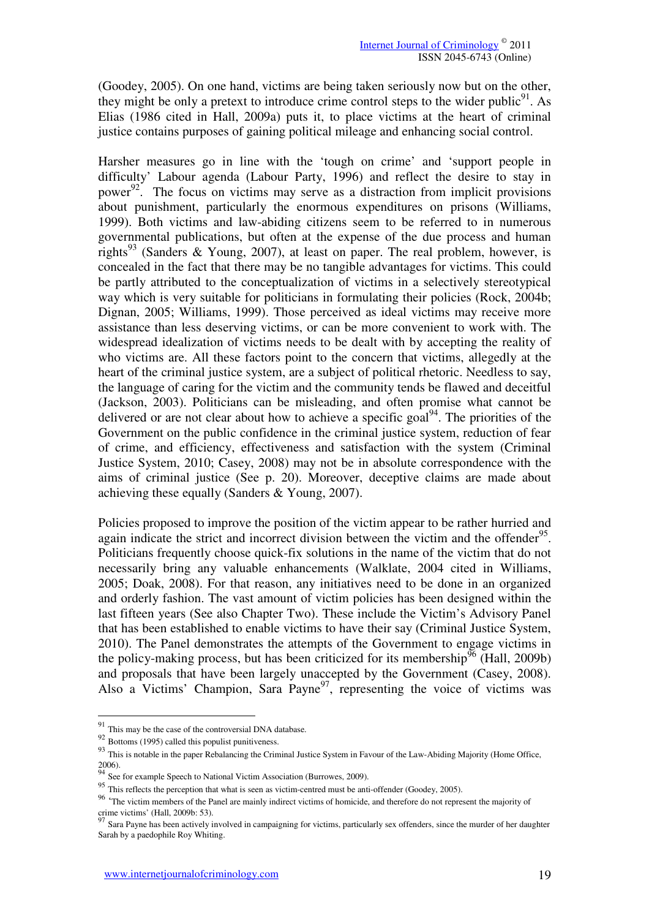(Goodey, 2005). On one hand, victims are being taken seriously now but on the other, they might be only a pretext to introduce crime control steps to the wider public[91]. As Elias (1986 cited in Hall, 2009a) puts it, to place victims at the heart of criminal justice contains purposes of gaining political mileage and enhancing social control.

Harsher measures go in line with the 'tough on crime' and 'support people in difficulty' Labour agenda (Labour Party, 1996) and reflect the desire to stay in power[92]. The focus on victims may serve as a distraction from implicit provisions about punishment, particularly the enormous expenditures on prisons (Williams, 1999). Both victims and law-abiding citizens seem to be referred to in numerous governmental publications, but often at the expense of the due process and human rights[93] (Sanders & Young, 2007), at least on paper. The real problem, however, is concealed in the fact that there may be no tangible advantages for victims. This could be partly attributed to the conceptualization of victims in a selectively stereotypical way which is very suitable for politicians in formulating their policies (Rock, 2004b; Dignan, 2005; Williams, 1999). Those perceived as ideal victims may receive more assistance than less deserving victims, or can be more convenient to work with. The widespread idealization of victims needs to be dealt with by accepting the reality of who victims are. All these factors point to the concern that victims, allegedly at the heart of the criminal justice system, are a subject of political rhetoric. Needless to say, the language of caring for the victim and the community tends be flawed and deceitful (Jackson, 2003). Politicians can be misleading, and often promise what cannot be delivered or are not clear about how to achieve a specific goal[94]. The priorities of the Government on the public confidence in the criminal justice system, reduction of fear of crime, and efficiency, effectiveness and satisfaction with the system (Criminal Justice System, 2010; Casey, 2008) may not be in absolute correspondence with the aims of criminal justice (See p. 20). Moreover, deceptive claims are made about achieving these equally (Sanders & Young, 2007).

Policies proposed to improve the position of the victim appear to be rather hurried and again indicate the strict and incorrect division between the victim and the offender[95]. Politicians frequently choose quick-fix solutions in the name of the victim that do not necessarily bring any valuable enhancements (Walklate, 2004 cited in Williams, 2005; Doak, 2008). For that reason, any initiatives need to be done in an organized and orderly fashion. The vast amount of victim policies has been designed within the last fifteen years (See also Chapter Two). These include the Victim's Advisory Panel that has been established to enable victims to have their say (Criminal Justice System, 2010). The Panel demonstrates the attempts of the Government to engage victims in the policy-making process, but has been criticized for its membership[96] (Hall, 2009b) and proposals that have been largely unaccepted by the Government (Casey, 2008). Also a Victims' Champion, Sara Payne[97], representing the voice of victims was

---

[91] This may be the case of the controversial DNA database.

[92] Bottoms (1995) called this populist punitiveness.

[93] This is notable in the paper Rebalancing the Criminal Justice System in Favour of the Law-Abiding Majority (Home Office, 2006).

[94] See for example Speech to National Victim Association (Burrowes, 2009).

[95] This reflects the perception that what is seen as victim-centred must be anti-offender (Goodey, 2005).

[96] 'The victim members of the Panel are mainly indirect victims of homicide, and therefore do not represent the majority of crime victims' (Hall, 2009b: 53).

[97] Sara Payne has been actively involved in campaigning for victims, particularly sex offenders, since the murder of her daughter Sarah by a paedophile Roy Whiting.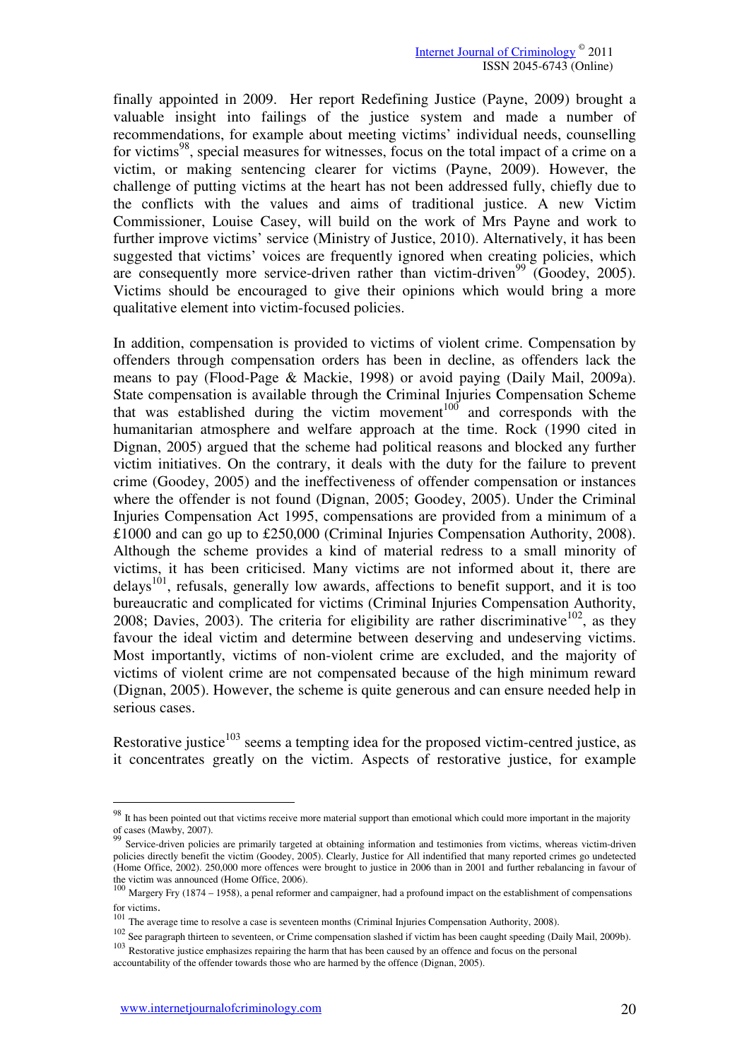finally appointed in 2009. Her report Redefining Justice (Payne, 2009) brought a valuable insight into failings of the justice system and made a number of recommendations, for example about meeting victims' individual needs, counselling for victims[98], special measures for witnesses, focus on the total impact of a crime on a victim, or making sentencing clearer for victims (Payne, 2009). However, the challenge of putting victims at the heart has not been addressed fully, chiefly due to the conflicts with the values and aims of traditional justice. A new Victim Commissioner, Louise Casey, will build on the work of Mrs Payne and work to further improve victims' service (Ministry of Justice, 2010). Alternatively, it has been suggested that victims' voices are frequently ignored when creating policies, which are consequently more service-driven rather than victim-driven[99] (Goodey, 2005). Victims should be encouraged to give their opinions which would bring a more qualitative element into victim-focused policies.

In addition, compensation is provided to victims of violent crime. Compensation by offenders through compensation orders has been in decline, as offenders lack the means to pay (Flood-Page & Mackie, 1998) or avoid paying (Daily Mail, 2009a). State compensation is available through the Criminal Injuries Compensation Scheme that was established during the victim movement[100] and corresponds with the humanitarian atmosphere and welfare approach at the time. Rock (1990 cited in Dignan, 2005) argued that the scheme had political reasons and blocked any further victim initiatives. On the contrary, it deals with the duty for the failure to prevent crime (Goodey, 2005) and the ineffectiveness of offender compensation or instances where the offender is not found (Dignan, 2005; Goodey, 2005). Under the Criminal Injuries Compensation Act 1995, compensations are provided from a minimum of a £1000 and can go up to £250,000 (Criminal Injuries Compensation Authority, 2008). Although the scheme provides a kind of material redress to a small minority of victims, it has been criticised. Many victims are not informed about it, there are delays[101], refusals, generally low awards, affections to benefit support, and it is too bureaucratic and complicated for victims (Criminal Injuries Compensation Authority, 2008; Davies, 2003). The criteria for eligibility are rather discriminative[102], as they favour the ideal victim and determine between deserving and undeserving victims. Most importantly, victims of non-violent crime are excluded, and the majority of victims of violent crime are not compensated because of the high minimum reward (Dignan, 2005). However, the scheme is quite generous and can ensure needed help in serious cases.

Restorative justice[103] seems a tempting idea for the proposed victim-centred justice, as it concentrates greatly on the victim. Aspects of restorative justice, for example

---

[98] It has been pointed out that victims receive more material support than emotional which could more important in the majority of cases (Mawby, 2007).

[99] Service-driven policies are primarily targeted at obtaining information and testimonies from victims, whereas victim-driven policies directly benefit the victim (Goodey, 2005). Clearly, Justice for All indentified that many reported crimes go undetected (Home Office, 2002). 250,000 more offences were brought to justice in 2006 than in 2001 and further rebalancing in favour of the victim was announced (Home Office, 2006).

[100] Margery Fry (1874 – 1958), a penal reformer and campaigner, had a profound impact on the establishment of compensations for victims.

[101] The average time to resolve a case is seventeen months (Criminal Injuries Compensation Authority, 2008).

[102] See paragraph thirteen to seventeen, or Crime compensation slashed if victim has been caught speeding (Daily Mail, 2009b).

[103] Restorative justice emphasizes repairing the harm that has been caused by an offence and focus on the personal accountability of the offender towards those who are harmed by the offence (Dignan, 2005).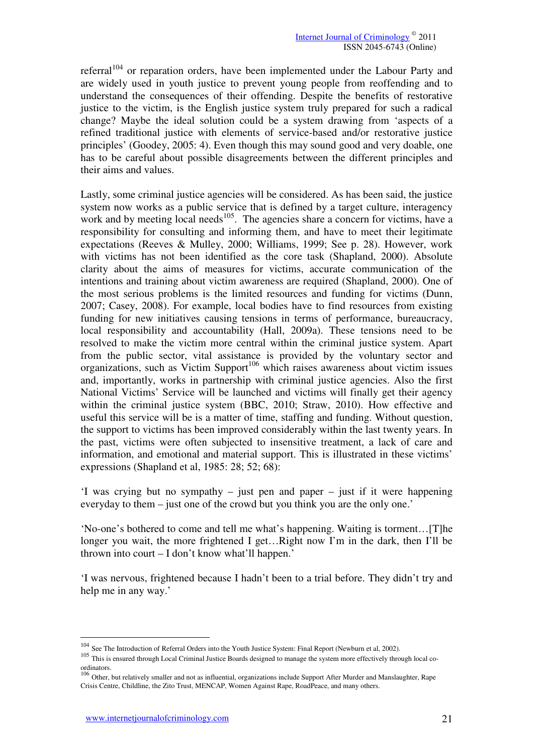referral[104] or reparation orders, have been implemented under the Labour Party and are widely used in youth justice to prevent young people from reoffending and to understand the consequences of their offending. Despite the benefits of restorative justice to the victim, is the English justice system truly prepared for such a radical change? Maybe the ideal solution could be a system drawing from 'aspects of a refined traditional justice with elements of service-based and/or restorative justice principles' (Goodey, 2005: 4). Even though this may sound good and very doable, one has to be careful about possible disagreements between the different principles and their aims and values.

Lastly, some criminal justice agencies will be considered. As has been said, the justice system now works as a public service that is defined by a target culture, interagency work and by meeting local needs[105]. The agencies share a concern for victims, have a responsibility for consulting and informing them, and have to meet their legitimate expectations (Reeves & Mulley, 2000; Williams, 1999; See p. 28). However, work with victims has not been identified as the core task (Shapland, 2000). Absolute clarity about the aims of measures for victims, accurate communication of the intentions and training about victim awareness are required (Shapland, 2000). One of the most serious problems is the limited resources and funding for victims (Dunn, 2007; Casey, 2008). For example, local bodies have to find resources from existing funding for new initiatives causing tensions in terms of performance, bureaucracy, local responsibility and accountability (Hall, 2009a). These tensions need to be resolved to make the victim more central within the criminal justice system. Apart from the public sector, vital assistance is provided by the voluntary sector and organizations, such as Victim Support[106] which raises awareness about victim issues and, importantly, works in partnership with criminal justice agencies. Also the first National Victims' Service will be launched and victims will finally get their agency within the criminal justice system (BBC, 2010; Straw, 2010). How effective and useful this service will be is a matter of time, staffing and funding. Without question, the support to victims has been improved considerably within the last twenty years. In the past, victims were often subjected to insensitive treatment, a lack of care and information, and emotional and material support. This is illustrated in these victims' expressions (Shapland et al, 1985: 28; 52; 68):

'I was crying but no sympathy – just pen and paper – just if it were happening everyday to them – just one of the crowd but you think you are the only one.'

'No-one's bothered to come and tell me what's happening. Waiting is torment…[T]he longer you wait, the more frightened I get…Right now I'm in the dark, then I'll be thrown into court – I don't know what'll happen.'

'I was nervous, frightened because I hadn't been to a trial before. They didn't try and help me in any way.'

---

[104] See The Introduction of Referral Orders into the Youth Justice System: Final Report (Newburn et al, 2002).

[105] This is ensured through Local Criminal Justice Boards designed to manage the system more effectively through local co-ordinators.

[106] Other, but relatively smaller and not as influential, organizations include Support After Murder and Manslaughter, Rape Crisis Centre, Childline, the Zito Trust, MENCAP, Women Against Rape, RoadPeace, and many others.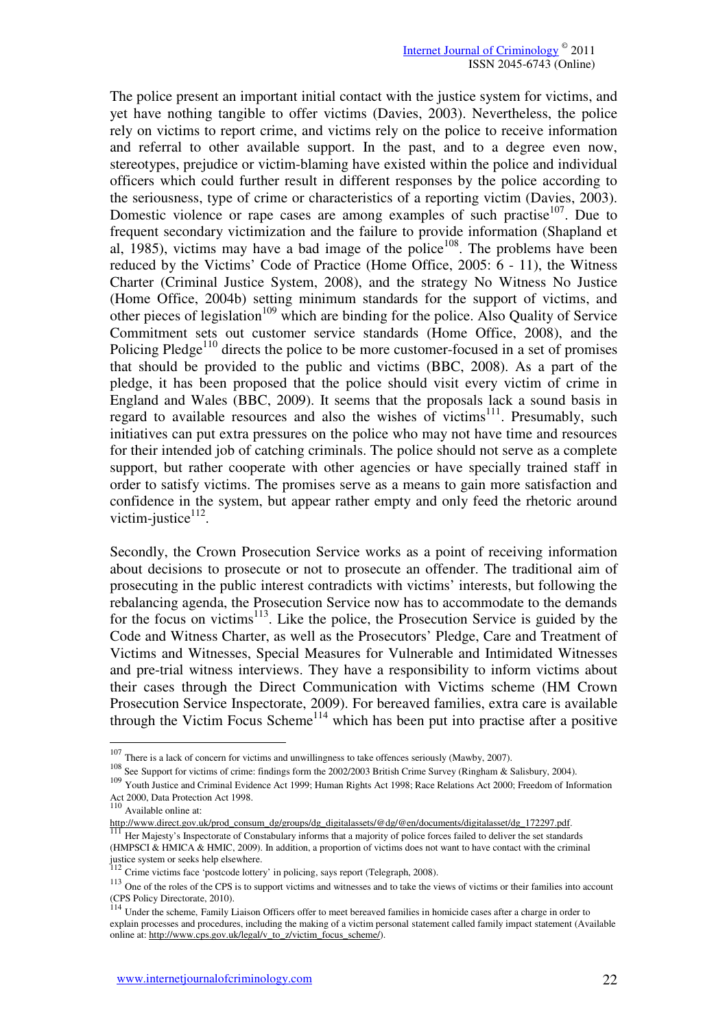The police present an important initial contact with the justice system for victims, and yet have nothing tangible to offer victims (Davies, 2003). Nevertheless, the police rely on victims to report crime, and victims rely on the police to receive information and referral to other available support. In the past, and to a degree even now, stereotypes, prejudice or victim-blaming have existed within the police and individual officers which could further result in different responses by the police according to the seriousness, type of crime or characteristics of a reporting victim (Davies, 2003). Domestic violence or rape cases are among examples of such practise[107]. Due to frequent secondary victimization and the failure to provide information (Shapland et al, 1985), victims may have a bad image of the police[108]. The problems have been reduced by the Victims' Code of Practice (Home Office, 2005: 6 - 11), the Witness Charter (Criminal Justice System, 2008), and the strategy No Witness No Justice (Home Office, 2004b) setting minimum standards for the support of victims, and other pieces of legislation[109] which are binding for the police. Also Quality of Service Commitment sets out customer service standards (Home Office, 2008), and the Policing Pledge[110] directs the police to be more customer-focused in a set of promises that should be provided to the public and victims (BBC, 2008). As a part of the pledge, it has been proposed that the police should visit every victim of crime in England and Wales (BBC, 2009). It seems that the proposals lack a sound basis in regard to available resources and also the wishes of victims[111]. Presumably, such initiatives can put extra pressures on the police who may not have time and resources for their intended job of catching criminals. The police should not serve as a complete support, but rather cooperate with other agencies or have specially trained staff in order to satisfy victims. The promises serve as a means to gain more satisfaction and confidence in the system, but appear rather empty and only feed the rhetoric around victim-justice[112].

Secondly, the Crown Prosecution Service works as a point of receiving information about decisions to prosecute or not to prosecute an offender. The traditional aim of prosecuting in the public interest contradicts with victims' interests, but following the rebalancing agenda, the Prosecution Service now has to accommodate to the demands for the focus on victims[113]. Like the police, the Prosecution Service is guided by the Code and Witness Charter, as well as the Prosecutors' Pledge, Care and Treatment of Victims and Witnesses, Special Measures for Vulnerable and Intimidated Witnesses and pre-trial witness interviews. They have a responsibility to inform victims about their cases through the Direct Communication with Victims scheme (HM Crown Prosecution Service Inspectorate, 2009). For bereaved families, extra care is available through the Victim Focus Scheme[114] which has been put into practise after a positive

---

[107] There is a lack of concern for victims and unwillingness to take offences seriously (Mawby, 2007).

[108] See Support for victims of crime: findings form the 2002/2003 British Crime Survey (Ringham & Salisbury, 2004).

[109] Youth Justice and Criminal Evidence Act 1999; Human Rights Act 1998; Race Relations Act 2000; Freedom of Information Act 2000, Data Protection Act 1998.

[110] Available online at: http://www.direct.gov.uk/prod_consum_dg/groups/dg_digitalassets/@dg/@en/documents/digitalasset/dg_172297.pdf.

[111] Her Majesty's Inspectorate of Constabulary informs that a majority of police forces failed to deliver the set standards (HMPSCI & HMICA & HMIC, 2009). In addition, a proportion of victims does not want to have contact with the criminal justice system or seeks help elsewhere.

[112] Crime victims face 'postcode lottery' in policing, says report (Telegraph, 2008).

[113] One of the roles of the CPS is to support victims and witnesses and to take the views of victims or their families into account (CPS Policy Directorate, 2010).

[114] Under the scheme, Family Liaison Officers offer to meet bereaved families in homicide cases after a charge in order to explain processes and procedures, including the making of a victim personal statement called family impact statement (Available online at: http://www.cps.gov.uk/legal/v_to_z/victim_focus_scheme/).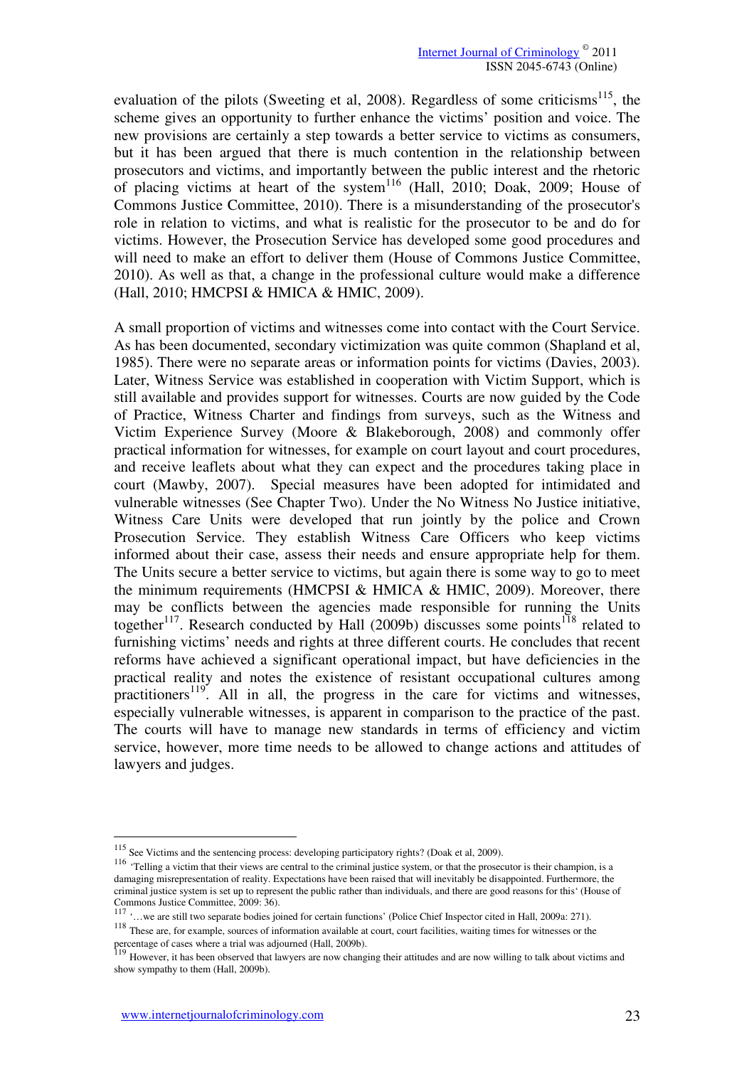evaluation of the pilots (Sweeting et al, 2008). Regardless of some criticisms[115], the scheme gives an opportunity to further enhance the victims' position and voice. The new provisions are certainly a step towards a better service to victims as consumers, but it has been argued that there is much contention in the relationship between prosecutors and victims, and importantly between the public interest and the rhetoric of placing victims at heart of the system[116] (Hall, 2010; Doak, 2009; House of Commons Justice Committee, 2010). There is a misunderstanding of the prosecutor's role in relation to victims, and what is realistic for the prosecutor to be and do for victims. However, the Prosecution Service has developed some good procedures and will need to make an effort to deliver them (House of Commons Justice Committee, 2010). As well as that, a change in the professional culture would make a difference (Hall, 2010; HMCPSI & HMICA & HMIC, 2009).

A small proportion of victims and witnesses come into contact with the Court Service. As has been documented, secondary victimization was quite common (Shapland et al, 1985). There were no separate areas or information points for victims (Davies, 2003). Later, Witness Service was established in cooperation with Victim Support, which is still available and provides support for witnesses. Courts are now guided by the Code of Practice, Witness Charter and findings from surveys, such as the Witness and Victim Experience Survey (Moore & Blakeborough, 2008) and commonly offer practical information for witnesses, for example on court layout and court procedures, and receive leaflets about what they can expect and the procedures taking place in court (Mawby, 2007). Special measures have been adopted for intimidated and vulnerable witnesses (See Chapter Two). Under the No Witness No Justice initiative, Witness Care Units were developed that run jointly by the police and Crown Prosecution Service. They establish Witness Care Officers who keep victims informed about their case, assess their needs and ensure appropriate help for them. The Units secure a better service to victims, but again there is some way to go to meet the minimum requirements (HMCPSI & HMICA & HMIC, 2009). Moreover, there may be conflicts between the agencies made responsible for running the Units together[117]. Research conducted by Hall (2009b) discusses some points[118] related to furnishing victims' needs and rights at three different courts. He concludes that recent reforms have achieved a significant operational impact, but have deficiencies in the practical reality and notes the existence of resistant occupational cultures among practitioners[119]. All in all, the progress in the care for victims and witnesses, especially vulnerable witnesses, is apparent in comparison to the practice of the past. The courts will have to manage new standards in terms of efficiency and victim service, however, more time needs to be allowed to change actions and attitudes of lawyers and judges.

---

[115] See Victims and the sentencing process: developing participatory rights? (Doak et al, 2009).

[116] 'Telling a victim that their views are central to the criminal justice system, or that the prosecutor is their champion, is a damaging misrepresentation of reality. Expectations have been raised that will inevitably be disappointed. Furthermore, the criminal justice system is set up to represent the public rather than individuals, and there are good reasons for this' (House of Commons Justice Committee, 2009: 36).

[117] '…we are still two separate bodies joined for certain functions' (Police Chief Inspector cited in Hall, 2009a: 271).

[118] These are, for example, sources of information available at court, court facilities, waiting times for witnesses or the percentage of cases where a trial was adjourned (Hall, 2009b).

[119] However, it has been observed that lawyers are now changing their attitudes and are now willing to talk about victims and show sympathy to them (Hall, 2009b).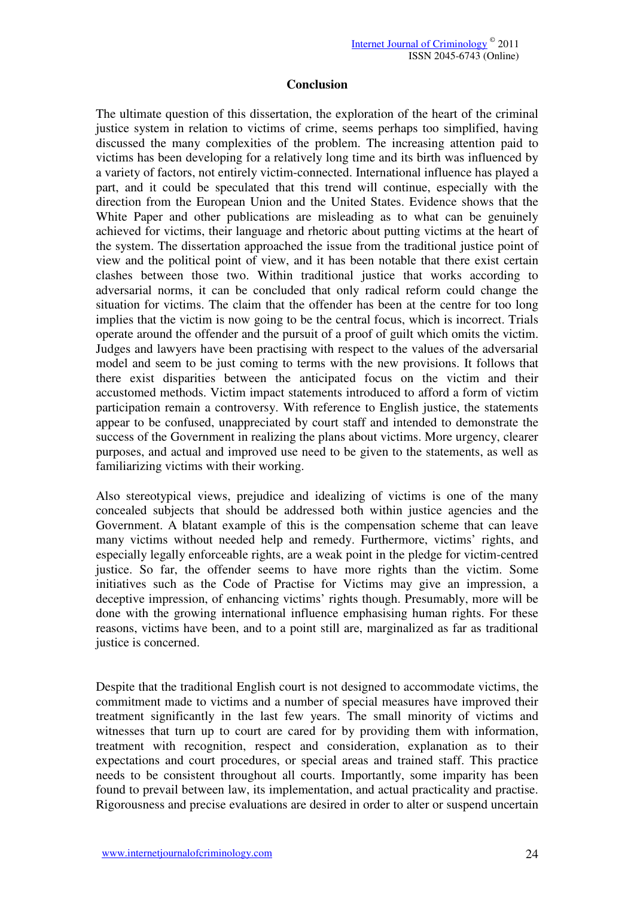# Conclusion

The ultimate question of this dissertation, the exploration of the heart of the criminal justice system in relation to victims of crime, seems perhaps too simplified, having discussed the many complexities of the problem. The increasing attention paid to victims has been developing for a relatively long time and its birth was influenced by a variety of factors, not entirely victim-connected. International influence has played a part, and it could be speculated that this trend will continue, especially with the direction from the European Union and the United States. Evidence shows that the White Paper and other publications are misleading as to what can be genuinely achieved for victims, their language and rhetoric about putting victims at the heart of the system. The dissertation approached the issue from the traditional justice point of view and the political point of view, and it has been notable that there exist certain clashes between those two. Within traditional justice that works according to adversarial norms, it can be concluded that only radical reform could change the situation for victims. The claim that the offender has been at the centre for too long implies that the victim is now going to be the central focus, which is incorrect. Trials operate around the offender and the pursuit of a proof of guilt which omits the victim. Judges and lawyers have been practising with respect to the values of the adversarial model and seem to be just coming to terms with the new provisions. It follows that there exist disparities between the anticipated focus on the victim and their accustomed methods. Victim impact statements introduced to afford a form of victim participation remain a controversy. With reference to English justice, the statements appear to be confused, unappreciated by court staff and intended to demonstrate the success of the Government in realizing the plans about victims. More urgency, clearer purposes, and actual and improved use need to be given to the statements, as well as familiarizing victims with their working.

Also stereotypical views, prejudice and idealizing of victims is one of the many concealed subjects that should be addressed both within justice agencies and the Government. A blatant example of this is the compensation scheme that can leave many victims without needed help and remedy. Furthermore, victims' rights, and especially legally enforceable rights, are a weak point in the pledge for victim-centred justice. So far, the offender seems to have more rights than the victim. Some initiatives such as the Code of Practise for Victims may give an impression, a deceptive impression, of enhancing victims' rights though. Presumably, more will be done with the growing international influence emphasising human rights. For these reasons, victims have been, and to a point still are, marginalized as far as traditional justice is concerned.

Despite that the traditional English court is not designed to accommodate victims, the commitment made to victims and a number of special measures have improved their treatment significantly in the last few years. The small minority of victims and witnesses that turn up to court are cared for by providing them with information, treatment with recognition, respect and consideration, explanation as to their expectations and court procedures, or special areas and trained staff. This practice needs to be consistent throughout all courts. Importantly, some imparity has been found to prevail between law, its implementation, and actual practicality and practise. Rigorousness and precise evaluations are desired in order to alter or suspend uncertain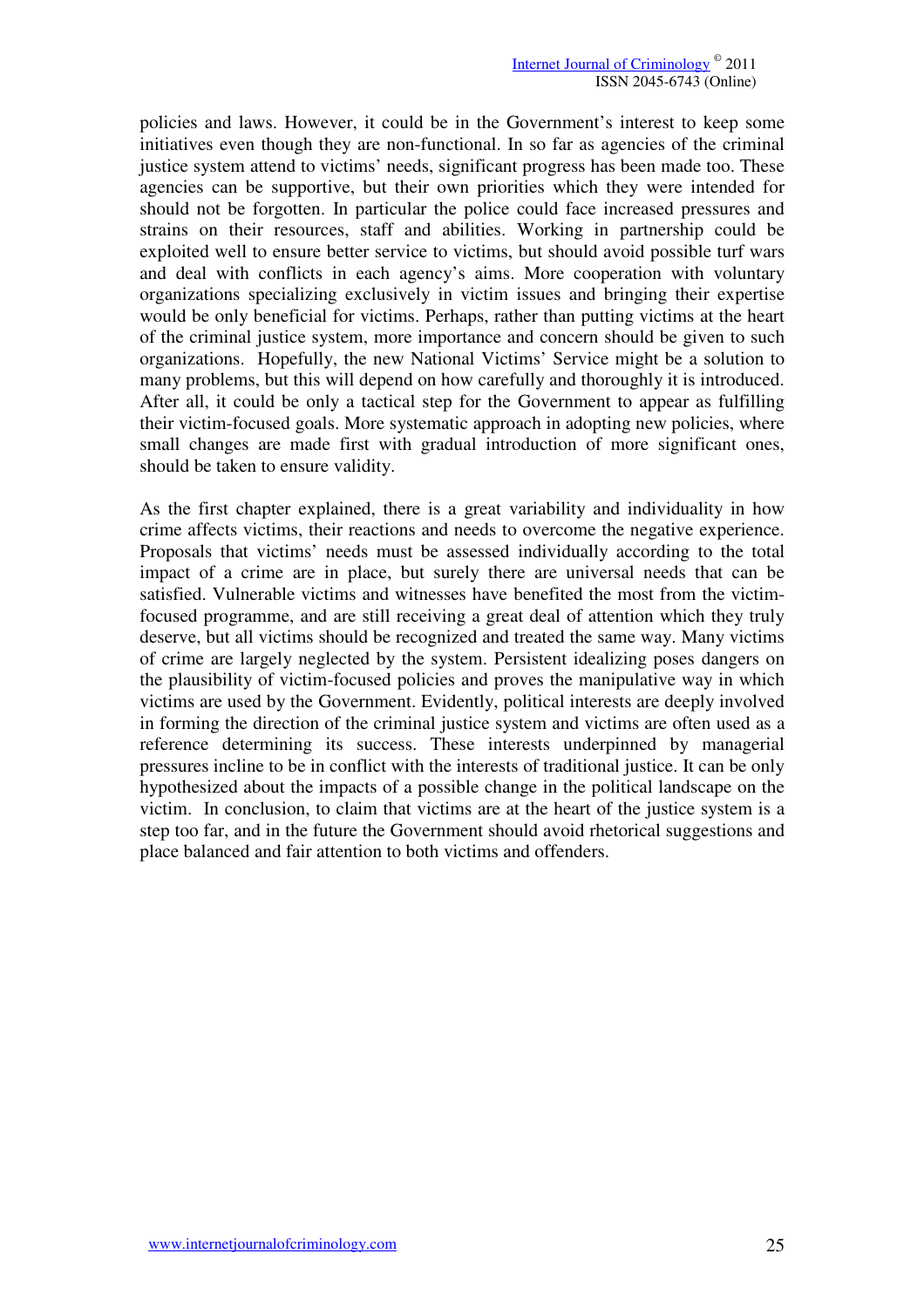policies and laws. However, it could be in the Government's interest to keep some initiatives even though they are non-functional. In so far as agencies of the criminal justice system attend to victims' needs, significant progress has been made too. These agencies can be supportive, but their own priorities which they were intended for should not be forgotten. In particular the police could face increased pressures and strains on their resources, staff and abilities. Working in partnership could be exploited well to ensure better service to victims, but should avoid possible turf wars and deal with conflicts in each agency's aims. More cooperation with voluntary organizations specializing exclusively in victim issues and bringing their expertise would be only beneficial for victims. Perhaps, rather than putting victims at the heart of the criminal justice system, more importance and concern should be given to such organizations. Hopefully, the new National Victims' Service might be a solution to many problems, but this will depend on how carefully and thoroughly it is introduced. After all, it could be only a tactical step for the Government to appear as fulfilling their victim-focused goals. More systematic approach in adopting new policies, where small changes are made first with gradual introduction of more significant ones, should be taken to ensure validity.

As the first chapter explained, there is a great variability and individuality in how crime affects victims, their reactions and needs to overcome the negative experience. Proposals that victims' needs must be assessed individually according to the total impact of a crime are in place, but surely there are universal needs that can be satisfied. Vulnerable victims and witnesses have benefited the most from the victim-focused programme, and are still receiving a great deal of attention which they truly deserve, but all victims should be recognized and treated the same way. Many victims of crime are largely neglected by the system. Persistent idealizing poses dangers on the plausibility of victim-focused policies and proves the manipulative way in which victims are used by the Government. Evidently, political interests are deeply involved in forming the direction of the criminal justice system and victims are often used as a reference determining its success. These interests underpinned by managerial pressures incline to be in conflict with the interests of traditional justice. It can be only hypothesized about the impacts of a possible change in the political landscape on the victim. In conclusion, to claim that victims are at the heart of the justice system is a step too far, and in the future the Government should avoid rhetorical suggestions and place balanced and fair attention to both victims and offenders.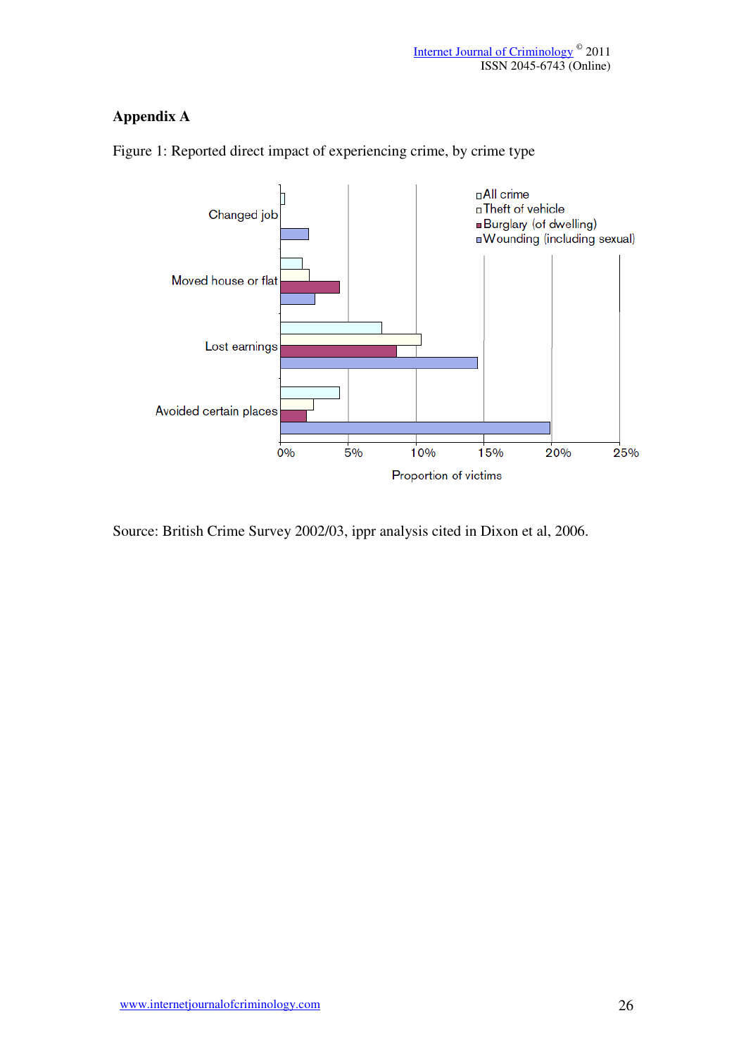## Appendix A

Figure 1: Reported direct impact of experiencing crime, by crime type

All crime
Theft of vehicle
Burglary (of dwelling)
Wounding (including sexual)

Changed job
Moved house or flat
Lost earnings
Avoided certain places

0%
5%
10%
15%
20%
25%

Proportion of victims

Source: British Crime Survey 2002/03, ippr analysis cited in Dixon et al, 2006.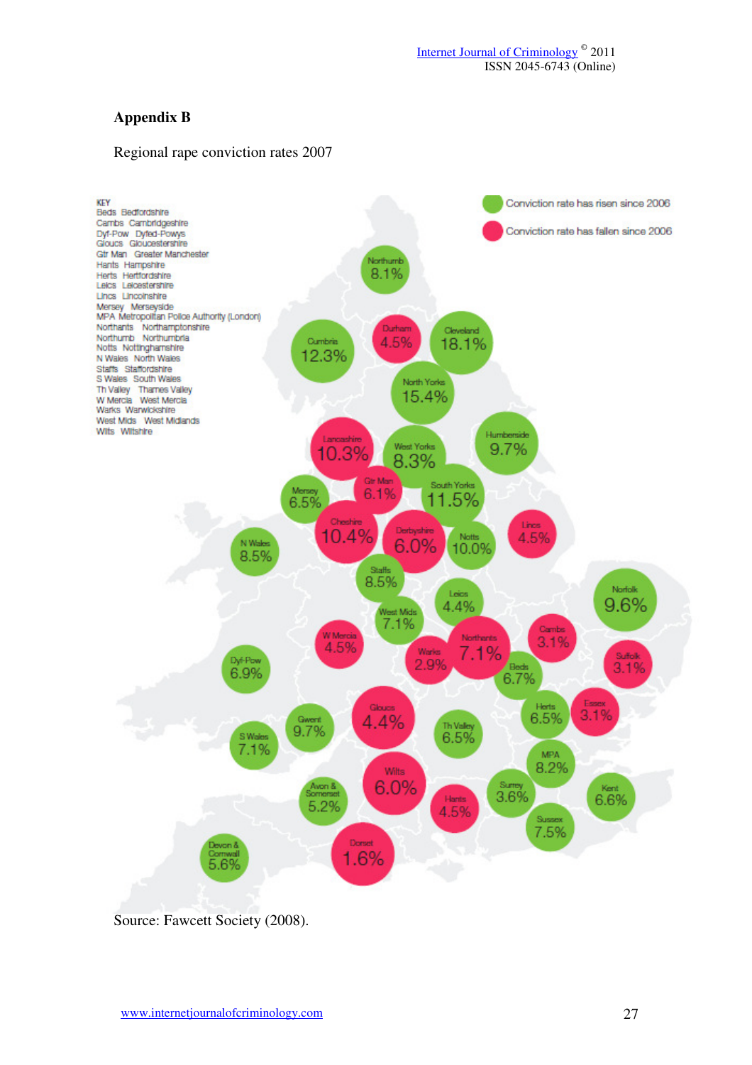## Appendix B

Regional rape conviction rates 2007

KEY
Beds Bedfordshire
Cambs Cambridgeshire
Dyf-Pow Dyfed-Powys
Gloucs Gloucestershire
Gtr Man Greater Manchester
Hants Hampshire
Herts Hertfordshire
Leics Leicestershire
Lincs Lincolnshire
Mersey Merseyside
MPA Metropolitan Police Authority (London)
Northants Northamptonshire
Northumb Northumbria
Notts Nottinghamshire
N Wales North Wales
Staffs Staffordshire
S Wales South Wales
Th Valley Thames Valley
W Mercia West Mercia
Warks Warwickshire
West Mids West Midlands
Wilts Wiltshire

Conviction rate has risen since 2006

Conviction rate has fallen since 2006

Northumb 8.1%
Durham 4.5%
Cleveland 18.1%
Cumbria 12.3%
North Yorks 15.4%
Humberside 9.7%
Lancashire 10.3%
West Yorks 8.3%
Gtr Man 6.1%
South Yorks 11.5%
Mersey 6.5%
Cheshire 10.4%
Derbyshire 6.0%
Notts 10.0%
Lincs 4.5%
N Wales 8.5%
Staffs 8.5%
Leics 4.4%
Norfolk 9.6%
West Mids 7.1%
W Mercia 4.5%
Northants 7.1%
Cambs 3.1%
Warks 2.9%
Suffolk 3.1%
Beds 6.7%
Dyf-Pow 6.9%
Gwent 9.7%
Gloucs 4.4%
Herts 6.5%
Essex 3.1%
S Wales 7.1%
Th Valley 6.5%
MPA 8.2%
Avon & Somerset 5.2%
Wilts 6.0%
Surrey 3.6%
Kent 6.6%
Hants 4.5%
Sussex 7.5%
Devon & Cornwall 5.6%
Dorset 1.6%

Source: Fawcett Society (2008).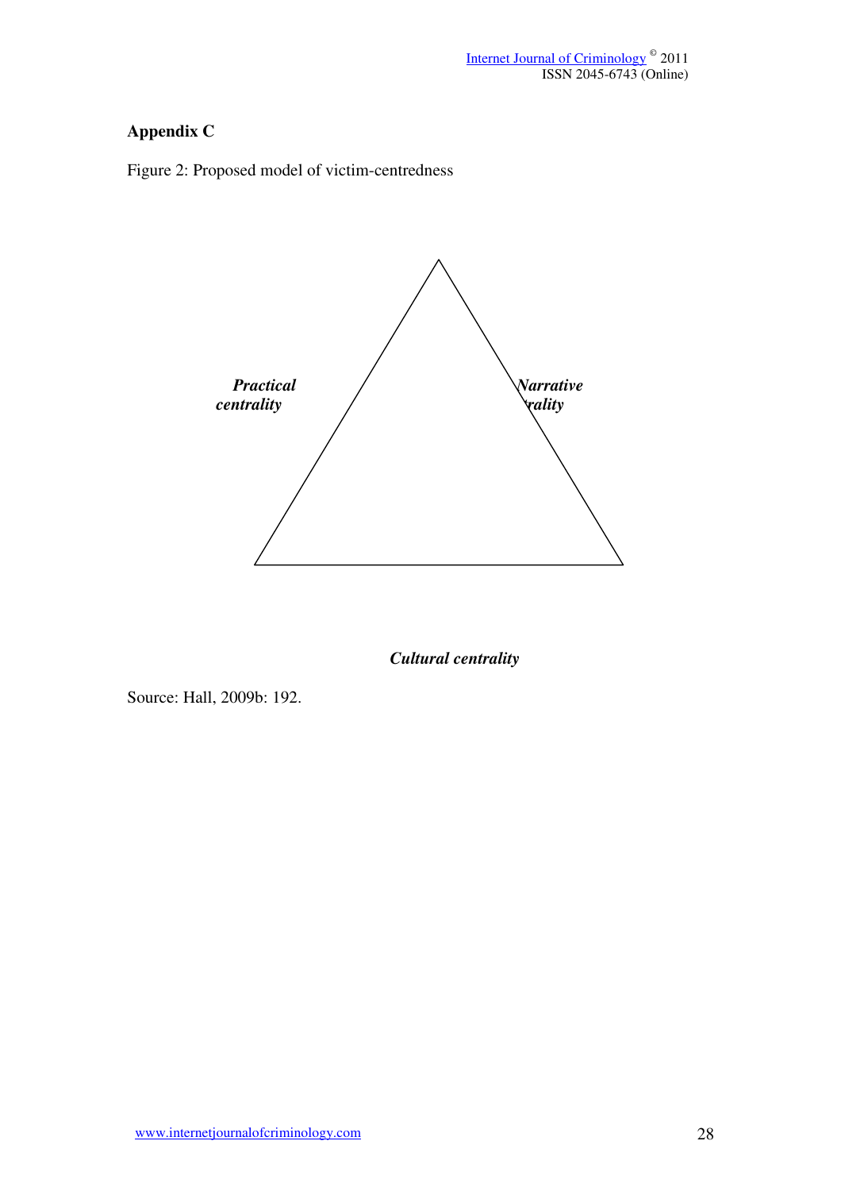## Appendix C

Figure 2: Proposed model of victim-centredness

***Practical centrality***

***Narrative centrality***

***Cultural centrality***

Source: Hall, 2009b: 192.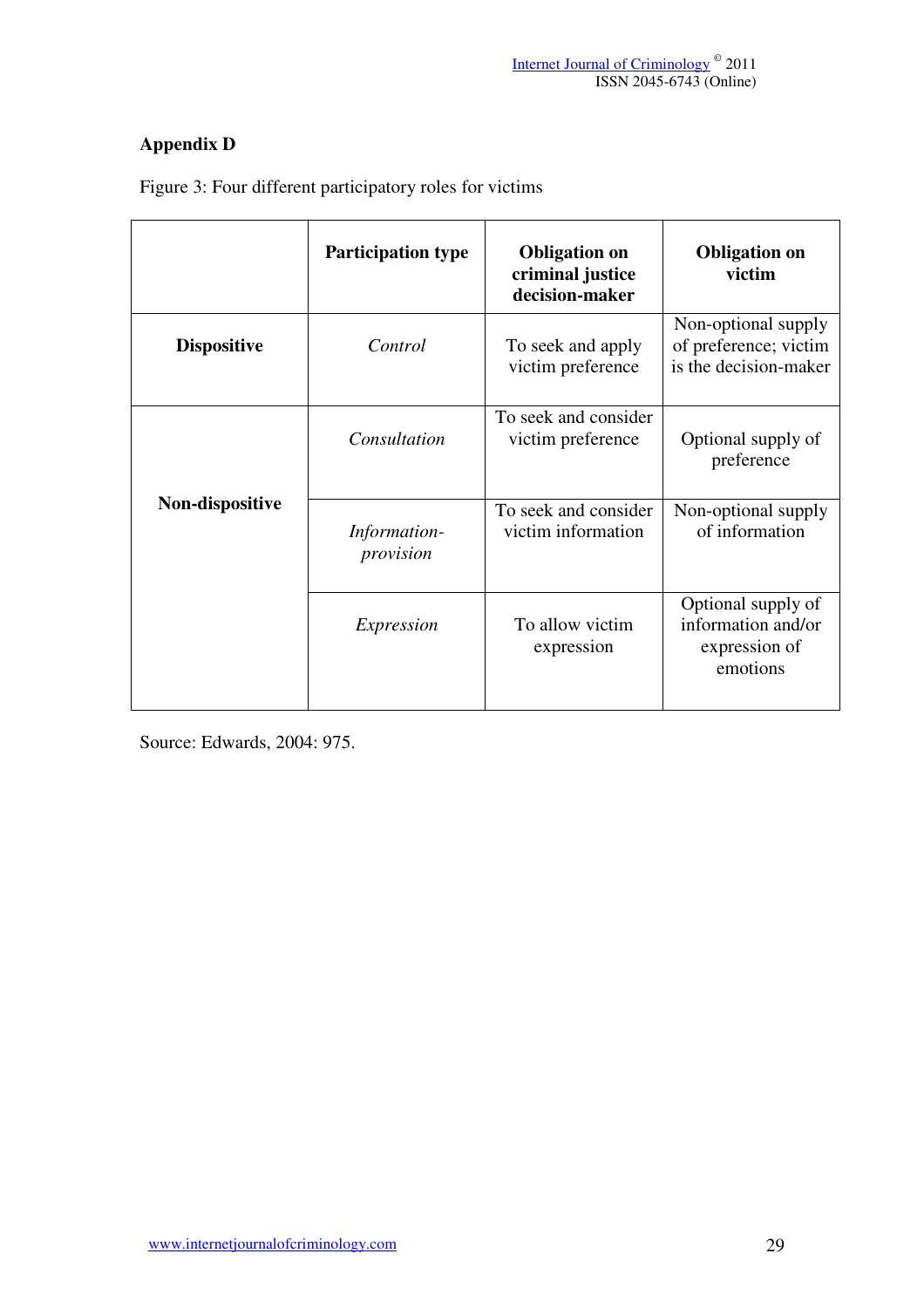**Appendix D**

Figure 3: Four different participatory roles for victims

| | Participation type | Obligation on criminal justice decision-maker | Obligation on victim |
|---|---|---|---|
| **Dispositive** | *Control* | To seek and apply victim preference | Non-optional supply of preference; victim is the decision-maker |
| **Non-dispositive** | *Consultation* | To seek and consider victim preference | Optional supply of preference |
| | *Information-provision* | To seek and consider victim information | Non-optional supply of information |
| | *Expression* | To allow victim expression | Optional supply of information and/or expression of emotions |

Source: Edwards, 2004: 975.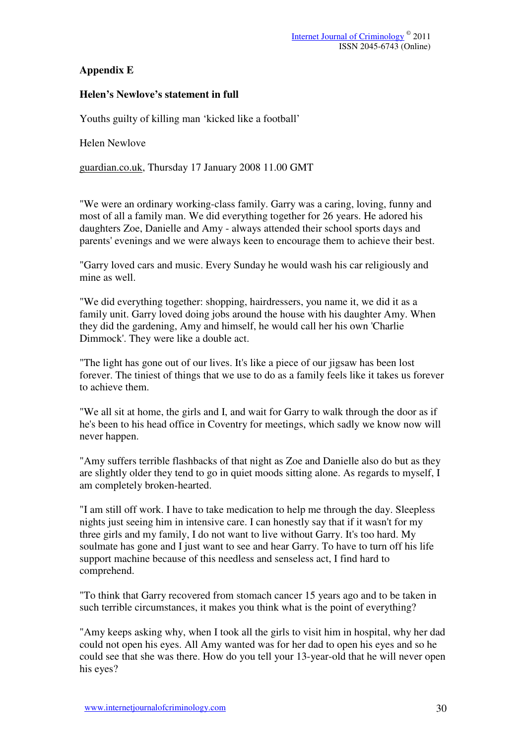## Appendix E

### Helen's Newlove's statement in full

Youths guilty of killing man 'kicked like a football'

Helen Newlove

guardian.co.uk, Thursday 17 January 2008 11.00 GMT

"We were an ordinary working-class family. Garry was a caring, loving, funny and most of all a family man. We did everything together for 26 years. He adored his daughters Zoe, Danielle and Amy - always attended their school sports days and parents' evenings and we were always keen to encourage them to achieve their best.

"Garry loved cars and music. Every Sunday he would wash his car religiously and mine as well.

"We did everything together: shopping, hairdressers, you name it, we did it as a family unit. Garry loved doing jobs around the house with his daughter Amy. When they did the gardening, Amy and himself, he would call her his own 'Charlie Dimmock'. They were like a double act.

"The light has gone out of our lives. It's like a piece of our jigsaw has been lost forever. The tiniest of things that we use to do as a family feels like it takes us forever to achieve them.

"We all sit at home, the girls and I, and wait for Garry to walk through the door as if he's been to his head office in Coventry for meetings, which sadly we know now will never happen.

"Amy suffers terrible flashbacks of that night as Zoe and Danielle also do but as they are slightly older they tend to go in quiet moods sitting alone. As regards to myself, I am completely broken-hearted.

"I am still off work. I have to take medication to help me through the day. Sleepless nights just seeing him in intensive care. I can honestly say that if it wasn't for my three girls and my family, I do not want to live without Garry. It's too hard. My soulmate has gone and I just want to see and hear Garry. To have to turn off his life support machine because of this needless and senseless act, I find hard to comprehend.

"To think that Garry recovered from stomach cancer 15 years ago and to be taken in such terrible circumstances, it makes you think what is the point of everything?

"Amy keeps asking why, when I took all the girls to visit him in hospital, why her dad could not open his eyes. All Amy wanted was for her dad to open his eyes and so he could see that she was there. How do you tell your 13-year-old that he will never open his eyes?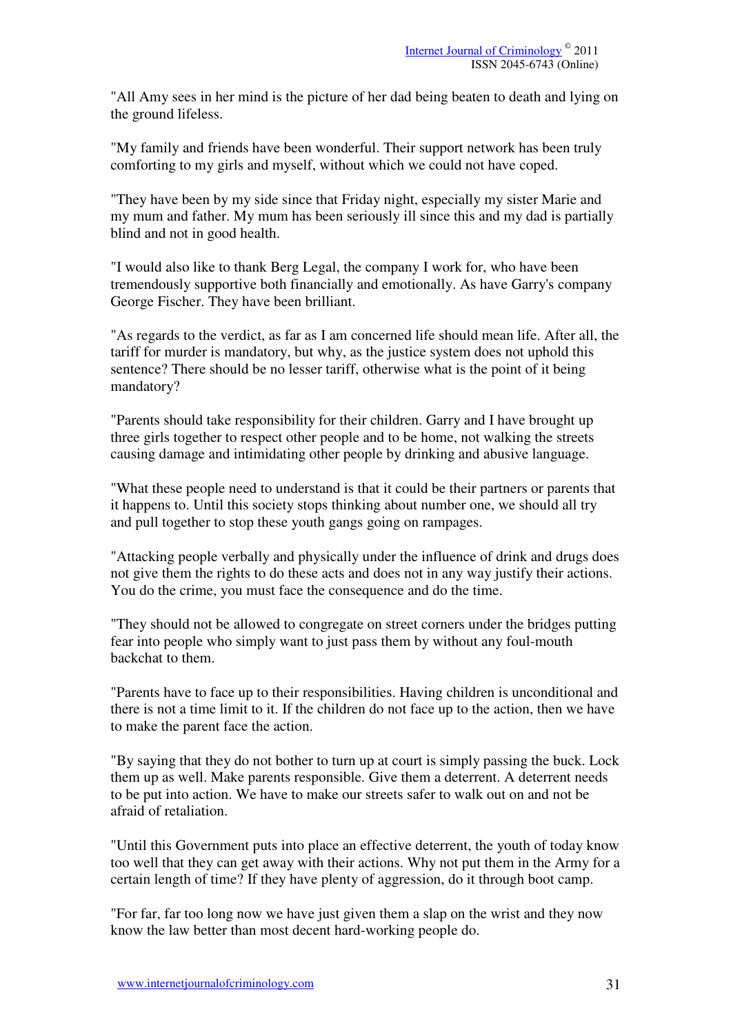"All Amy sees in her mind is the picture of her dad being beaten to death and lying on the ground lifeless.

"My family and friends have been wonderful. Their support network has been truly comforting to my girls and myself, without which we could not have coped.

"They have been by my side since that Friday night, especially my sister Marie and my mum and father. My mum has been seriously ill since this and my dad is partially blind and not in good health.

"I would also like to thank Berg Legal, the company I work for, who have been tremendously supportive both financially and emotionally. As have Garry's company George Fischer. They have been brilliant.

"As regards to the verdict, as far as I am concerned life should mean life. After all, the tariff for murder is mandatory, but why, as the justice system does not uphold this sentence? There should be no lesser tariff, otherwise what is the point of it being mandatory?

"Parents should take responsibility for their children. Garry and I have brought up three girls together to respect other people and to be home, not walking the streets causing damage and intimidating other people by drinking and abusive language.

"What these people need to understand is that it could be their partners or parents that it happens to. Until this society stops thinking about number one, we should all try and pull together to stop these youth gangs going on rampages.

"Attacking people verbally and physically under the influence of drink and drugs does not give them the rights to do these acts and does not in any way justify their actions. You do the crime, you must face the consequence and do the time.

"They should not be allowed to congregate on street corners under the bridges putting fear into people who simply want to just pass them by without any foul-mouth backchat to them.

"Parents have to face up to their responsibilities. Having children is unconditional and there is not a time limit to it. If the children do not face up to the action, then we have to make the parent face the action.

"By saying that they do not bother to turn up at court is simply passing the buck. Lock them up as well. Make parents responsible. Give them a deterrent. A deterrent needs to be put into action. We have to make our streets safer to walk out on and not be afraid of retaliation.

"Until this Government puts into place an effective deterrent, the youth of today know too well that they can get away with their actions. Why not put them in the Army for a certain length of time? If they have plenty of aggression, do it through boot camp.

"For far, far too long now we have just given them a slap on the wrist and they now know the law better than most decent hard-working people do.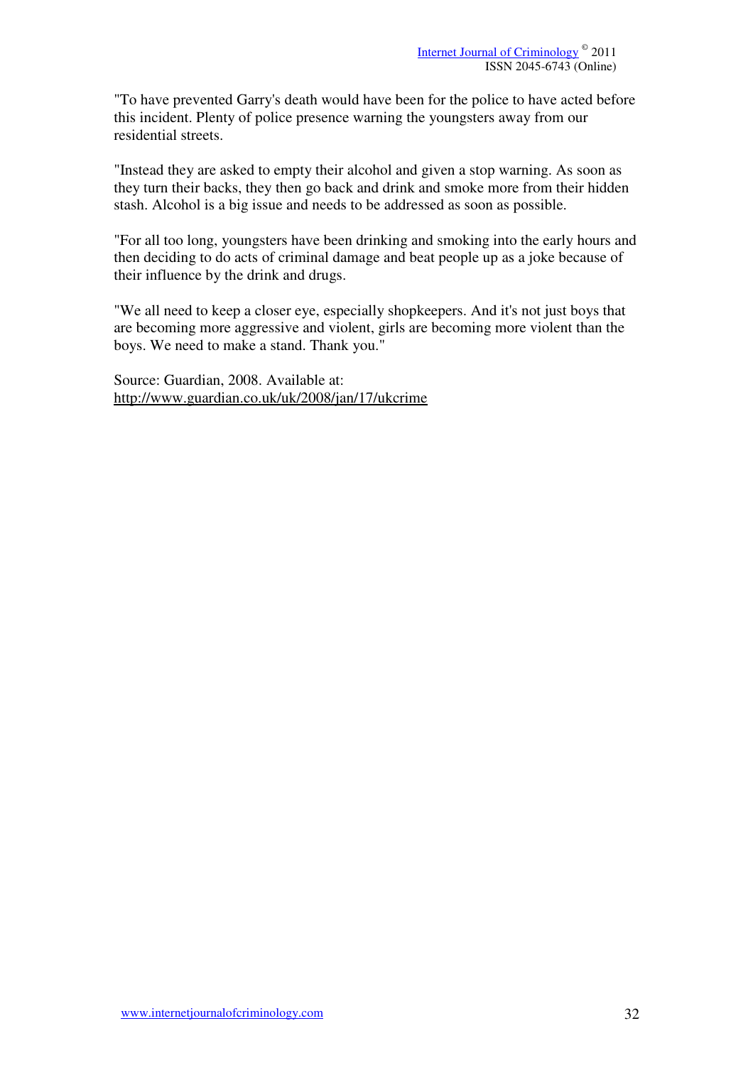"To have prevented Garry's death would have been for the police to have acted before this incident. Plenty of police presence warning the youngsters away from our residential streets.

"Instead they are asked to empty their alcohol and given a stop warning. As soon as they turn their backs, they then go back and drink and smoke more from their hidden stash. Alcohol is a big issue and needs to be addressed as soon as possible.

"For all too long, youngsters have been drinking and smoking into the early hours and then deciding to do acts of criminal damage and beat people up as a joke because of their influence by the drink and drugs.

"We all need to keep a closer eye, especially shopkeepers. And it's not just boys that are becoming more aggressive and violent, girls are becoming more violent than the boys. We need to make a stand. Thank you."

Source: Guardian, 2008. Available at: http://www.guardian.co.uk/uk/2008/jan/17/ukcrime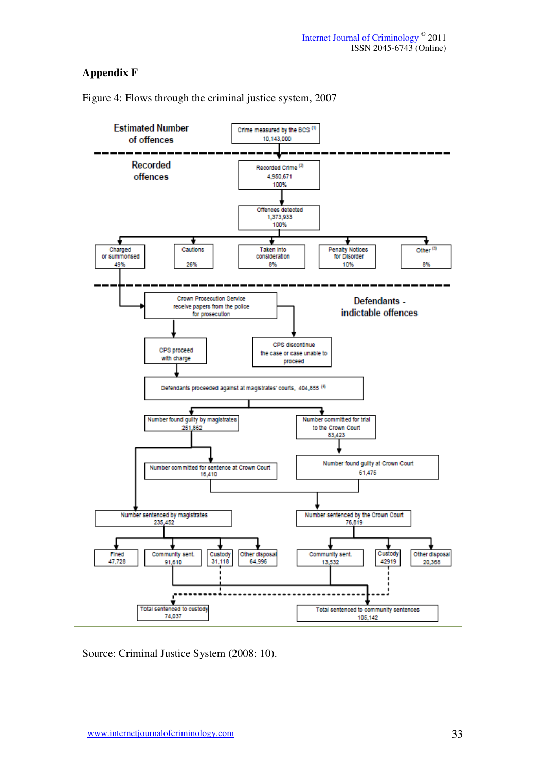## Appendix F

Figure 4: Flows through the criminal justice system, 2007

Estimated Number of offences

Crime measured by the BCS (1)
10,143,000

Recorded offences

Recorded Crime (2)
4,950,671
100%

Offences detected
1,373,933
100%

Charged or summonsed
49%

Cautions
26%

Taken into consideration
8%

Penalty Notices for Disorder
10%

Other (3)
8%

Defendants - indictable offences

Crown Prosecution Service receive papers from the police for prosecution

CPS proceed with charge

CPS discontinue the case or case unable to proceed

Defendants proceeded against at magistrates' courts, 404,855 (4)

Number found guilty by magistrates
251,862

Number committed for trial to the Crown Court
83,423

Number committed for sentence at Crown Court
16,410

Number found guilty at Crown Court
61,475

Number sentenced by magistrates
235,452

Number sentenced by the Crown Court
76,819

Fined
47,728

Community sent.
91,610

Custody
31,118

Other disposal
64,996

Community sent.
13,532

Custody
42919

Other disposal
20,368

Total sentenced to custody
74,037

Total sentenced to community sentences
105,142

Source: Criminal Justice System (2008: 10).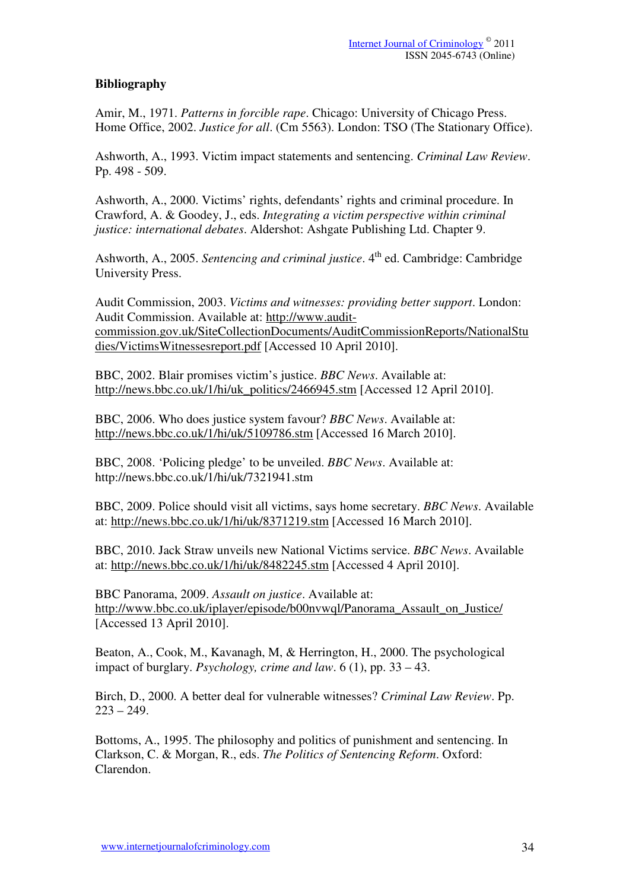**Bibliography**

Amir, M., 1971. *Patterns in forcible rape*. Chicago: University of Chicago Press.
Home Office, 2002. *Justice for all*. (Cm 5563). London: TSO (The Stationary Office).

Ashworth, A., 1993. Victim impact statements and sentencing. *Criminal Law Review*. Pp. 498 - 509.

Ashworth, A., 2000. Victims' rights, defendants' rights and criminal procedure. In Crawford, A. & Goodey, J., eds. *Integrating a victim perspective within criminal justice: international debates*. Aldershot: Ashgate Publishing Ltd. Chapter 9.

Ashworth, A., 2005. *Sentencing and criminal justice*. 4th ed. Cambridge: Cambridge University Press.

Audit Commission, 2003. *Victims and witnesses: providing better support*. London: Audit Commission. Available at: http://www.audit-commission.gov.uk/SiteCollectionDocuments/AuditCommissionReports/NationalStudies/VictimsWitnessesreport.pdf [Accessed 10 April 2010].

BBC, 2002. Blair promises victim's justice. *BBC News*. Available at: http://news.bbc.co.uk/1/hi/uk_politics/2466945.stm [Accessed 12 April 2010].

BBC, 2006. Who does justice system favour? *BBC News*. Available at: http://news.bbc.co.uk/1/hi/uk/5109786.stm [Accessed 16 March 2010].

BBC, 2008. 'Policing pledge' to be unveiled. *BBC News*. Available at: http://news.bbc.co.uk/1/hi/uk/7321941.stm

BBC, 2009. Police should visit all victims, says home secretary. *BBC News*. Available at: http://news.bbc.co.uk/1/hi/uk/8371219.stm [Accessed 16 March 2010].

BBC, 2010. Jack Straw unveils new National Victims service. *BBC News*. Available at: http://news.bbc.co.uk/1/hi/uk/8482245.stm [Accessed 4 April 2010].

BBC Panorama, 2009. *Assault on justice*. Available at: http://www.bbc.co.uk/iplayer/episode/b00nvwql/Panorama_Assault_on_Justice/ [Accessed 13 April 2010].

Beaton, A., Cook, M., Kavanagh, M, & Herrington, H., 2000. The psychological impact of burglary. *Psychology, crime and law*. 6 (1), pp. 33 – 43.

Birch, D., 2000. A better deal for vulnerable witnesses? *Criminal Law Review*. Pp. 223 – 249.

Bottoms, A., 1995. The philosophy and politics of punishment and sentencing. In Clarkson, C. & Morgan, R., eds. *The Politics of Sentencing Reform*. Oxford: Clarendon.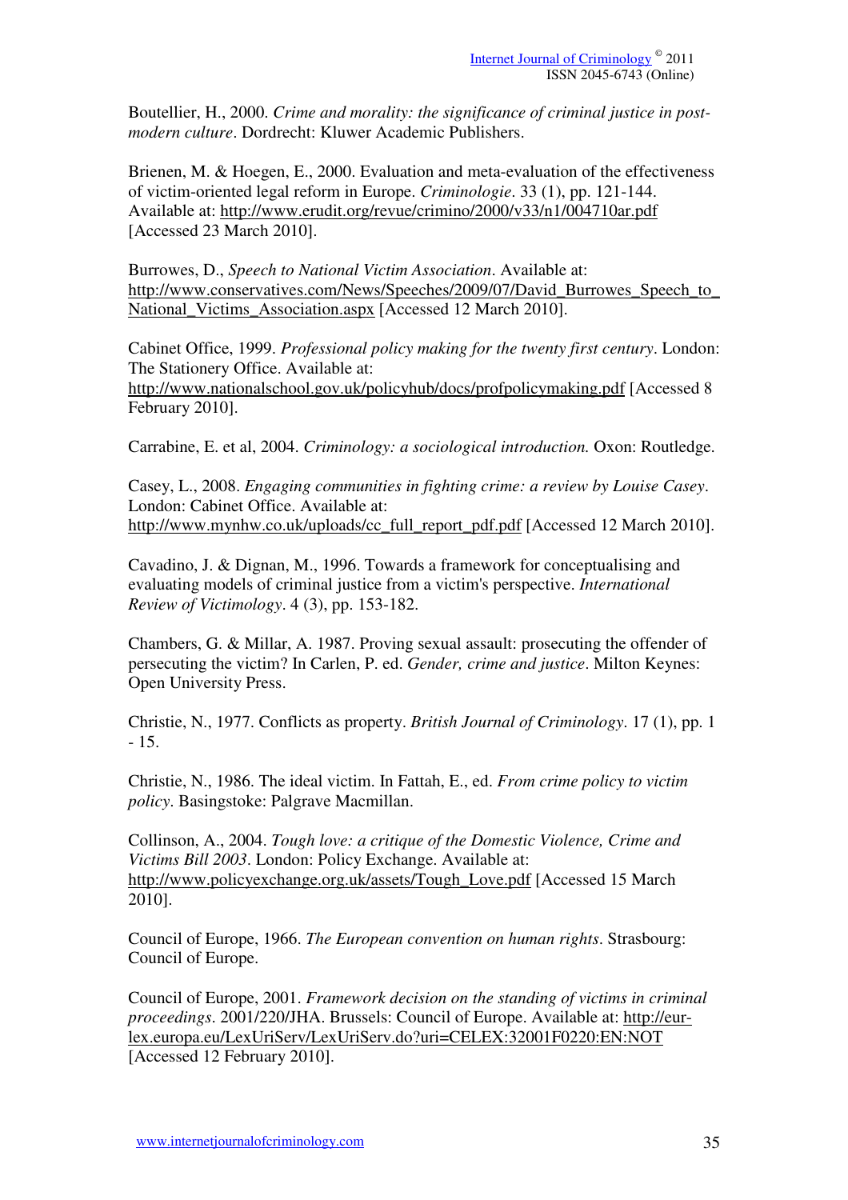Boutellier, H., 2000. *Crime and morality: the significance of criminal justice in post-modern culture*. Dordrecht: Kluwer Academic Publishers.

Brienen, M. & Hoegen, E., 2000. Evaluation and meta-evaluation of the effectiveness of victim-oriented legal reform in Europe. *Criminologie*. 33 (1), pp. 121-144. Available at: http://www.erudit.org/revue/crimino/2000/v33/n1/004710ar.pdf [Accessed 23 March 2010].

Burrowes, D., *Speech to National Victim Association*. Available at: http://www.conservatives.com/News/Speeches/2009/07/David_Burrowes_Speech_to_National_Victims_Association.aspx [Accessed 12 March 2010].

Cabinet Office, 1999. *Professional policy making for the twenty first century*. London: The Stationery Office. Available at: http://www.nationalschool.gov.uk/policyhub/docs/profpolicymaking.pdf [Accessed 8 February 2010].

Carrabine, E. et al, 2004. *Criminology: a sociological introduction.* Oxon: Routledge.

Casey, L., 2008. *Engaging communities in fighting crime: a review by Louise Casey*. London: Cabinet Office. Available at: http://www.mynhw.co.uk/uploads/cc_full_report_pdf.pdf [Accessed 12 March 2010].

Cavadino, J. & Dignan, M., 1996. Towards a framework for conceptualising and evaluating models of criminal justice from a victim's perspective. *International Review of Victimology*. 4 (3), pp. 153-182.

Chambers, G. & Millar, A. 1987. Proving sexual assault: prosecuting the offender of persecuting the victim? In Carlen, P. ed. *Gender, crime and justice*. Milton Keynes: Open University Press.

Christie, N., 1977. Conflicts as property. *British Journal of Criminology*. 17 (1), pp. 1 - 15.

Christie, N., 1986. The ideal victim. In Fattah, E., ed. *From crime policy to victim policy*. Basingstoke: Palgrave Macmillan.

Collinson, A., 2004. *Tough love: a critique of the Domestic Violence, Crime and Victims Bill 2003*. London: Policy Exchange. Available at: http://www.policyexchange.org.uk/assets/Tough_Love.pdf [Accessed 15 March 2010].

Council of Europe, 1966. *The European convention on human rights*. Strasbourg: Council of Europe.

Council of Europe, 2001. *Framework decision on the standing of victims in criminal proceedings*. 2001/220/JHA. Brussels: Council of Europe. Available at: http://eur-lex.europa.eu/LexUriServ/LexUriServ.do?uri=CELEX:32001F0220:EN:NOT [Accessed 12 February 2010].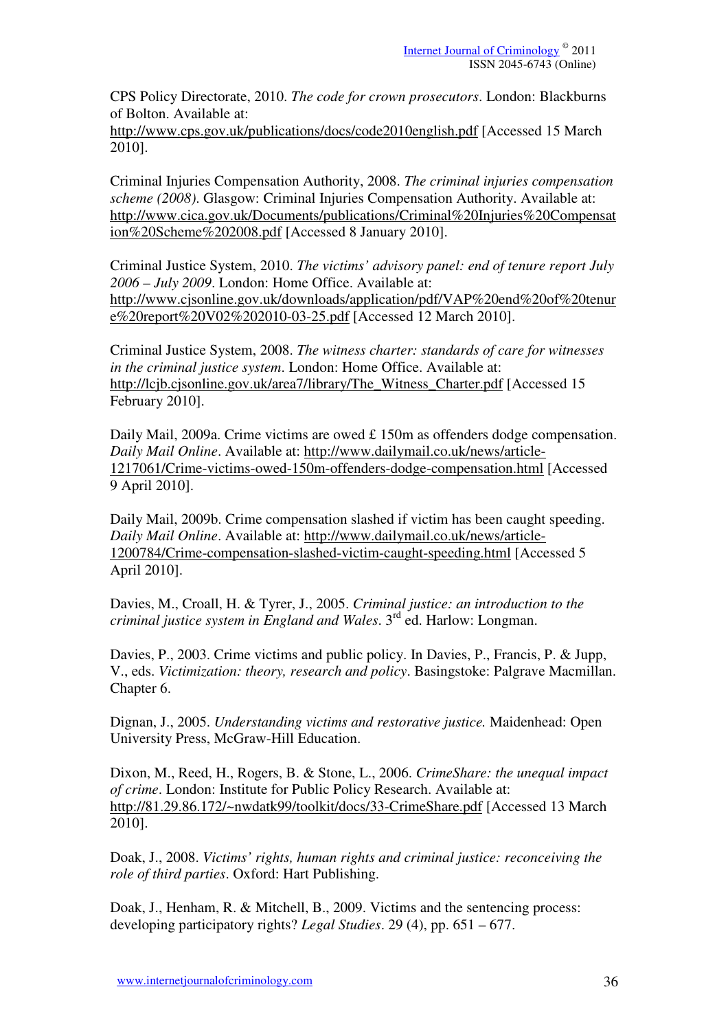CPS Policy Directorate, 2010. *The code for crown prosecutors*. London: Blackburns of Bolton. Available at: http://www.cps.gov.uk/publications/docs/code2010english.pdf [Accessed 15 March 2010].

Criminal Injuries Compensation Authority, 2008. *The criminal injuries compensation scheme (2008)*. Glasgow: Criminal Injuries Compensation Authority. Available at: http://www.cica.gov.uk/Documents/publications/Criminal%20Injuries%20Compensation%20Scheme%202008.pdf [Accessed 8 January 2010].

Criminal Justice System, 2010. *The victims' advisory panel: end of tenure report July 2006 – July 2009*. London: Home Office. Available at: http://www.cjsonline.gov.uk/downloads/application/pdf/VAP%20end%20of%20tenure%20report%20V02%202010-03-25.pdf [Accessed 12 March 2010].

Criminal Justice System, 2008. *The witness charter: standards of care for witnesses in the criminal justice system*. London: Home Office. Available at: http://lcjb.cjsonline.gov.uk/area7/library/The_Witness_Charter.pdf [Accessed 15 February 2010].

Daily Mail, 2009a. Crime victims are owed £ 150m as offenders dodge compensation. *Daily Mail Online*. Available at: http://www.dailymail.co.uk/news/article-1217061/Crime-victims-owed-150m-offenders-dodge-compensation.html [Accessed 9 April 2010].

Daily Mail, 2009b. Crime compensation slashed if victim has been caught speeding. *Daily Mail Online*. Available at: http://www.dailymail.co.uk/news/article-1200784/Crime-compensation-slashed-victim-caught-speeding.html [Accessed 5 April 2010].

Davies, M., Croall, H. & Tyrer, J., 2005. *Criminal justice: an introduction to the criminal justice system in England and Wales*. 3rd ed. Harlow: Longman.

Davies, P., 2003. Crime victims and public policy. In Davies, P., Francis, P. & Jupp, V., eds. *Victimization: theory, research and policy*. Basingstoke: Palgrave Macmillan. Chapter 6.

Dignan, J., 2005. *Understanding victims and restorative justice.* Maidenhead: Open University Press, McGraw-Hill Education.

Dixon, M., Reed, H., Rogers, B. & Stone, L., 2006. *CrimeShare: the unequal impact of crime*. London: Institute for Public Policy Research. Available at: http://81.29.86.172/~nwdatk99/toolkit/docs/33-CrimeShare.pdf [Accessed 13 March 2010].

Doak, J., 2008. *Victims' rights, human rights and criminal justice: reconceiving the role of third parties*. Oxford: Hart Publishing.

Doak, J., Henham, R. & Mitchell, B., 2009. Victims and the sentencing process: developing participatory rights? *Legal Studies*. 29 (4), pp. 651 – 677.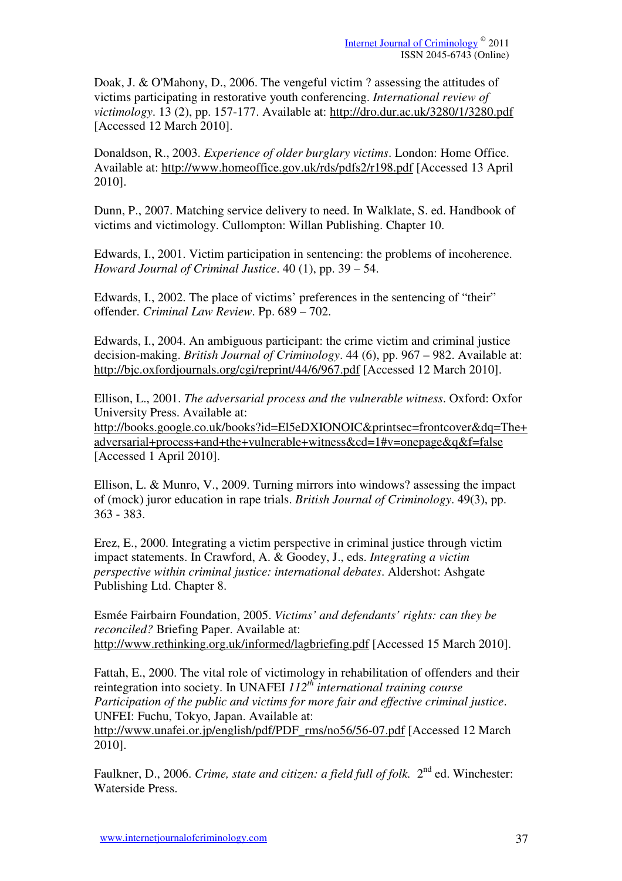Doak, J. & O'Mahony, D., 2006. The vengeful victim ? assessing the attitudes of victims participating in restorative youth conferencing. *International review of victimology*. 13 (2), pp. 157-177. Available at: http://dro.dur.ac.uk/3280/1/3280.pdf [Accessed 12 March 2010].

Donaldson, R., 2003. *Experience of older burglary victims*. London: Home Office. Available at: http://www.homeoffice.gov.uk/rds/pdfs2/r198.pdf [Accessed 13 April 2010].

Dunn, P., 2007. Matching service delivery to need. In Walklate, S. ed. Handbook of victims and victimology. Cullompton: Willan Publishing. Chapter 10.

Edwards, I., 2001. Victim participation in sentencing: the problems of incoherence. *Howard Journal of Criminal Justice*. 40 (1), pp. 39 – 54.

Edwards, I., 2002. The place of victims' preferences in the sentencing of "their" offender. *Criminal Law Review*. Pp. 689 – 702.

Edwards, I., 2004. An ambiguous participant: the crime victim and criminal justice decision-making. *British Journal of Criminology*. 44 (6), pp. 967 – 982. Available at: http://bjc.oxfordjournals.org/cgi/reprint/44/6/967.pdf [Accessed 12 March 2010].

Ellison, L., 2001. *The adversarial process and the vulnerable witness*. Oxford: Oxfor University Press. Available at: http://books.google.co.uk/books?id=El5eDXIONOIC&printsec=frontcover&dq=The+adversarial+process+and+the+vulnerable+witness&cd=1#v=onepage&q&f=false [Accessed 1 April 2010].

Ellison, L. & Munro, V., 2009. Turning mirrors into windows? assessing the impact of (mock) juror education in rape trials. *British Journal of Criminology*. 49(3), pp. 363 - 383.

Erez, E., 2000. Integrating a victim perspective in criminal justice through victim impact statements. In Crawford, A. & Goodey, J., eds. *Integrating a victim perspective within criminal justice: international debates*. Aldershot: Ashgate Publishing Ltd. Chapter 8.

Esmée Fairbairn Foundation, 2005. *Victims' and defendants' rights: can they be reconciled?* Briefing Paper. Available at: http://www.rethinking.org.uk/informed/lagbriefing.pdf [Accessed 15 March 2010].

Fattah, E., 2000. The vital role of victimology in rehabilitation of offenders and their reintegration into society. In UNAFEI *112th international training course Participation of the public and victims for more fair and effective criminal justice*. UNFEI: Fuchu, Tokyo, Japan. Available at: http://www.unafei.or.jp/english/pdf/PDF_rms/no56/56-07.pdf [Accessed 12 March 2010].

Faulkner, D., 2006. *Crime, state and citizen: a field full of folk.* 2nd ed. Winchester: Waterside Press.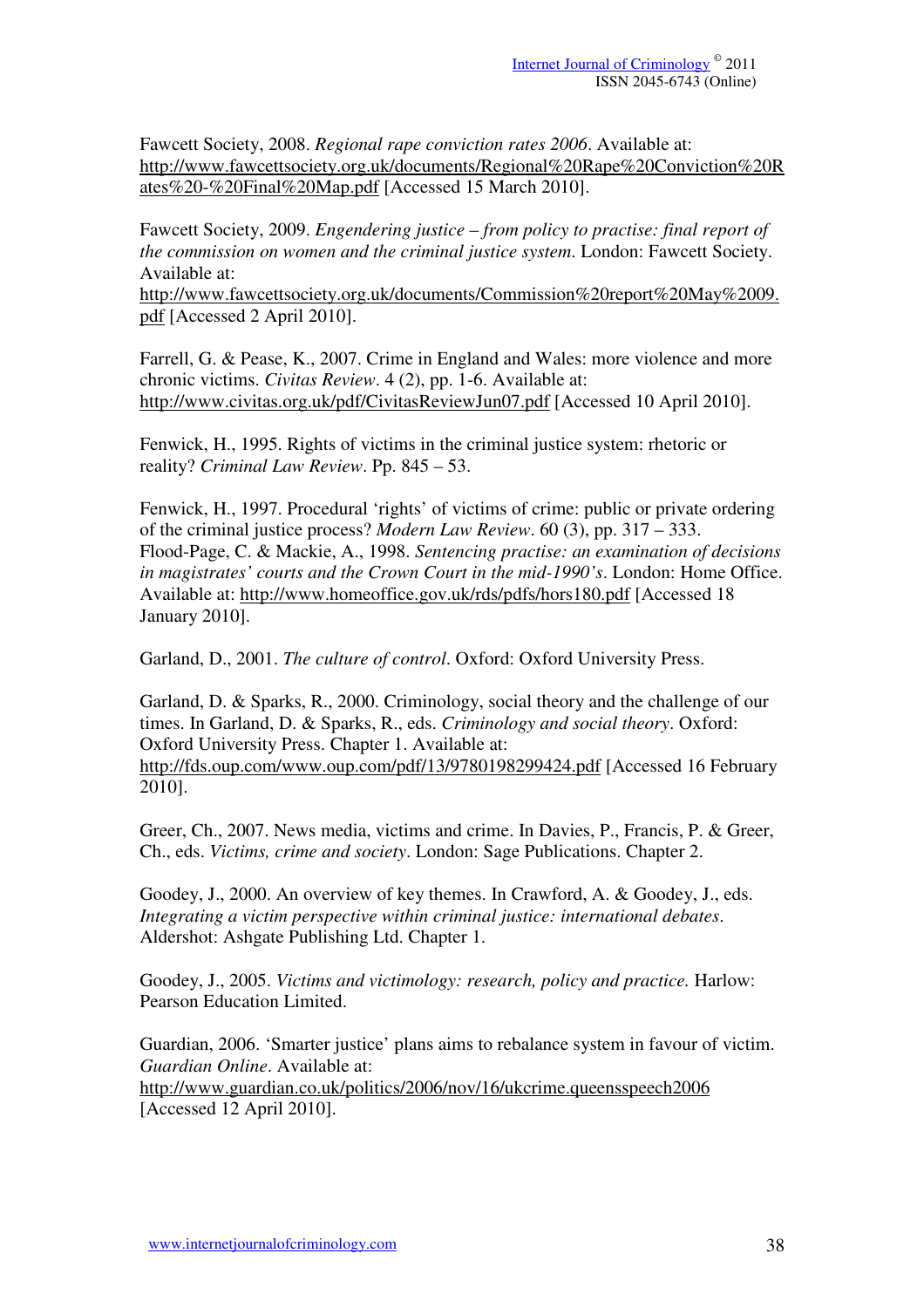Fawcett Society, 2008. *Regional rape conviction rates 2006*. Available at: http://www.fawcettsociety.org.uk/documents/Regional%20Rape%20Conviction%20Rates%20-%20Final%20Map.pdf [Accessed 15 March 2010].

Fawcett Society, 2009. *Engendering justice – from policy to practise: final report of the commission on women and the criminal justice system*. London: Fawcett Society. Available at: http://www.fawcettsociety.org.uk/documents/Commission%20report%20May%2009.pdf [Accessed 2 April 2010].

Farrell, G. & Pease, K., 2007. Crime in England and Wales: more violence and more chronic victims. *Civitas Review*. 4 (2), pp. 1-6. Available at: http://www.civitas.org.uk/pdf/CivitasReviewJun07.pdf [Accessed 10 April 2010].

Fenwick, H., 1995. Rights of victims in the criminal justice system: rhetoric or reality? *Criminal Law Review*. Pp. 845 – 53.

Fenwick, H., 1997. Procedural 'rights' of victims of crime: public or private ordering of the criminal justice process? *Modern Law Review*. 60 (3), pp. 317 – 333.
Flood-Page, C. & Mackie, A., 1998. *Sentencing practise: an examination of decisions in magistrates' courts and the Crown Court in the mid-1990's*. London: Home Office. Available at: http://www.homeoffice.gov.uk/rds/pdfs/hors180.pdf [Accessed 18 January 2010].

Garland, D., 2001. *The culture of control*. Oxford: Oxford University Press.

Garland, D. & Sparks, R., 2000. Criminology, social theory and the challenge of our times. In Garland, D. & Sparks, R., eds. *Criminology and social theory*. Oxford: Oxford University Press. Chapter 1. Available at: http://fds.oup.com/www.oup.com/pdf/13/9780198299424.pdf [Accessed 16 February 2010].

Greer, Ch., 2007. News media, victims and crime. In Davies, P., Francis, P. & Greer, Ch., eds. *Victims, crime and society*. London: Sage Publications. Chapter 2.

Goodey, J., 2000. An overview of key themes. In Crawford, A. & Goodey, J., eds. *Integrating a victim perspective within criminal justice: international debates*. Aldershot: Ashgate Publishing Ltd. Chapter 1.

Goodey, J., 2005. *Victims and victimology: research, policy and practice.* Harlow: Pearson Education Limited.

Guardian, 2006. 'Smarter justice' plans aims to rebalance system in favour of victim. *Guardian Online*. Available at: http://www.guardian.co.uk/politics/2006/nov/16/ukcrime.queensspeech2006 [Accessed 12 April 2010].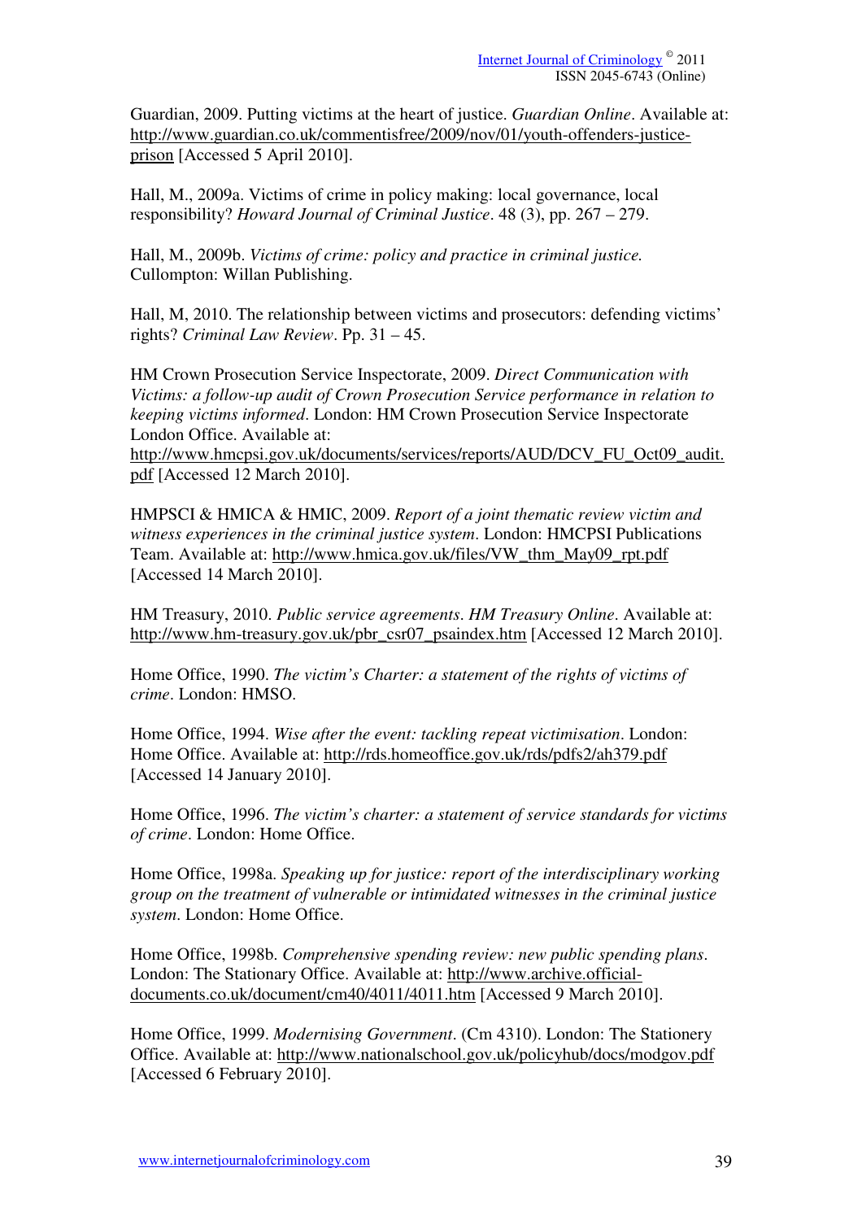Guardian, 2009. Putting victims at the heart of justice. *Guardian Online*. Available at: http://www.guardian.co.uk/commentisfree/2009/nov/01/youth-offenders-justice-prison [Accessed 5 April 2010].

Hall, M., 2009a. Victims of crime in policy making: local governance, local responsibility? *Howard Journal of Criminal Justice*. 48 (3), pp. 267 – 279.

Hall, M., 2009b. *Victims of crime: policy and practice in criminal justice.* Cullompton: Willan Publishing.

Hall, M, 2010. The relationship between victims and prosecutors: defending victims' rights? *Criminal Law Review*. Pp. 31 – 45.

HM Crown Prosecution Service Inspectorate, 2009. *Direct Communication with Victims: a follow-up audit of Crown Prosecution Service performance in relation to keeping victims informed*. London: HM Crown Prosecution Service Inspectorate London Office. Available at: http://www.hmcpsi.gov.uk/documents/services/reports/AUD/DCV_FU_Oct09_audit.pdf [Accessed 12 March 2010].

HMPSCI & HMICA & HMIC, 2009. *Report of a joint thematic review victim and witness experiences in the criminal justice system*. London: HMCPSI Publications Team. Available at: http://www.hmica.gov.uk/files/VW_thm_May09_rpt.pdf [Accessed 14 March 2010].

HM Treasury, 2010. *Public service agreements*. *HM Treasury Online*. Available at: http://www.hm-treasury.gov.uk/pbr_csr07_psaindex.htm [Accessed 12 March 2010].

Home Office, 1990. *The victim's Charter: a statement of the rights of victims of crime*. London: HMSO.

Home Office, 1994. *Wise after the event: tackling repeat victimisation*. London: Home Office. Available at: http://rds.homeoffice.gov.uk/rds/pdfs2/ah379.pdf [Accessed 14 January 2010].

Home Office, 1996. *The victim's charter: a statement of service standards for victims of crime*. London: Home Office.

Home Office, 1998a. *Speaking up for justice: report of the interdisciplinary working group on the treatment of vulnerable or intimidated witnesses in the criminal justice system*. London: Home Office.

Home Office, 1998b. *Comprehensive spending review: new public spending plans*. London: The Stationary Office. Available at: http://www.archive.official-documents.co.uk/document/cm40/4011/4011.htm [Accessed 9 March 2010].

Home Office, 1999. *Modernising Government*. (Cm 4310). London: The Stationery Office. Available at: http://www.nationalschool.gov.uk/policyhub/docs/modgov.pdf [Accessed 6 February 2010].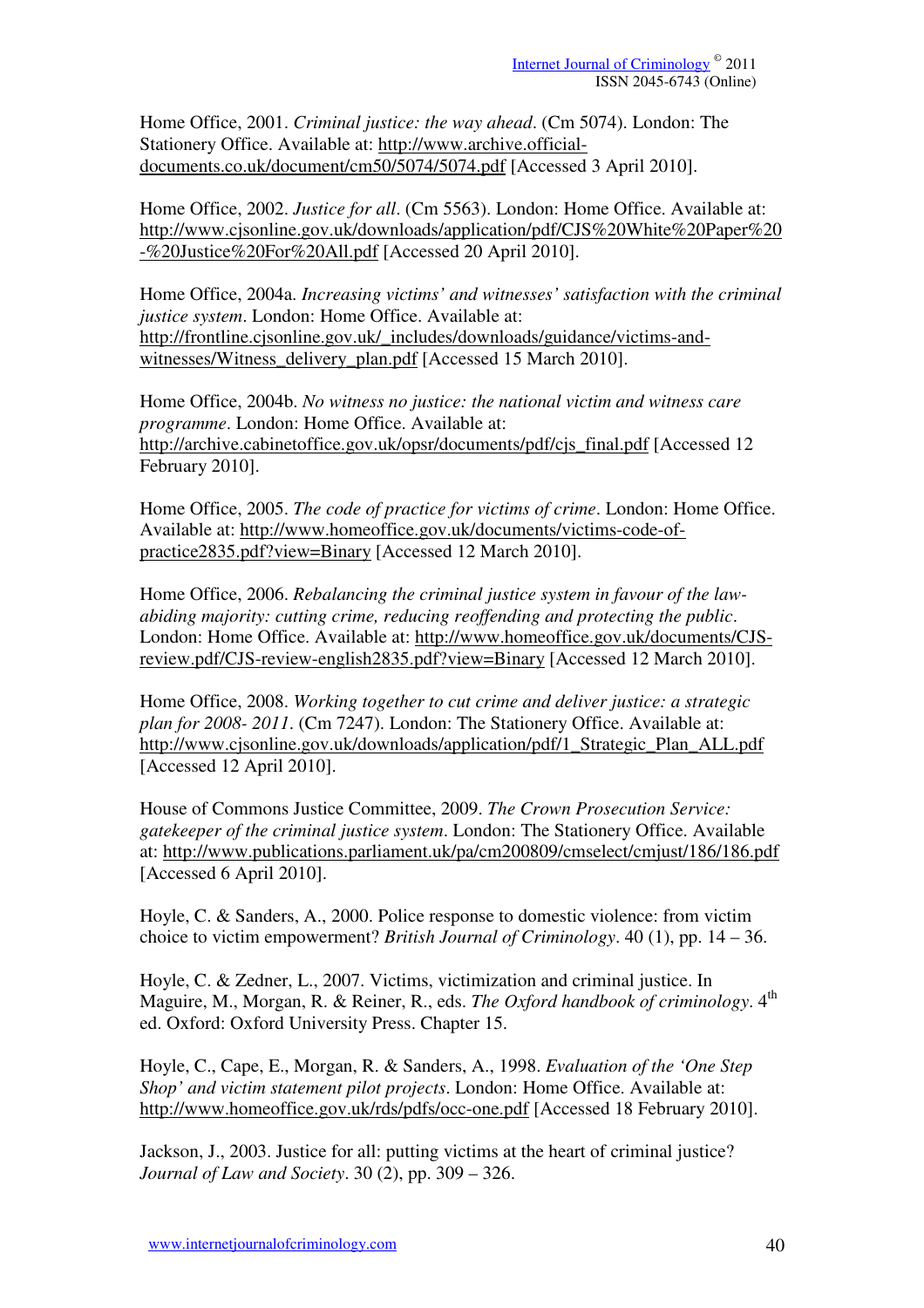Home Office, 2001. *Criminal justice: the way ahead*. (Cm 5074). London: The Stationery Office. Available at: http://www.archive.official-documents.co.uk/document/cm50/5074/5074.pdf [Accessed 3 April 2010].

Home Office, 2002. *Justice for all*. (Cm 5563). London: Home Office. Available at: http://www.cjsonline.gov.uk/downloads/application/pdf/CJS%20White%20Paper%20-%20Justice%20For%20All.pdf [Accessed 20 April 2010].

Home Office, 2004a. *Increasing victims' and witnesses' satisfaction with the criminal justice system*. London: Home Office. Available at: http://frontline.cjsonline.gov.uk/_includes/downloads/guidance/victims-and-witnesses/Witness_delivery_plan.pdf [Accessed 15 March 2010].

Home Office, 2004b. *No witness no justice: the national victim and witness care programme*. London: Home Office. Available at: http://archive.cabinetoffice.gov.uk/opsr/documents/pdf/cjs_final.pdf [Accessed 12 February 2010].

Home Office, 2005. *The code of practice for victims of crime*. London: Home Office. Available at: http://www.homeoffice.gov.uk/documents/victims-code-of-practice2835.pdf?view=Binary [Accessed 12 March 2010].

Home Office, 2006. *Rebalancing the criminal justice system in favour of the law-abiding majority: cutting crime, reducing reoffending and protecting the public*. London: Home Office. Available at: http://www.homeoffice.gov.uk/documents/CJS-review.pdf/CJS-review-english2835.pdf?view=Binary [Accessed 12 March 2010].

Home Office, 2008. *Working together to cut crime and deliver justice: a strategic plan for 2008- 2011*. (Cm 7247). London: The Stationery Office. Available at: http://www.cjsonline.gov.uk/downloads/application/pdf/1_Strategic_Plan_ALL.pdf [Accessed 12 April 2010].

House of Commons Justice Committee, 2009. *The Crown Prosecution Service: gatekeeper of the criminal justice system*. London: The Stationery Office. Available at: http://www.publications.parliament.uk/pa/cm200809/cmselect/cmjust/186/186.pdf [Accessed 6 April 2010].

Hoyle, C. & Sanders, A., 2000. Police response to domestic violence: from victim choice to victim empowerment? *British Journal of Criminology*. 40 (1), pp. 14 – 36.

Hoyle, C. & Zedner, L., 2007. Victims, victimization and criminal justice. In Maguire, M., Morgan, R. & Reiner, R., eds. *The Oxford handbook of criminology*. 4th ed. Oxford: Oxford University Press. Chapter 15.

Hoyle, C., Cape, E., Morgan, R. & Sanders, A., 1998. *Evaluation of the 'One Step Shop' and victim statement pilot projects*. London: Home Office. Available at: http://www.homeoffice.gov.uk/rds/pdfs/occ-one.pdf [Accessed 18 February 2010].

Jackson, J., 2003. Justice for all: putting victims at the heart of criminal justice? *Journal of Law and Society*. 30 (2), pp. 309 – 326.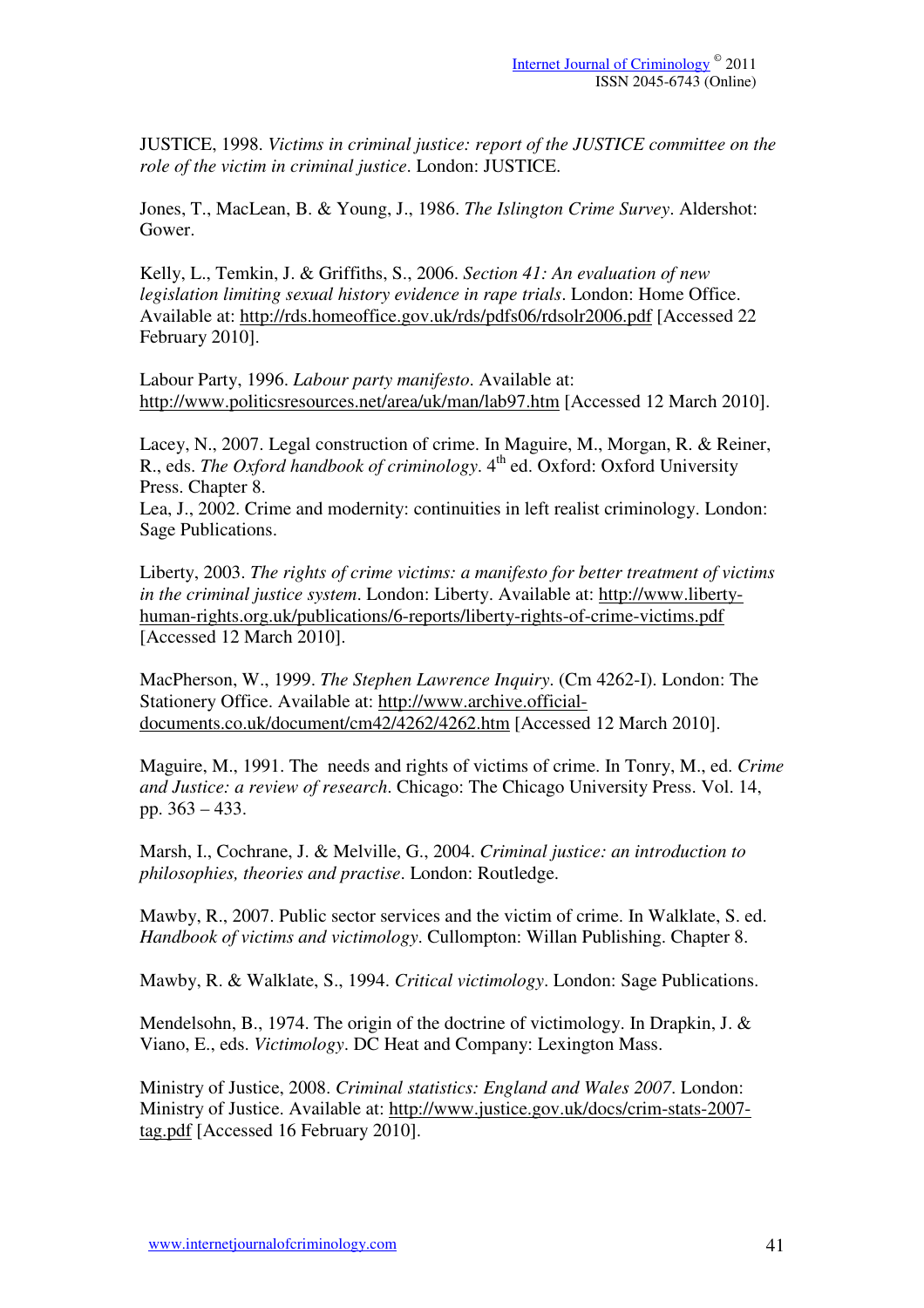JUSTICE, 1998. *Victims in criminal justice: report of the JUSTICE committee on the role of the victim in criminal justice*. London: JUSTICE.

Jones, T., MacLean, B. & Young, J., 1986. *The Islington Crime Survey*. Aldershot: Gower.

Kelly, L., Temkin, J. & Griffiths, S., 2006. *Section 41: An evaluation of new legislation limiting sexual history evidence in rape trials*. London: Home Office. Available at: http://rds.homeoffice.gov.uk/rds/pdfs06/rdsolr2006.pdf [Accessed 22 February 2010].

Labour Party, 1996. *Labour party manifesto*. Available at: http://www.politicsresources.net/area/uk/man/lab97.htm [Accessed 12 March 2010].

Lacey, N., 2007. Legal construction of crime. In Maguire, M., Morgan, R. & Reiner, R., eds. *The Oxford handbook of criminology*. 4th ed. Oxford: Oxford University Press. Chapter 8.
Lea, J., 2002. Crime and modernity: continuities in left realist criminology. London: Sage Publications.

Liberty, 2003. *The rights of crime victims: a manifesto for better treatment of victims in the criminal justice system*. London: Liberty. Available at: http://www.liberty-human-rights.org.uk/publications/6-reports/liberty-rights-of-crime-victims.pdf [Accessed 12 March 2010].

MacPherson, W., 1999. *The Stephen Lawrence Inquiry*. (Cm 4262-I). London: The Stationery Office. Available at: http://www.archive.official-documents.co.uk/document/cm42/4262/4262.htm [Accessed 12 March 2010].

Maguire, M., 1991. The needs and rights of victims of crime. In Tonry, M., ed. *Crime and Justice: a review of research*. Chicago: The Chicago University Press. Vol. 14, pp. 363 – 433.

Marsh, I., Cochrane, J. & Melville, G., 2004. *Criminal justice: an introduction to philosophies, theories and practise*. London: Routledge.

Mawby, R., 2007. Public sector services and the victim of crime. In Walklate, S. ed. *Handbook of victims and victimology*. Cullompton: Willan Publishing. Chapter 8.

Mawby, R. & Walklate, S., 1994. *Critical victimology*. London: Sage Publications.

Mendelsohn, B., 1974. The origin of the doctrine of victimology. In Drapkin, J. & Viano, E., eds. *Victimology*. DC Heat and Company: Lexington Mass.

Ministry of Justice, 2008. *Criminal statistics: England and Wales 2007*. London: Ministry of Justice. Available at: http://www.justice.gov.uk/docs/crim-stats-2007-tag.pdf [Accessed 16 February 2010].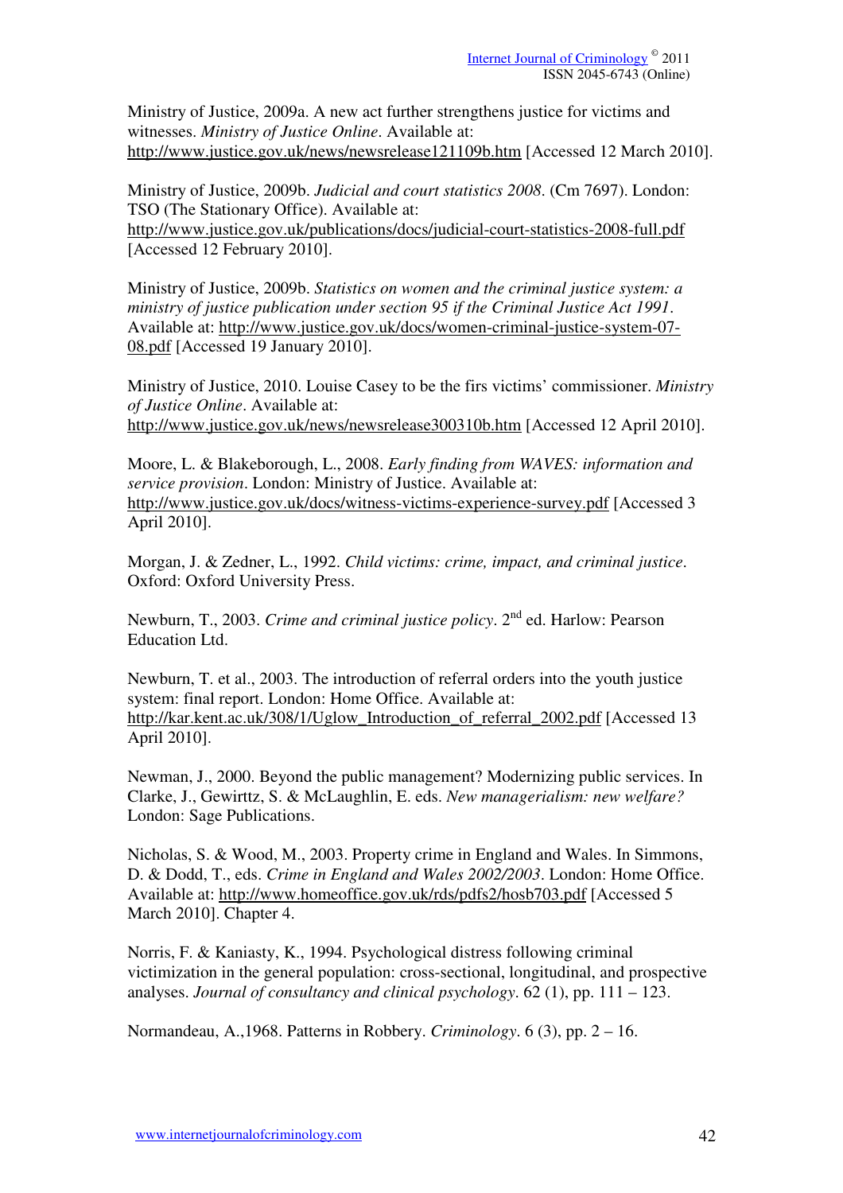Ministry of Justice, 2009a. A new act further strengthens justice for victims and witnesses. *Ministry of Justice Online*. Available at: http://www.justice.gov.uk/news/newsrelease121109b.htm [Accessed 12 March 2010].

Ministry of Justice, 2009b. *Judicial and court statistics 2008*. (Cm 7697). London: TSO (The Stationary Office). Available at: http://www.justice.gov.uk/publications/docs/judicial-court-statistics-2008-full.pdf [Accessed 12 February 2010].

Ministry of Justice, 2009b. *Statistics on women and the criminal justice system: a ministry of justice publication under section 95 if the Criminal Justice Act 1991*. Available at: http://www.justice.gov.uk/docs/women-criminal-justice-system-07-08.pdf [Accessed 19 January 2010].

Ministry of Justice, 2010. Louise Casey to be the firs victims' commissioner. *Ministry of Justice Online*. Available at: http://www.justice.gov.uk/news/newsrelease300310b.htm [Accessed 12 April 2010].

Moore, L. & Blakeborough, L., 2008. *Early finding from WAVES: information and service provision*. London: Ministry of Justice. Available at: http://www.justice.gov.uk/docs/witness-victims-experience-survey.pdf [Accessed 3 April 2010].

Morgan, J. & Zedner, L., 1992. *Child victims: crime, impact, and criminal justice*. Oxford: Oxford University Press.

Newburn, T., 2003. *Crime and criminal justice policy*. 2nd ed. Harlow: Pearson Education Ltd.

Newburn, T. et al., 2003. The introduction of referral orders into the youth justice system: final report. London: Home Office. Available at: http://kar.kent.ac.uk/308/1/Uglow_Introduction_of_referral_2002.pdf [Accessed 13 April 2010].

Newman, J., 2000. Beyond the public management? Modernizing public services. In Clarke, J., Gewirttz, S. & McLaughlin, E. eds. *New managerialism: new welfare?* London: Sage Publications.

Nicholas, S. & Wood, M., 2003. Property crime in England and Wales. In Simmons, D. & Dodd, T., eds. *Crime in England and Wales 2002/2003*. London: Home Office. Available at: http://www.homeoffice.gov.uk/rds/pdfs2/hosb703.pdf [Accessed 5 March 2010]. Chapter 4.

Norris, F. & Kaniasty, K., 1994. Psychological distress following criminal victimization in the general population: cross-sectional, longitudinal, and prospective analyses. *Journal of consultancy and clinical psychology*. 62 (1), pp. 111 – 123.

Normandeau, A.,1968. Patterns in Robbery. *Criminology*. 6 (3), pp. 2 – 16.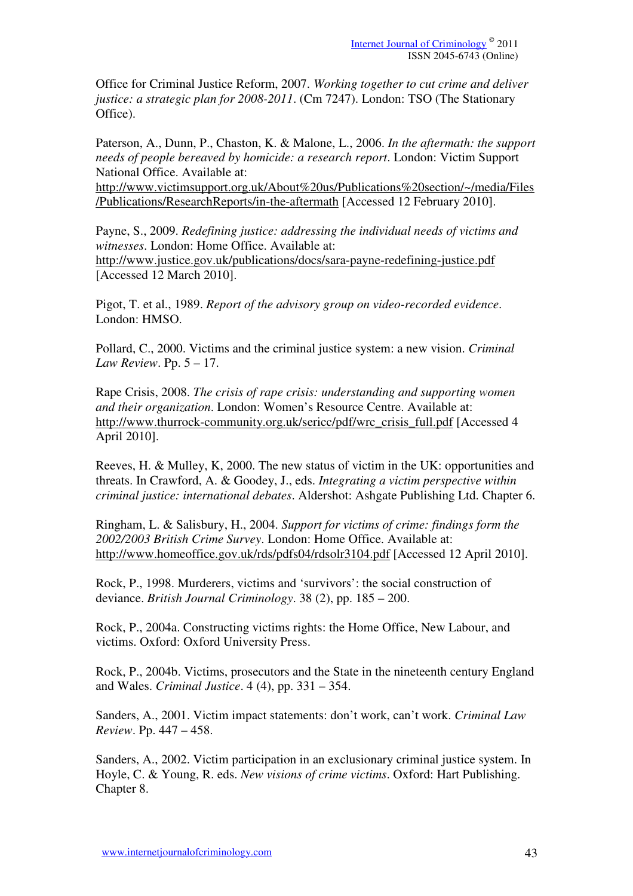Office for Criminal Justice Reform, 2007. *Working together to cut crime and deliver justice: a strategic plan for 2008-2011*. (Cm 7247). London: TSO (The Stationary Office).

Paterson, A., Dunn, P., Chaston, K. & Malone, L., 2006. *In the aftermath: the support needs of people bereaved by homicide: a research report*. London: Victim Support National Office. Available at: http://www.victimsupport.org.uk/About%20us/Publications%20section/~/media/Files/Publications/ResearchReports/in-the-aftermath [Accessed 12 February 2010].

Payne, S., 2009. *Redefining justice: addressing the individual needs of victims and witnesses*. London: Home Office. Available at: http://www.justice.gov.uk/publications/docs/sara-payne-redefining-justice.pdf [Accessed 12 March 2010].

Pigot, T. et al., 1989. *Report of the advisory group on video-recorded evidence*. London: HMSO.

Pollard, C., 2000. Victims and the criminal justice system: a new vision. *Criminal Law Review*. Pp. 5 – 17.

Rape Crisis, 2008. *The crisis of rape crisis: understanding and supporting women and their organization*. London: Women's Resource Centre. Available at: http://www.thurrock-community.org.uk/sericc/pdf/wrc_crisis_full.pdf [Accessed 4 April 2010].

Reeves, H. & Mulley, K, 2000. The new status of victim in the UK: opportunities and threats. In Crawford, A. & Goodey, J., eds. *Integrating a victim perspective within criminal justice: international debates*. Aldershot: Ashgate Publishing Ltd. Chapter 6.

Ringham, L. & Salisbury, H., 2004. *Support for victims of crime: findings form the 2002/2003 British Crime Survey*. London: Home Office. Available at: http://www.homeoffice.gov.uk/rds/pdfs04/rdsolr3104.pdf [Accessed 12 April 2010].

Rock, P., 1998. Murderers, victims and 'survivors': the social construction of deviance. *British Journal Criminology*. 38 (2), pp. 185 – 200.

Rock, P., 2004a. Constructing victims rights: the Home Office, New Labour, and victims. Oxford: Oxford University Press.

Rock, P., 2004b. Victims, prosecutors and the State in the nineteenth century England and Wales. *Criminal Justice*. 4 (4), pp. 331 – 354.

Sanders, A., 2001. Victim impact statements: don't work, can't work. *Criminal Law Review*. Pp. 447 – 458.

Sanders, A., 2002. Victim participation in an exclusionary criminal justice system. In Hoyle, C. & Young, R. eds. *New visions of crime victims*. Oxford: Hart Publishing. Chapter 8.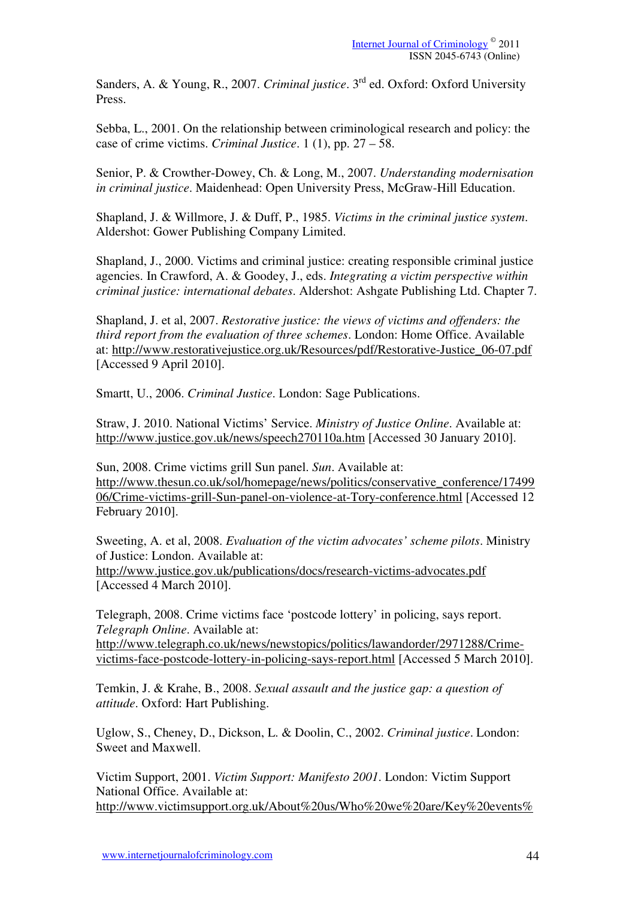Sanders, A. & Young, R., 2007. *Criminal justice*. 3rd ed. Oxford: Oxford University Press.

Sebba, L., 2001. On the relationship between criminological research and policy: the case of crime victims. *Criminal Justice*. 1 (1), pp. 27 – 58.

Senior, P. & Crowther-Dowey, Ch. & Long, M., 2007. *Understanding modernisation in criminal justice*. Maidenhead: Open University Press, McGraw-Hill Education.

Shapland, J. & Willmore, J. & Duff, P., 1985. *Victims in the criminal justice system*. Aldershot: Gower Publishing Company Limited.

Shapland, J., 2000. Victims and criminal justice: creating responsible criminal justice agencies. In Crawford, A. & Goodey, J., eds. *Integrating a victim perspective within criminal justice: international debates*. Aldershot: Ashgate Publishing Ltd. Chapter 7.

Shapland, J. et al, 2007. *Restorative justice: the views of victims and offenders: the third report from the evaluation of three schemes*. London: Home Office. Available at: http://www.restorativejustice.org.uk/Resources/pdf/Restorative-Justice_06-07.pdf [Accessed 9 April 2010].

Smartt, U., 2006. *Criminal Justice*. London: Sage Publications.

Straw, J. 2010. National Victims' Service. *Ministry of Justice Online*. Available at: http://www.justice.gov.uk/news/speech270110a.htm [Accessed 30 January 2010].

Sun, 2008. Crime victims grill Sun panel. *Sun*. Available at: http://www.thesun.co.uk/sol/homepage/news/politics/conservative_conference/1749906/Crime-victims-grill-Sun-panel-on-violence-at-Tory-conference.html [Accessed 12 February 2010].

Sweeting, A. et al, 2008. *Evaluation of the victim advocates' scheme pilots*. Ministry of Justice: London. Available at: http://www.justice.gov.uk/publications/docs/research-victims-advocates.pdf [Accessed 4 March 2010].

Telegraph, 2008. Crime victims face 'postcode lottery' in policing, says report. *Telegraph Online*. Available at: http://www.telegraph.co.uk/news/newstopics/politics/lawandorder/2971288/Crime-victims-face-postcode-lottery-in-policing-says-report.html [Accessed 5 March 2010].

Temkin, J. & Krahe, B., 2008. *Sexual assault and the justice gap: a question of attitude*. Oxford: Hart Publishing.

Uglow, S., Cheney, D., Dickson, L. & Doolin, C., 2002. *Criminal justice*. London: Sweet and Maxwell.

Victim Support, 2001. *Victim Support: Manifesto 2001*. London: Victim Support National Office. Available at: http://www.victimsupport.org.uk/About%20us/Who%20we%20are/Key%20events%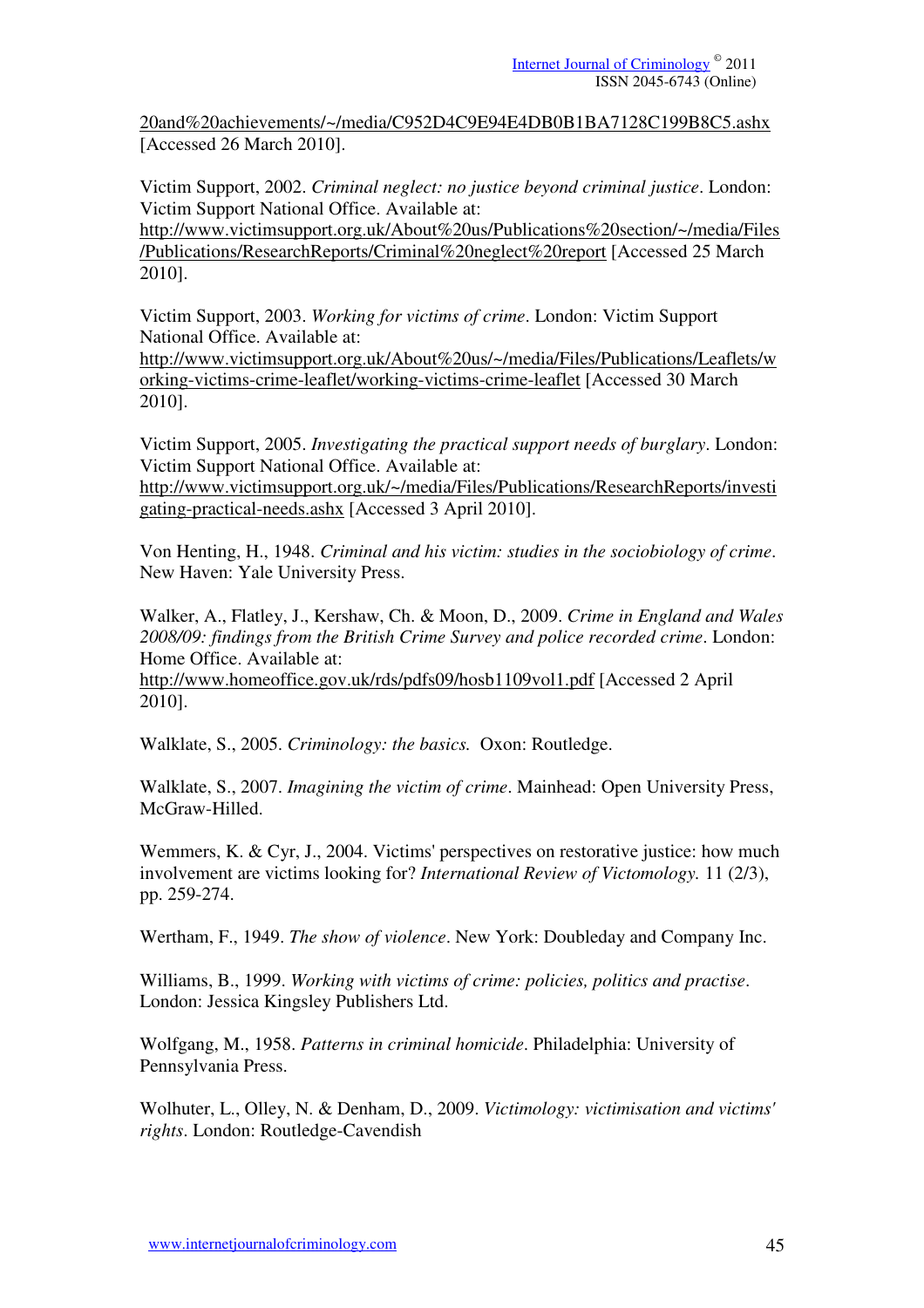20and%20achievements/~/media/C952D4C9E94E4DB0B1BA7128C199B8C5.ashx [Accessed 26 March 2010].

Victim Support, 2002. *Criminal neglect: no justice beyond criminal justice*. London: Victim Support National Office. Available at: http://www.victimsupport.org.uk/About%20us/Publications%20section/~/media/Files/Publications/ResearchReports/Criminal%20neglect%20report [Accessed 25 March 2010].

Victim Support, 2003. *Working for victims of crime*. London: Victim Support National Office. Available at: http://www.victimsupport.org.uk/About%20us/~/media/Files/Publications/Leaflets/working-victims-crime-leaflet/working-victims-crime-leaflet [Accessed 30 March 2010].

Victim Support, 2005. *Investigating the practical support needs of burglary*. London: Victim Support National Office. Available at: http://www.victimsupport.org.uk/~/media/Files/Publications/ResearchReports/investigating-practical-needs.ashx [Accessed 3 April 2010].

Von Henting, H., 1948. *Criminal and his victim: studies in the sociobiology of crime*. New Haven: Yale University Press.

Walker, A., Flatley, J., Kershaw, Ch. & Moon, D., 2009. *Crime in England and Wales 2008/09: findings from the British Crime Survey and police recorded crime*. London: Home Office. Available at: http://www.homeoffice.gov.uk/rds/pdfs09/hosb1109vol1.pdf [Accessed 2 April 2010].

Walklate, S., 2005. *Criminology: the basics.* Oxon: Routledge.

Walklate, S., 2007. *Imagining the victim of crime*. Mainhead: Open University Press, McGraw-Hilled.

Wemmers, K. & Cyr, J., 2004. Victims' perspectives on restorative justice: how much involvement are victims looking for? *International Review of Victomology.* 11 (2/3), pp. 259-274.

Wertham, F., 1949. *The show of violence*. New York: Doubleday and Company Inc.

Williams, B., 1999. *Working with victims of crime: policies, politics and practise*. London: Jessica Kingsley Publishers Ltd.

Wolfgang, M., 1958. *Patterns in criminal homicide*. Philadelphia: University of Pennsylvania Press.

Wolhuter, L., Olley, N. & Denham, D., 2009. *Victimology: victimisation and victims' rights*. London: Routledge-Cavendish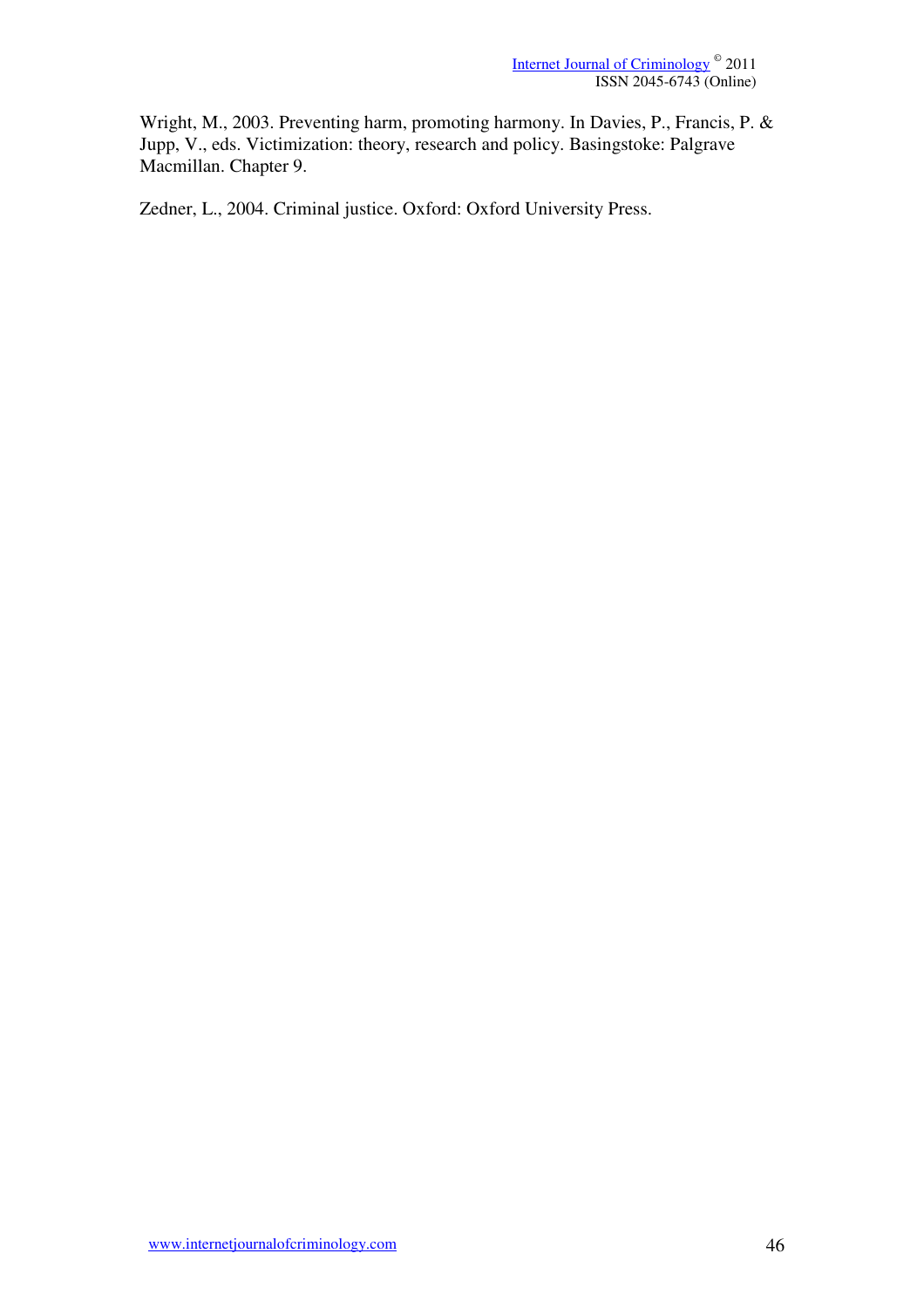Wright, M., 2003. Preventing harm, promoting harmony. In Davies, P., Francis, P. & Jupp, V., eds. Victimization: theory, research and policy. Basingstoke: Palgrave Macmillan. Chapter 9.

Zedner, L., 2004. Criminal justice. Oxford: Oxford University Press.